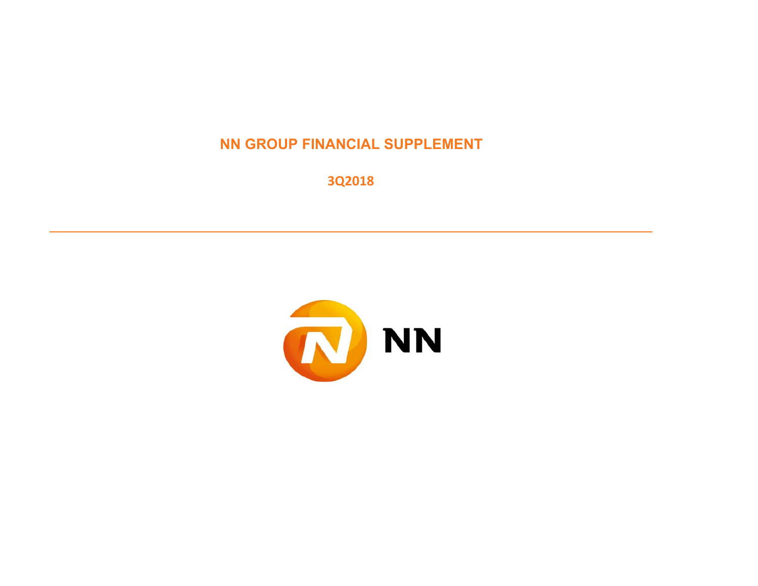# NN GROUP FINANCIAL SUPPLEMENT

## 3Q2018

NN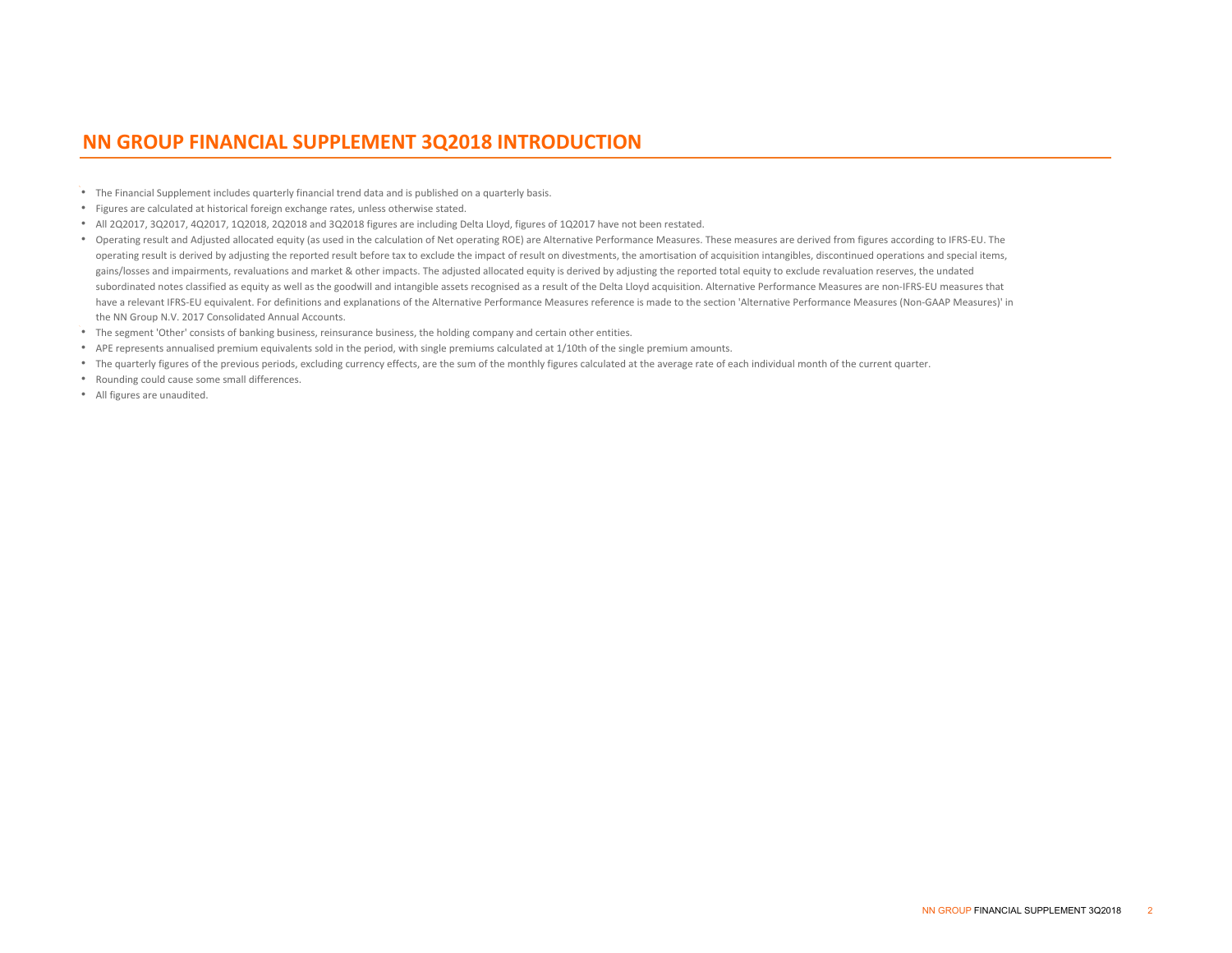# NN GROUP FINANCIAL SUPPLEMENT 3Q2018 INTRODUCTION

- The Financial Supplement includes quarterly financial trend data and is published on a quarterly basis.
- Figures are calculated at historical foreign exchange rates, unless otherwise stated.
- All 2Q2017, 3Q2017, 4Q2017, 1Q2018, 2Q2018 and 3Q2018 figures are including Delta Lloyd, figures of 1Q2017 have not been restated.
- Operating result and Adjusted allocated equity (as used in the calculation of Net operating ROE) are Alternative Performance Measures. These measures are derived from figures according to IFRS-EU. The operating result is derived by adjusting the reported result before tax to exclude the impact of result on divestments, the amortisation of acquisition intangibles, discontinued operations and special items, gains/losses and impairments, revaluations and market & other impacts. The adjusted allocated equity is derived by adjusting the reported total equity to exclude revaluation reserves, the undated subordinated notes classified as equity as well as the goodwill and intangible assets recognised as a result of the Delta Lloyd acquisition. Alternative Performance Measures are non-IFRS-EU measures that have a relevant IFRS-EU equivalent. For definitions and explanations of the Alternative Performance Measures reference is made to the section 'Alternative Performance Measures (Non-GAAP Measures)' in the NN Group N.V. 2017 Consolidated Annual Accounts.
- The segment 'Other' consists of banking business, reinsurance business, the holding company and certain other entities.
- APE represents annualised premium equivalents sold in the period, with single premiums calculated at 1/10th of the single premium amounts.
- The quarterly figures of the previous periods, excluding currency effects, are the sum of the monthly figures calculated at the average rate of each individual month of the current quarter.
- Rounding could cause some small differences.
- All figures are unaudited.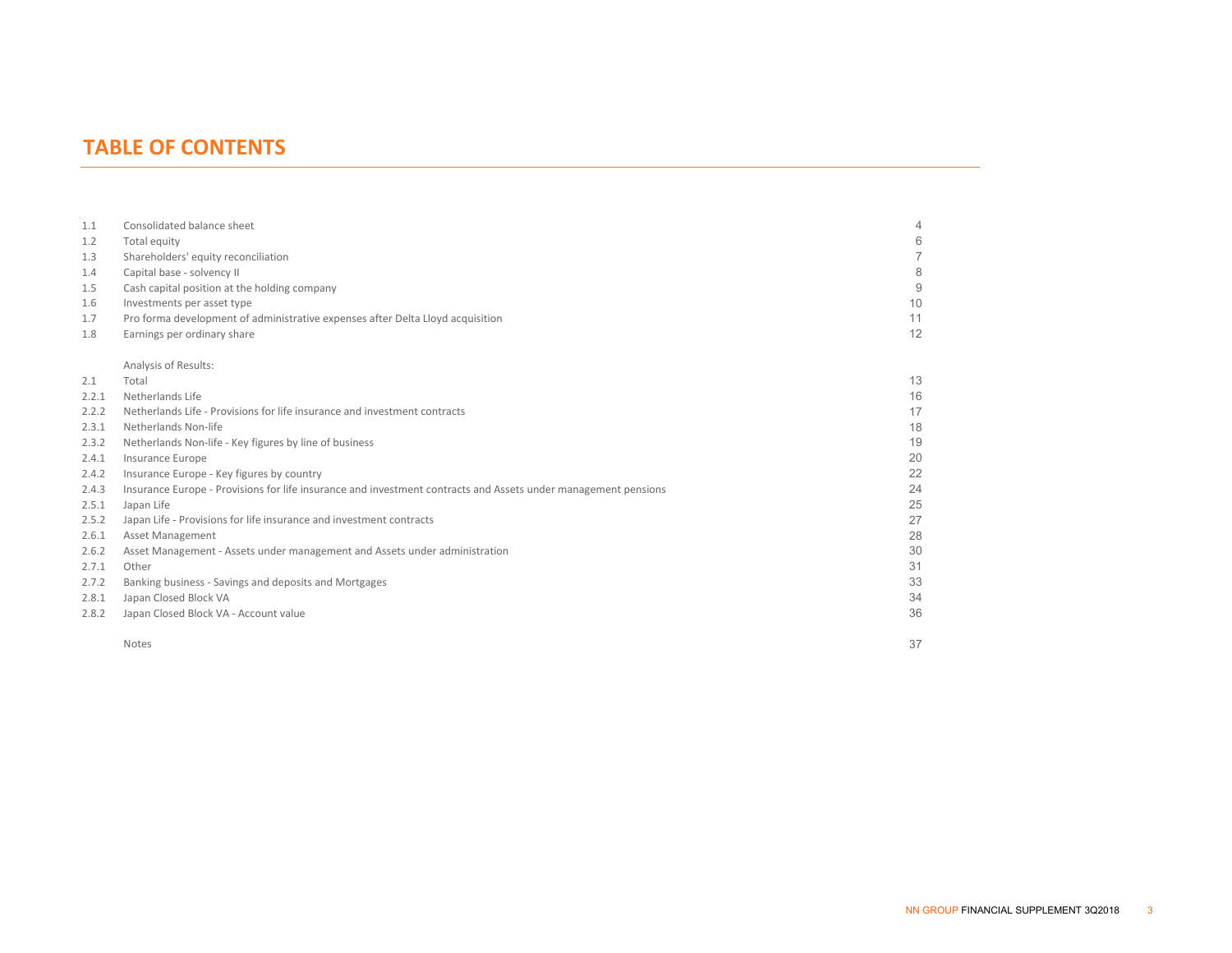# TABLE OF CONTENTS

| | | |
|---|---|---|
| 1.1 | Consolidated balance sheet | 4 |
| 1.2 | Total equity | 6 |
| 1.3 | Shareholders' equity reconciliation | 7 |
| 1.4 | Capital base - solvency II | 8 |
| 1.5 | Cash capital position at the holding company | 9 |
| 1.6 | Investments per asset type | 10 |
| 1.7 | Pro forma development of administrative expenses after Delta Lloyd acquisition | 11 |
| 1.8 | Earnings per ordinary share | 12 |
| | Analysis of Results: | |
| 2.1 | Total | 13 |
| 2.2.1 | Netherlands Life | 16 |
| 2.2.2 | Netherlands Life - Provisions for life insurance and investment contracts | 17 |
| 2.3.1 | Netherlands Non-life | 18 |
| 2.3.2 | Netherlands Non-life - Key figures by line of business | 19 |
| 2.4.1 | Insurance Europe | 20 |
| 2.4.2 | Insurance Europe - Key figures by country | 22 |
| 2.4.3 | Insurance Europe - Provisions for life insurance and investment contracts and Assets under management pensions | 24 |
| 2.5.1 | Japan Life | 25 |
| 2.5.2 | Japan Life - Provisions for life insurance and investment contracts | 27 |
| 2.6.1 | Asset Management | 28 |
| 2.6.2 | Asset Management - Assets under management and Assets under administration | 30 |
| 2.7.1 | Other | 31 |
| 2.7.2 | Banking business - Savings and deposits and Mortgages | 33 |
| 2.8.1 | Japan Closed Block VA | 34 |
| 2.8.2 | Japan Closed Block VA - Account value | 36 |
| | Notes | 37 |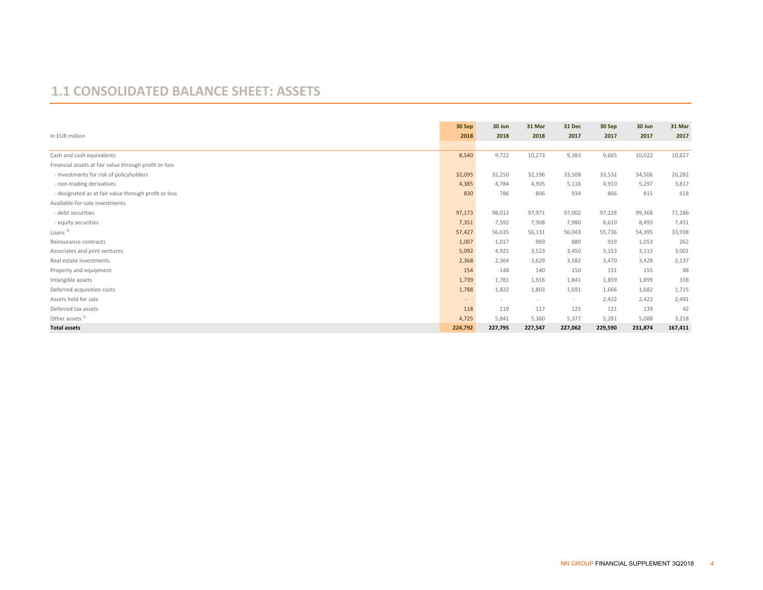## 1.1 CONSOLIDATED BALANCE SHEET: ASSETS

| In EUR million | 30 Sep 2018 | 30 Jun 2018 | 31 Mar 2018 | 31 Dec 2017 | 30 Sep 2017 | 30 Jun 2017 | 31 Mar 2017 |
|---|---|---|---|---|---|---|---|
| Cash and cash equivalents | 8,540 | 9,722 | 10,273 | 9,383 | 9,665 | 10,022 | 10,827 |
| Financial assets at fair value through profit or loss | | | | | | | |
| - investments for risk of policyholders | 32,095 | 32,250 | 32,196 | 33,508 | 33,532 | 34,506 | 26,282 |
| - non-trading derivatives | 4,385 | 4,784 | 4,905 | 5,116 | 4,910 | 5,297 | 3,817 |
| - designated as at fair value through profit or loss | 830 | 786 | 806 | 934 | 866 | 815 | 618 |
| Available-for-sale investments | | | | | | | |
| - debt securities | 97,173 | 98,013 | 97,971 | 97,002 | 97,228 | 99,368 | 71,186 |
| - equity securities | 7,351 | 7,592 | 7,908 | 7,980 | 8,610 | 8,493 | 7,451 |
| Loans [1] | 57,427 | 56,635 | 56,131 | 56,043 | 55,736 | 54,395 | 33,938 |
| Reinsurance contracts | 1,007 | 1,017 | 969 | 880 | 919 | 1,053 | 262 |
| Associates and joint ventures | 5,092 | 4,921 | 3,523 | 3,450 | 3,153 | 3,113 | 3,001 |
| Real estate investments | 2,368 | 2,364 | 3,629 | 3,582 | 3,470 | 3,428 | 2,137 |
| Property and equipment | 154 | 148 | 140 | 150 | 151 | 155 | 88 |
| Intangible assets | 1,739 | 1,781 | 1,816 | 1,841 | 1,859 | 1,899 | 338 |
| Deferred acquisition costs | 1,788 | 1,822 | 1,803 | 1,691 | 1,666 | 1,682 | 1,715 |
| Assets held for sale | - | - | - | - | 2,422 | 2,422 | 2,491 |
| Deferred tax assets | 118 | 119 | 117 | 125 | 121 | 139 | 42 |
| Other assets [1] | 4,725 | 5,841 | 5,360 | 5,377 | 5,281 | 5,088 | 3,218 |
| **Total assets** | **224,792** | **227,795** | **227,547** | **227,062** | **229,590** | **231,874** | **167,411** |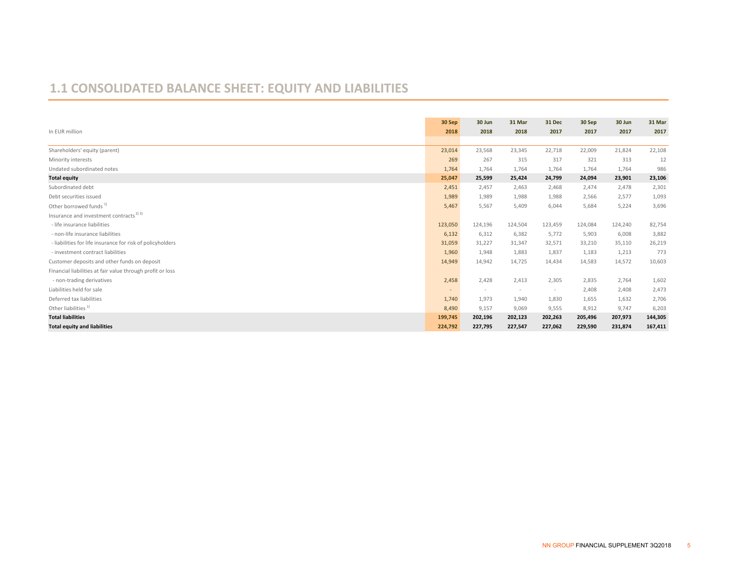## 1.1 CONSOLIDATED BALANCE SHEET: EQUITY AND LIABILITIES

| In EUR million | 30 Sep 2018 | 30 Jun 2018 | 31 Mar 2018 | 31 Dec 2017 | 30 Sep 2017 | 30 Jun 2017 | 31 Mar 2017 |
|---|---|---|---|---|---|---|---|
| Shareholders' equity (parent) | 23,014 | 23,568 | 23,345 | 22,718 | 22,009 | 21,824 | 22,108 |
| Minority interests | 269 | 267 | 315 | 317 | 321 | 313 | 12 |
| Undated subordinated notes | 1,764 | 1,764 | 1,764 | 1,764 | 1,764 | 1,764 | 986 |
| **Total equity** | **25,047** | **25,599** | **25,424** | **24,799** | **24,094** | **23,901** | **23,106** |
| Subordinated debt | 2,451 | 2,457 | 2,463 | 2,468 | 2,474 | 2,478 | 2,301 |
| Debt securities issued | 1,989 | 1,989 | 1,988 | 1,988 | 2,566 | 2,577 | 1,093 |
| Other borrowed funds [1] | 5,467 | 5,567 | 5,409 | 6,044 | 5,684 | 5,224 | 3,696 |
| Insurance and investment contracts [2] [3] | | | | | | | |
| - life insurance liabilities | 123,050 | 124,196 | 124,504 | 123,459 | 124,084 | 124,240 | 82,754 |
| - non-life insurance liabilities | 6,132 | 6,312 | 6,382 | 5,772 | 5,903 | 6,008 | 3,882 |
| - liabilities for life insurance for risk of policyholders | 31,059 | 31,227 | 31,347 | 32,571 | 33,210 | 35,110 | 26,219 |
| - investment contract liabilities | 1,960 | 1,948 | 1,883 | 1,837 | 1,183 | 1,213 | 773 |
| Customer deposits and other funds on deposit | 14,949 | 14,942 | 14,725 | 14,434 | 14,583 | 14,572 | 10,603 |
| Financial liabilities at fair value through profit or loss | | | | | | | |
| - non-trading derivatives | 2,458 | 2,428 | 2,413 | 2,305 | 2,835 | 2,764 | 1,602 |
| Liabilities held for sale | - | - | - | - | 2,408 | 2,408 | 2,473 |
| Deferred tax liabilities | 1,740 | 1,973 | 1,940 | 1,830 | 1,655 | 1,632 | 2,706 |
| Other liabilities [1] | 8,490 | 9,157 | 9,069 | 9,555 | 8,912 | 9,747 | 6,203 |
| **Total liabilities** | **199,745** | **202,196** | **202,123** | **202,263** | **205,496** | **207,973** | **144,305** |
| **Total equity and liabilities** | **224,792** | **227,795** | **227,547** | **227,062** | **229,590** | **231,874** | **167,411** |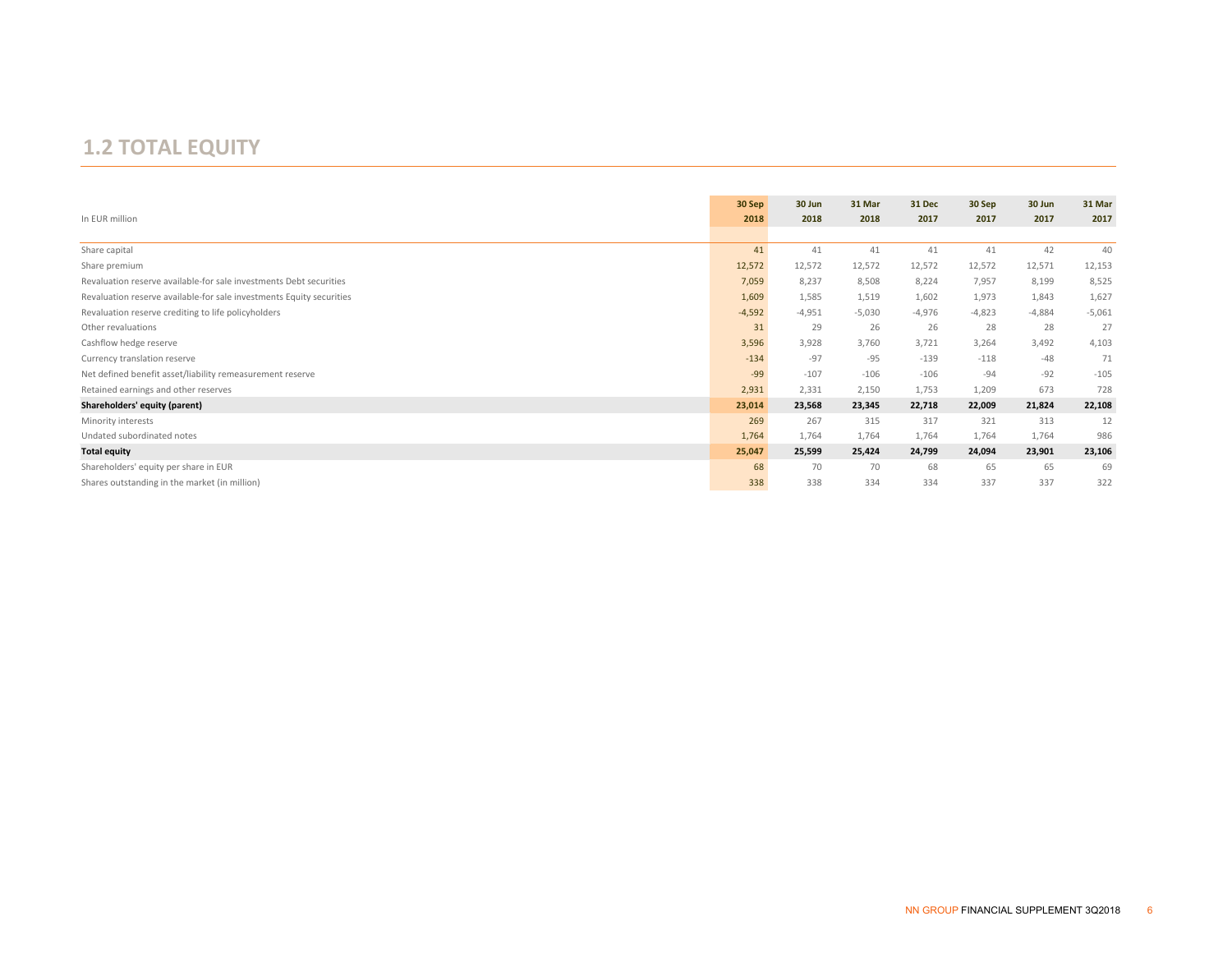## 1.2 TOTAL EQUITY

| In EUR million | 30 Sep 2018 | 30 Jun 2018 | 31 Mar 2018 | 31 Dec 2017 | 30 Sep 2017 | 30 Jun 2017 | 31 Mar 2017 |
|---|---|---|---|---|---|---|---|
| Share capital | 41 | 41 | 41 | 41 | 41 | 42 | 40 |
| Share premium | 12,572 | 12,572 | 12,572 | 12,572 | 12,572 | 12,571 | 12,153 |
| Revaluation reserve available-for sale investments Debt securities | 7,059 | 8,237 | 8,508 | 8,224 | 7,957 | 8,199 | 8,525 |
| Revaluation reserve available-for sale investments Equity securities | 1,609 | 1,585 | 1,519 | 1,602 | 1,973 | 1,843 | 1,627 |
| Revaluation reserve crediting to life policyholders | -4,592 | -4,951 | -5,030 | -4,976 | -4,823 | -4,884 | -5,061 |
| Other revaluations | 31 | 29 | 26 | 26 | 28 | 28 | 27 |
| Cashflow hedge reserve | 3,596 | 3,928 | 3,760 | 3,721 | 3,264 | 3,492 | 4,103 |
| Currency translation reserve | -134 | -97 | -95 | -139 | -118 | -48 | 71 |
| Net defined benefit asset/liability remeasurement reserve | -99 | -107 | -106 | -106 | -94 | -92 | -105 |
| Retained earnings and other reserves | 2,931 | 2,331 | 2,150 | 1,753 | 1,209 | 673 | 728 |
| **Shareholders' equity (parent)** | **23,014** | **23,568** | **23,345** | **22,718** | **22,009** | **21,824** | **22,108** |
| Minority interests | 269 | 267 | 315 | 317 | 321 | 313 | 12 |
| Undated subordinated notes | 1,764 | 1,764 | 1,764 | 1,764 | 1,764 | 1,764 | 986 |
| **Total equity** | **25,047** | **25,599** | **25,424** | **24,799** | **24,094** | **23,901** | **23,106** |
| Shareholders' equity per share in EUR | 68 | 70 | 70 | 68 | 65 | 65 | 69 |
| Shares outstanding in the market (in million) | 338 | 338 | 334 | 334 | 337 | 337 | 322 |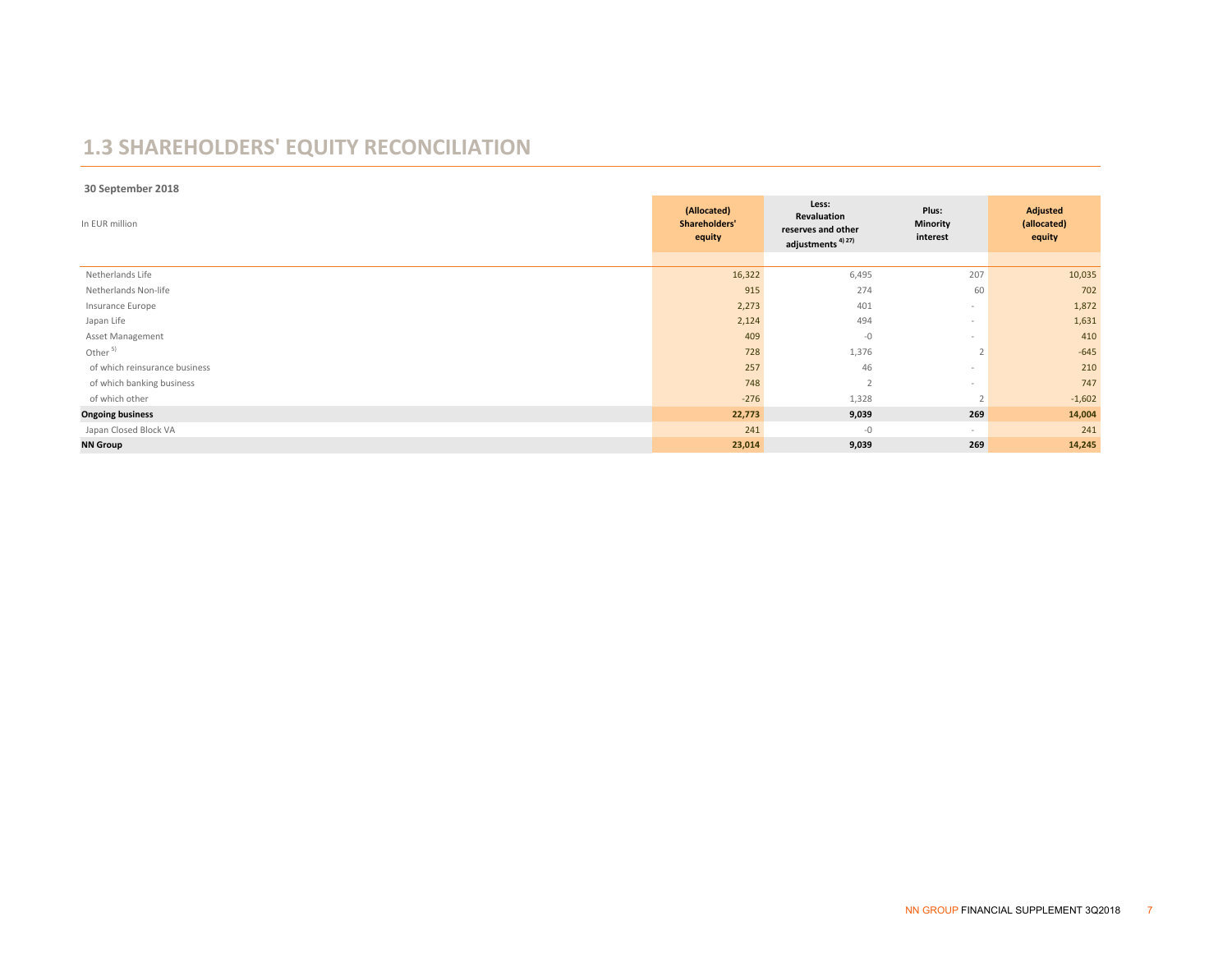# 1.3 SHAREHOLDERS' EQUITY RECONCILIATION

**30 September 2018**

| In EUR million | (Allocated) Shareholders' equity | Less: Revaluation reserves and other adjustments [4) 27)] | Plus: Minority interest | Adjusted (allocated) equity |
|---|---|---|---|---|
| Netherlands Life | 16,322 | 6,495 | 207 | 10,035 |
| Netherlands Non-life | 915 | 274 | 60 | 702 |
| Insurance Europe | 2,273 | 401 | - | 1,872 |
| Japan Life | 2,124 | 494 | - | 1,631 |
| Asset Management | 409 | -0 | - | 410 |
| Other [5)] | 728 | 1,376 | 2 | -645 |
| of which reinsurance business | 257 | 46 | - | 210 |
| of which banking business | 748 | 2 | - | 747 |
| of which other | -276 | 1,328 | 2 | -1,602 |
| **Ongoing business** | **22,773** | **9,039** | **269** | **14,004** |
| Japan Closed Block VA | 241 | -0 | - | 241 |
| **NN Group** | **23,014** | **9,039** | **269** | **14,245** |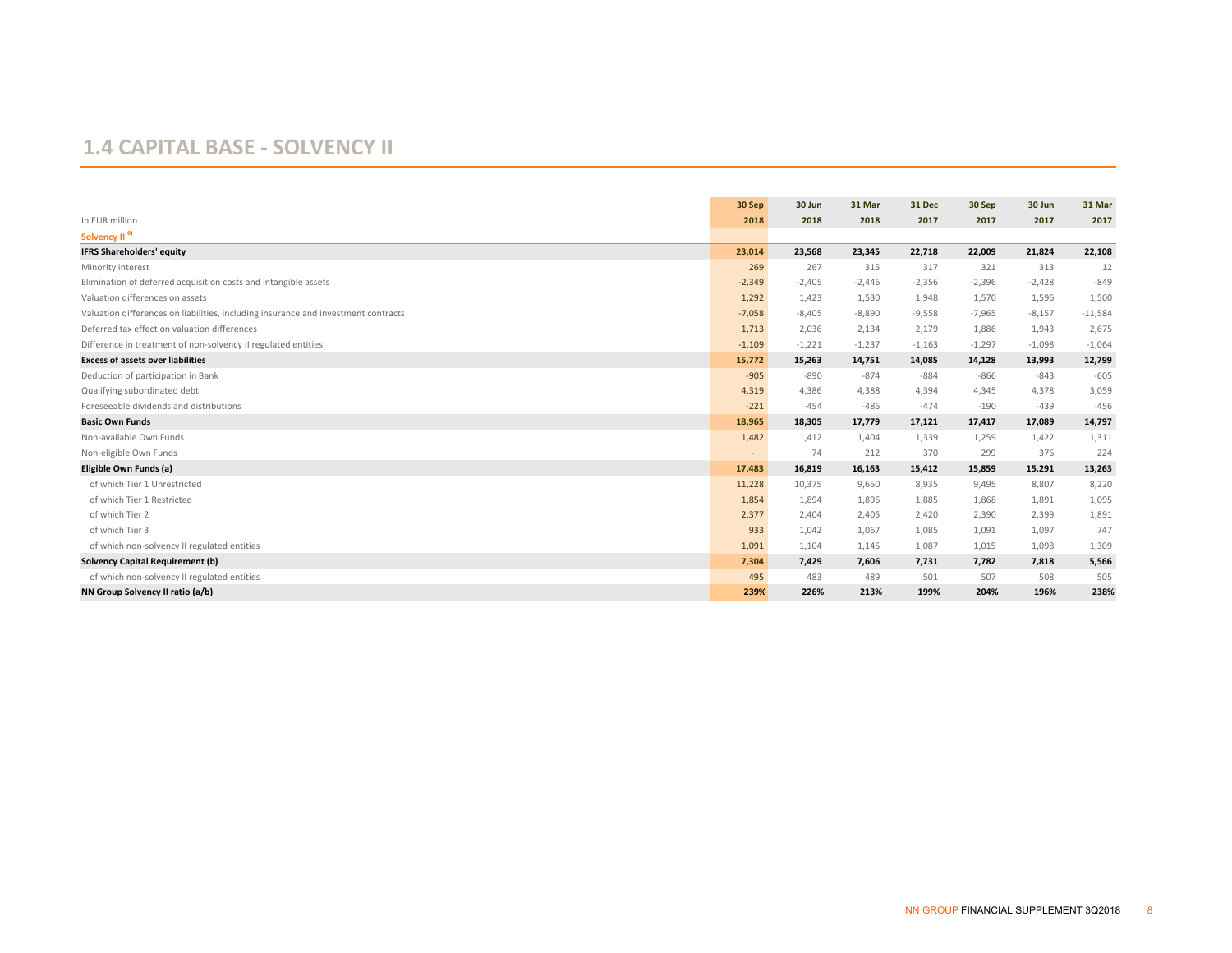# 1.4 CAPITAL BASE - SOLVENCY II

| In EUR million | 30 Sep 2018 | 30 Jun 2018 | 31 Mar 2018 | 31 Dec 2017 | 30 Sep 2017 | 30 Jun 2017 | 31 Mar 2017 |
|---|---|---|---|---|---|---|---|
| **Solvency II [6)]** | | | | | | | |
| **IFRS Shareholders' equity** | **23,014** | **23,568** | **23,345** | **22,718** | **22,009** | **21,824** | **22,108** |
| Minority interest | 269 | 267 | 315 | 317 | 321 | 313 | 12 |
| Elimination of deferred acquisition costs and intangible assets | -2,349 | -2,405 | -2,446 | -2,356 | -2,396 | -2,428 | -849 |
| Valuation differences on assets | 1,292 | 1,423 | 1,530 | 1,948 | 1,570 | 1,596 | 1,500 |
| Valuation differences on liabilities, including insurance and investment contracts | -7,058 | -8,405 | -8,890 | -9,558 | -7,965 | -8,157 | -11,584 |
| Deferred tax effect on valuation differences | 1,713 | 2,036 | 2,134 | 2,179 | 1,886 | 1,943 | 2,675 |
| Difference in treatment of non-solvency II regulated entities | -1,109 | -1,221 | -1,237 | -1,163 | -1,297 | -1,098 | -1,064 |
| **Excess of assets over liabilities** | **15,772** | **15,263** | **14,751** | **14,085** | **14,128** | **13,993** | **12,799** |
| Deduction of participation in Bank | -905 | -890 | -874 | -884 | -866 | -843 | -605 |
| Qualifying subordinated debt | 4,319 | 4,386 | 4,388 | 4,394 | 4,345 | 4,378 | 3,059 |
| Foreseeable dividends and distributions | -221 | -454 | -486 | -474 | -190 | -439 | -456 |
| **Basic Own Funds** | **18,965** | **18,305** | **17,779** | **17,121** | **17,417** | **17,089** | **14,797** |
| Non-available Own Funds | 1,482 | 1,412 | 1,404 | 1,339 | 1,259 | 1,422 | 1,311 |
| Non-eligible Own Funds | - | 74 | 212 | 370 | 299 | 376 | 224 |
| **Eligible Own Funds (a)** | **17,483** | **16,819** | **16,163** | **15,412** | **15,859** | **15,291** | **13,263** |
| of which Tier 1 Unrestricted | 11,228 | 10,375 | 9,650 | 8,935 | 9,495 | 8,807 | 8,220 |
| of which Tier 1 Restricted | 1,854 | 1,894 | 1,896 | 1,885 | 1,868 | 1,891 | 1,095 |
| of which Tier 2 | 2,377 | 2,404 | 2,405 | 2,420 | 2,390 | 2,399 | 1,891 |
| of which Tier 3 | 933 | 1,042 | 1,067 | 1,085 | 1,091 | 1,097 | 747 |
| of which non-solvency II regulated entities | 1,091 | 1,104 | 1,145 | 1,087 | 1,015 | 1,098 | 1,309 |
| **Solvency Capital Requirement (b)** | **7,304** | **7,429** | **7,606** | **7,731** | **7,782** | **7,818** | **5,566** |
| of which non-solvency II regulated entities | 495 | 483 | 489 | 501 | 507 | 508 | 505 |
| **NN Group Solvency II ratio (a/b)** | **239%** | **226%** | **213%** | **199%** | **204%** | **196%** | **238%** |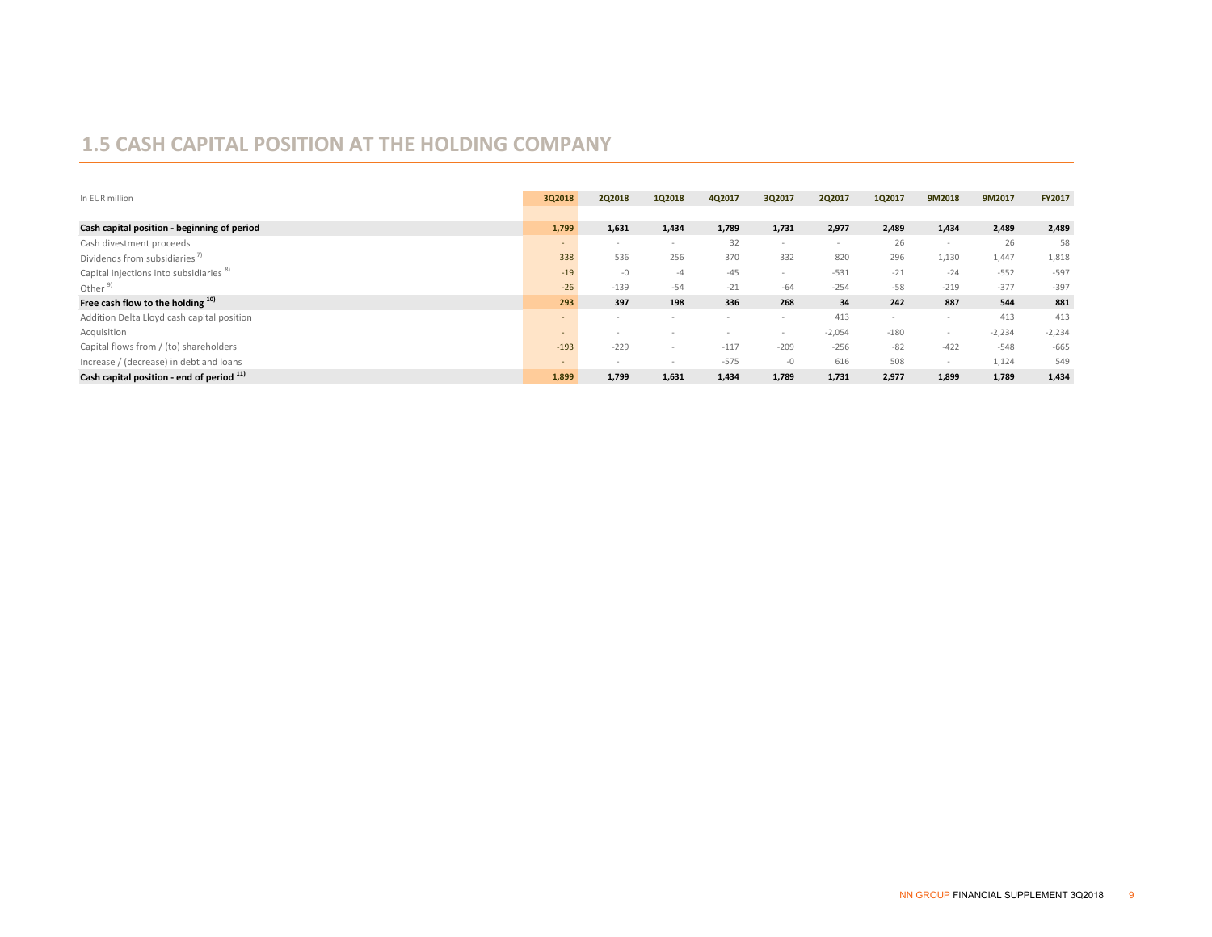## 1.5 CASH CAPITAL POSITION AT THE HOLDING COMPANY

| In EUR million | 3Q2018 | 2Q2018 | 1Q2018 | 4Q2017 | 3Q2017 | 2Q2017 | 1Q2017 | 9M2018 | 9M2017 | FY2017 |
|---|---|---|---|---|---|---|---|---|---|---|
| **Cash capital position - beginning of period** | **1,799** | **1,631** | **1,434** | **1,789** | **1,731** | **2,977** | **2,489** | **1,434** | **2,489** | **2,489** |
| Cash divestment proceeds | - | - | - | 32 | - | - | 26 | - | 26 | 58 |
| Dividends from subsidiaries [7] | 338 | 536 | 256 | 370 | 332 | 820 | 296 | 1,130 | 1,447 | 1,818 |
| Capital injections into subsidiaries [8] | -19 | -0 | -4 | -45 | - | -531 | -21 | -24 | -552 | -597 |
| Other [9] | -26 | -139 | -54 | -21 | -64 | -254 | -58 | -219 | -377 | -397 |
| **Free cash flow to the holding [10]** | **293** | **397** | **198** | **336** | **268** | **34** | **242** | **887** | **544** | **881** |
| Addition Delta Lloyd cash capital position | - | - | - | - | - | 413 | - | - | 413 | 413 |
| Acquisition | - | - | - | - | - | -2,054 | -180 | - | -2,234 | -2,234 |
| Capital flows from / (to) shareholders | -193 | -229 | - | -117 | -209 | -256 | -82 | -422 | -548 | -665 |
| Increase / (decrease) in debt and loans | - | - | - | -575 | -0 | 616 | 508 | - | 1,124 | 549 |
| **Cash capital position - end of period [11]** | **1,899** | **1,799** | **1,631** | **1,434** | **1,789** | **1,731** | **2,977** | **1,899** | **1,789** | **1,434** |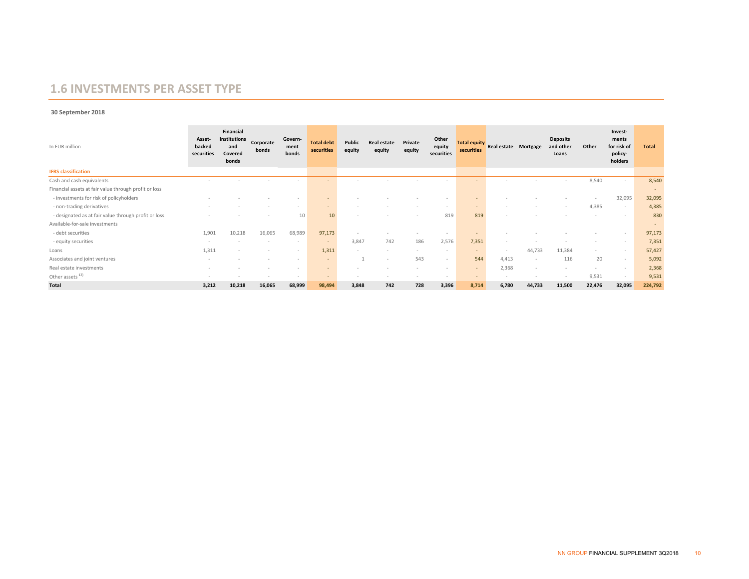# 1.6 INVESTMENTS PER ASSET TYPE

**30 September 2018**

| In EUR million | Asset-backed securities | Financial institutions and Covered bonds | Corporate bonds | Government bonds | Total debt securities | Public equity | Real estate equity | Private equity | Other equity securities | Total equity securities | Real estate | Mortgage | Deposits and other Loans | Other | Investments for risk of policyholders | Total |
|---|---|---|---|---|---|---|---|---|---|---|---|---|---|---|---|---|
| **IFRS classification** | | | | | | | | | | | | | | | | |
| Cash and cash equivalents | - | - | - | - | - | - | - | - | - | - | - | - | - | 8,540 | - | 8,540 |
| Financial assets at fair value through profit or loss | | | | | | | | | | | | | | | | - |
| - investments for risk of policyholders | - | - | - | - | - | - | - | - | - | - | - | - | - | - | 32,095 | 32,095 |
| - non-trading derivatives | - | - | - | - | - | - | - | - | - | - | - | - | - | 4,385 | - | 4,385 |
| - designated as at fair value through profit or loss | - | - | - | 10 | 10 | - | - | - | 819 | 819 | - | - | - | - | - | 830 |
| Available-for-sale investments | | | | | | | | | | | | | | | | - |
| - debt securities | 1,901 | 10,218 | 16,065 | 68,989 | 97,173 | - | - | - | - | - | - | - | - | - | - | 97,173 |
| - equity securities | - | - | - | - | - | 3,847 | 742 | 186 | 2,576 | 7,351 | - | - | - | - | - | 7,351 |
| Loans | 1,311 | - | - | - | 1,311 | - | - | - | - | - | - | 44,733 | 11,384 | - | - | 57,427 |
| Associates and joint ventures | - | - | - | - | - | 1 | - | 543 | - | 544 | 4,413 | - | 116 | 20 | - | 5,092 |
| Real estate investments | - | - | - | - | - | - | - | - | - | - | 2,368 | - | - | - | - | 2,368 |
| Other assets [12] | - | - | - | - | - | - | - | - | - | - | - | - | - | 9,531 | - | 9,531 |
| **Total** | **3,212** | **10,218** | **16,065** | **68,999** | **98,494** | **3,848** | **742** | **728** | **3,396** | **8,714** | **6,780** | **44,733** | **11,500** | **22,476** | **32,095** | **224,792** |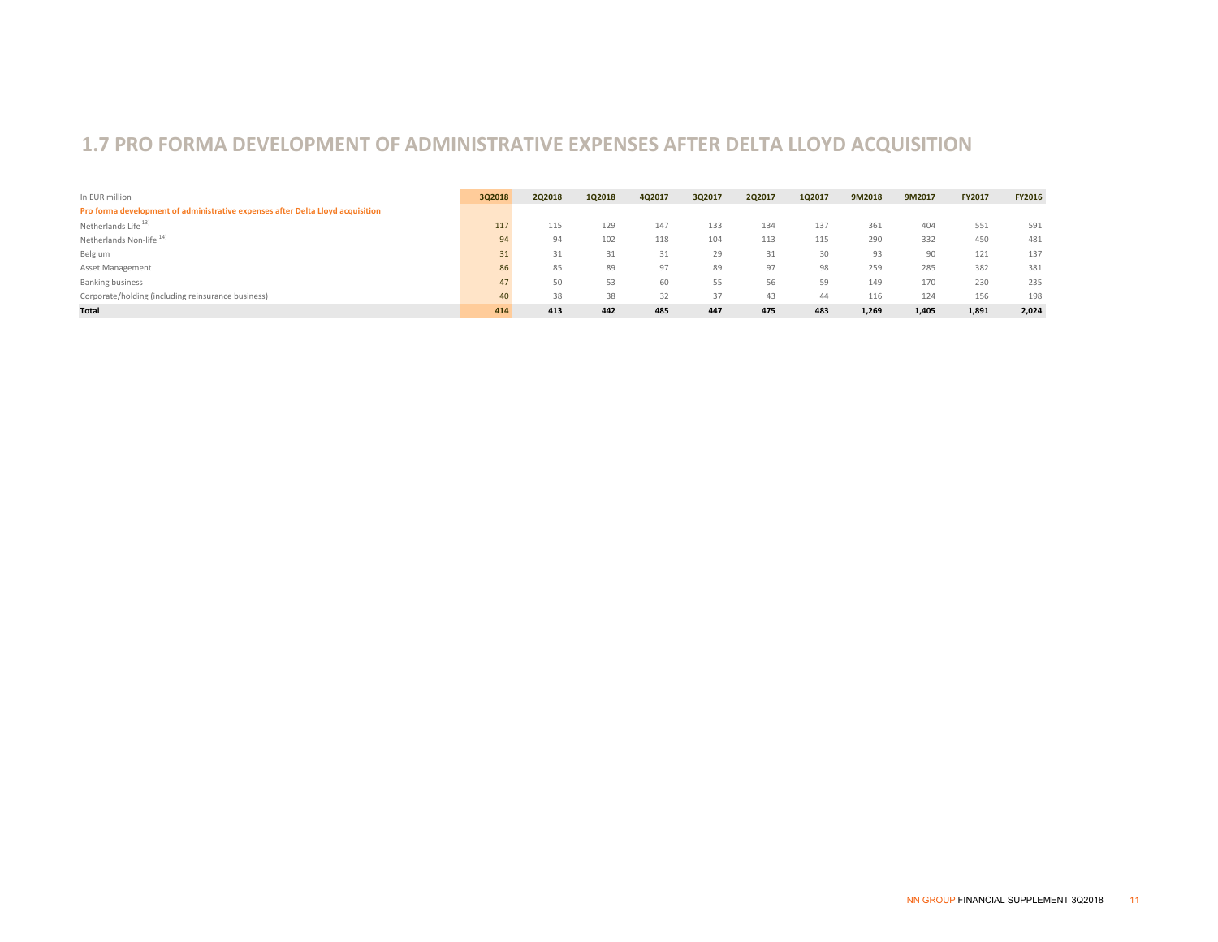## 1.7 PRO FORMA DEVELOPMENT OF ADMINISTRATIVE EXPENSES AFTER DELTA LLOYD ACQUISITION

| In EUR million | 3Q2018 | 2Q2018 | 1Q2018 | 4Q2017 | 3Q2017 | 2Q2017 | 1Q2017 | 9M2018 | 9M2017 | FY2017 | FY2016 |
|---|---|---|---|---|---|---|---|---|---|---|---|
| **Pro forma development of administrative expenses after Delta Lloyd acquisition** | | | | | | | | | | | |
| Netherlands Life [13] | 117 | 115 | 129 | 147 | 133 | 134 | 137 | 361 | 404 | 551 | 591 |
| Netherlands Non-life [14] | 94 | 94 | 102 | 118 | 104 | 113 | 115 | 290 | 332 | 450 | 481 |
| Belgium | 31 | 31 | 31 | 31 | 29 | 31 | 30 | 93 | 90 | 121 | 137 |
| Asset Management | 86 | 85 | 89 | 97 | 89 | 97 | 98 | 259 | 285 | 382 | 381 |
| Banking business | 47 | 50 | 53 | 60 | 55 | 56 | 59 | 149 | 170 | 230 | 235 |
| Corporate/holding (including reinsurance business) | 40 | 38 | 38 | 32 | 37 | 43 | 44 | 116 | 124 | 156 | 198 |
| **Total** | **414** | **413** | **442** | **485** | **447** | **475** | **483** | **1,269** | **1,405** | **1,891** | **2,024** |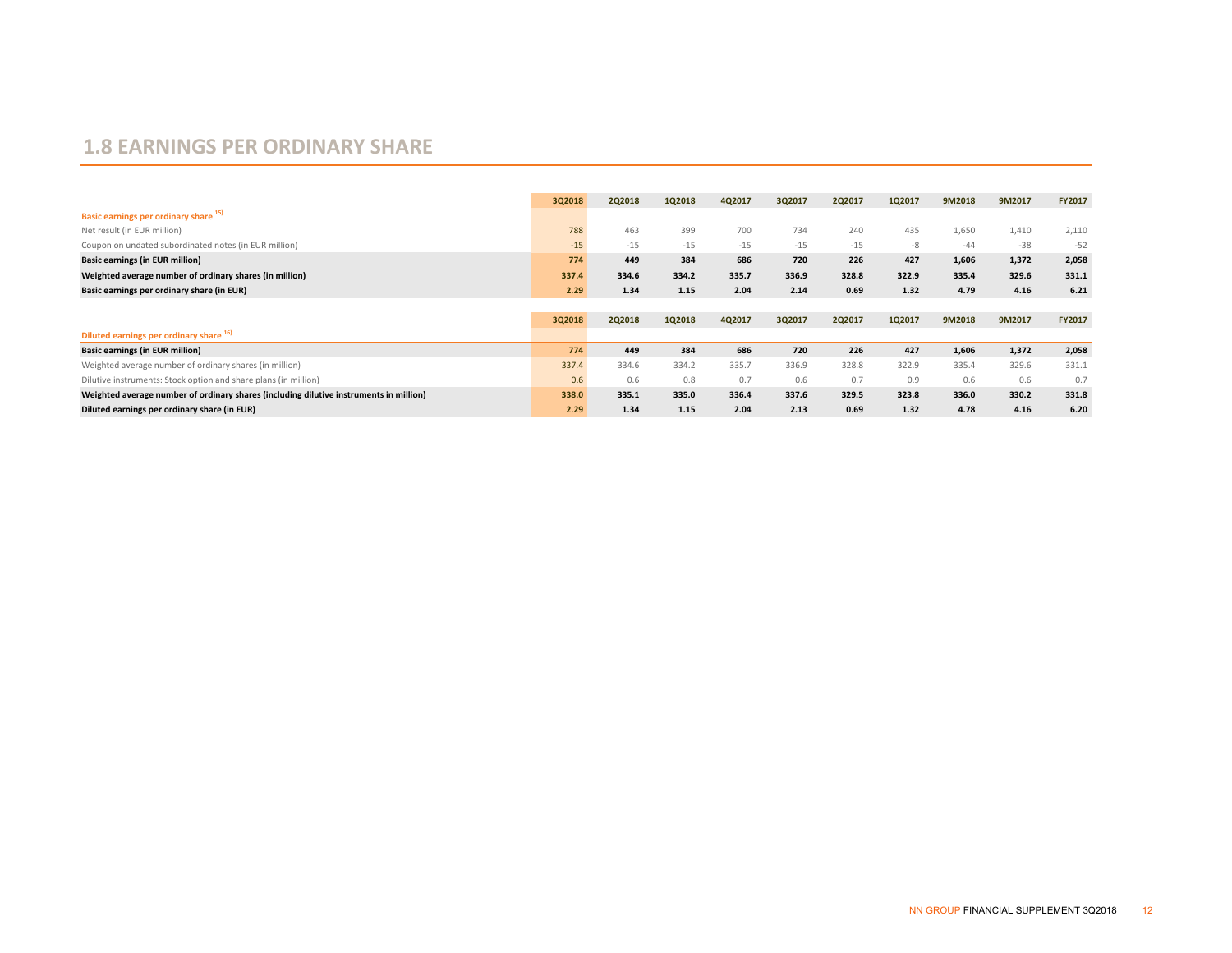## 1.8 EARNINGS PER ORDINARY SHARE

| | 3Q2018 | 2Q2018 | 1Q2018 | 4Q2017 | 3Q2017 | 2Q2017 | 1Q2017 | 9M2018 | 9M2017 | FY2017 |
|---|---|---|---|---|---|---|---|---|---|---|
| **Basic earnings per ordinary share** [15] | | | | | | | | | | |
| Net result (in EUR million) | 788 | 463 | 399 | 700 | 734 | 240 | 435 | 1,650 | 1,410 | 2,110 |
| Coupon on undated subordinated notes (in EUR million) | -15 | -15 | -15 | -15 | -15 | -15 | -8 | -44 | -38 | -52 |
| **Basic earnings (in EUR million)** | **774** | **449** | **384** | **686** | **720** | **226** | **427** | **1,606** | **1,372** | **2,058** |
| **Weighted average number of ordinary shares (in million)** | **337.4** | **334.6** | **334.2** | **335.7** | **336.9** | **328.8** | **322.9** | **335.4** | **329.6** | **331.1** |
| **Basic earnings per ordinary share (in EUR)** | **2.29** | **1.34** | **1.15** | **2.04** | **2.14** | **0.69** | **1.32** | **4.79** | **4.16** | **6.21** |

| | 3Q2018 | 2Q2018 | 1Q2018 | 4Q2017 | 3Q2017 | 2Q2017 | 1Q2017 | 9M2018 | 9M2017 | FY2017 |
|---|---|---|---|---|---|---|---|---|---|---|
| **Diluted earnings per ordinary share** [16] | | | | | | | | | | |
| **Basic earnings (in EUR million)** | **774** | **449** | **384** | **686** | **720** | **226** | **427** | **1,606** | **1,372** | **2,058** |
| Weighted average number of ordinary shares (in million) | 337.4 | 334.6 | 334.2 | 335.7 | 336.9 | 328.8 | 322.9 | 335.4 | 329.6 | 331.1 |
| Dilutive instruments: Stock option and share plans (in million) | 0.6 | 0.6 | 0.8 | 0.7 | 0.6 | 0.7 | 0.9 | 0.6 | 0.6 | 0.7 |
| **Weighted average number of ordinary shares (including dilutive instruments in million)** | **338.0** | **335.1** | **335.0** | **336.4** | **337.6** | **329.5** | **323.8** | **336.0** | **330.2** | **331.8** |
| **Diluted earnings per ordinary share (in EUR)** | **2.29** | **1.34** | **1.15** | **2.04** | **2.13** | **0.69** | **1.32** | **4.78** | **4.16** | **6.20** |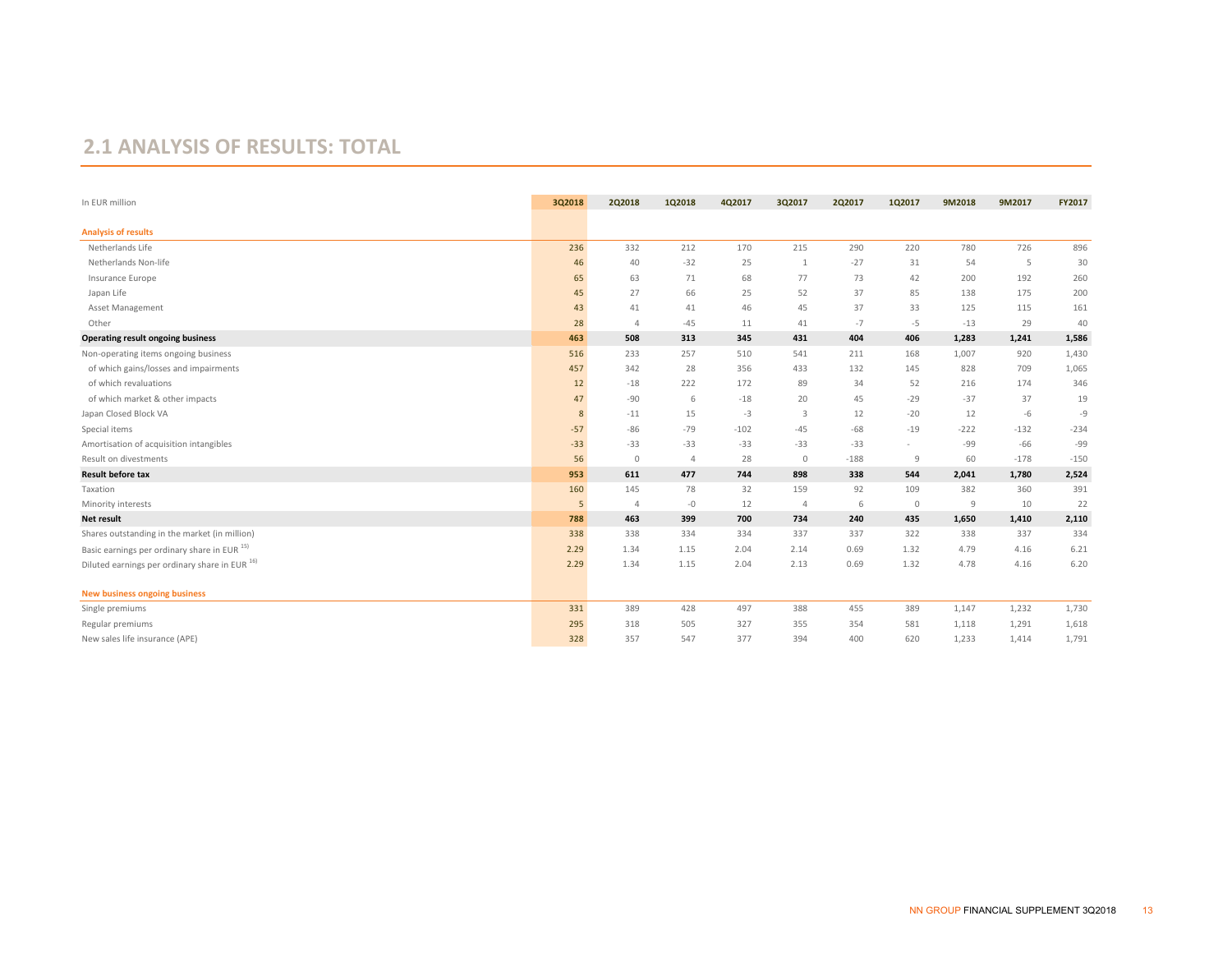## 2.1 ANALYSIS OF RESULTS: TOTAL

| In EUR million | 3Q2018 | 2Q2018 | 1Q2018 | 4Q2017 | 3Q2017 | 2Q2017 | 1Q2017 | 9M2018 | 9M2017 | FY2017 |
|---|---|---|---|---|---|---|---|---|---|---|
| **Analysis of results** | | | | | | | | | | |
| Netherlands Life | 236 | 332 | 212 | 170 | 215 | 290 | 220 | 780 | 726 | 896 |
| Netherlands Non-life | 46 | 40 | -32 | 25 | 1 | -27 | 31 | 54 | 5 | 30 |
| Insurance Europe | 65 | 63 | 71 | 68 | 77 | 73 | 42 | 200 | 192 | 260 |
| Japan Life | 45 | 27 | 66 | 25 | 52 | 37 | 85 | 138 | 175 | 200 |
| Asset Management | 43 | 41 | 41 | 46 | 45 | 37 | 33 | 125 | 115 | 161 |
| Other | 28 | 4 | -45 | 11 | 41 | -7 | -5 | -13 | 29 | 40 |
| **Operating result ongoing business** | **463** | **508** | **313** | **345** | **431** | **404** | **406** | **1,283** | **1,241** | **1,586** |
| Non-operating items ongoing business | 516 | 233 | 257 | 510 | 541 | 211 | 168 | 1,007 | 920 | 1,430 |
| of which gains/losses and impairments | 457 | 342 | 28 | 356 | 433 | 132 | 145 | 828 | 709 | 1,065 |
| of which revaluations | 12 | -18 | 222 | 172 | 89 | 34 | 52 | 216 | 174 | 346 |
| of which market & other impacts | 47 | -90 | 6 | -18 | 20 | 45 | -29 | -37 | 37 | 19 |
| Japan Closed Block VA | 8 | -11 | 15 | -3 | 3 | 12 | -20 | 12 | -6 | -9 |
| Special items | -57 | -86 | -79 | -102 | -45 | -68 | -19 | -222 | -132 | -234 |
| Amortisation of acquisition intangibles | -33 | -33 | -33 | -33 | -33 | -33 | - | -99 | -66 | -99 |
| Result on divestments | 56 | 0 | 4 | 28 | 0 | -188 | 9 | 60 | -178 | -150 |
| **Result before tax** | **953** | **611** | **477** | **744** | **898** | **338** | **544** | **2,041** | **1,780** | **2,524** |
| Taxation | 160 | 145 | 78 | 32 | 159 | 92 | 109 | 382 | 360 | 391 |
| Minority interests | 5 | 4 | -0 | 12 | 4 | 6 | 0 | 9 | 10 | 22 |
| **Net result** | **788** | **463** | **399** | **700** | **734** | **240** | **435** | **1,650** | **1,410** | **2,110** |
| Shares outstanding in the market (in million) | 338 | 338 | 334 | 334 | 337 | 337 | 322 | 338 | 337 | 334 |
| Basic earnings per ordinary share in EUR [15] | 2.29 | 1.34 | 1.15 | 2.04 | 2.14 | 0.69 | 1.32 | 4.79 | 4.16 | 6.21 |
| Diluted earnings per ordinary share in EUR [16] | 2.29 | 1.34 | 1.15 | 2.04 | 2.13 | 0.69 | 1.32 | 4.78 | 4.16 | 6.20 |
| **New business ongoing business** | | | | | | | | | | |
| Single premiums | 331 | 389 | 428 | 497 | 388 | 455 | 389 | 1,147 | 1,232 | 1,730 |
| Regular premiums | 295 | 318 | 505 | 327 | 355 | 354 | 581 | 1,118 | 1,291 | 1,618 |
| New sales life insurance (APE) | 328 | 357 | 547 | 377 | 394 | 400 | 620 | 1,233 | 1,414 | 1,791 |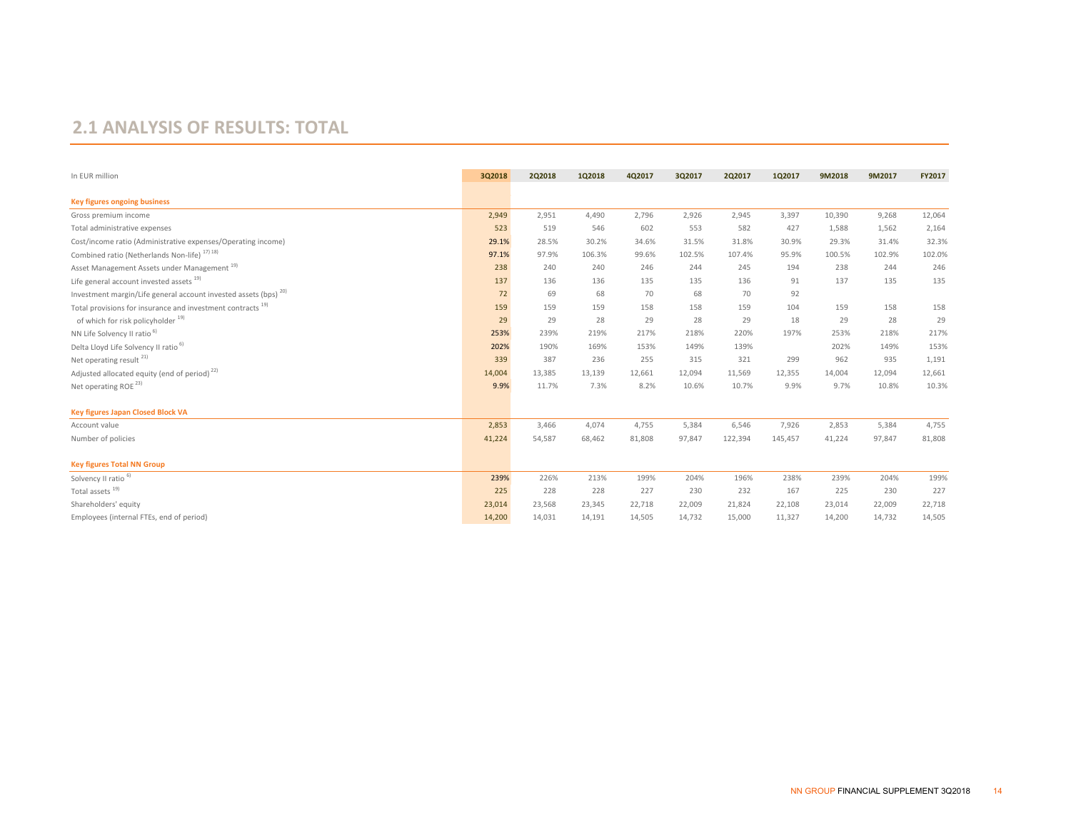## 2.1 ANALYSIS OF RESULTS: TOTAL

| In EUR million | 3Q2018 | 2Q2018 | 1Q2018 | 4Q2017 | 3Q2017 | 2Q2017 | 1Q2017 | 9M2018 | 9M2017 | FY2017 |
|---|---|---|---|---|---|---|---|---|---|---|
| **Key figures ongoing business** | | | | | | | | | | |
| Gross premium income | 2,949 | 2,951 | 4,490 | 2,796 | 2,926 | 2,945 | 3,397 | 10,390 | 9,268 | 12,064 |
| Total administrative expenses | 523 | 519 | 546 | 602 | 553 | 582 | 427 | 1,588 | 1,562 | 2,164 |
| Cost/income ratio (Administrative expenses/Operating income) | 29.1% | 28.5% | 30.2% | 34.6% | 31.5% | 31.8% | 30.9% | 29.3% | 31.4% | 32.3% |
| Combined ratio (Netherlands Non-life) [17] [18] | 97.1% | 97.9% | 106.3% | 99.6% | 102.5% | 107.4% | 95.9% | 100.5% | 102.9% | 102.0% |
| Asset Management Assets under Management [19] | 238 | 240 | 240 | 246 | 244 | 245 | 194 | 238 | 244 | 246 |
| Life general account invested assets [19] | 137 | 136 | 136 | 135 | 135 | 136 | 91 | 137 | 135 | 135 |
| Investment margin/Life general account invested assets (bps) [20] | 72 | 69 | 68 | 70 | 68 | 70 | 92 | | | |
| Total provisions for insurance and investment contracts [19] | 159 | 159 | 159 | 158 | 158 | 159 | 104 | 159 | 158 | 158 |
| of which for risk policyholder [19] | 29 | 29 | 28 | 29 | 28 | 29 | 18 | 29 | 28 | 29 |
| NN Life Solvency II ratio [6] | 253% | 239% | 219% | 217% | 218% | 220% | 197% | 253% | 218% | 217% |
| Delta Lloyd Life Solvency II ratio [6] | 202% | 190% | 169% | 153% | 149% | 139% | | 202% | 149% | 153% |
| Net operating result [21] | 339 | 387 | 236 | 255 | 315 | 321 | 299 | 962 | 935 | 1,191 |
| Adjusted allocated equity (end of period) [22] | 14,004 | 13,385 | 13,139 | 12,661 | 12,094 | 11,569 | 12,355 | 14,004 | 12,094 | 12,661 |
| Net operating ROE [23] | 9.9% | 11.7% | 7.3% | 8.2% | 10.6% | 10.7% | 9.9% | 9.7% | 10.8% | 10.3% |
| **Key figures Japan Closed Block VA** | | | | | | | | | | |
| Account value | 2,853 | 3,466 | 4,074 | 4,755 | 5,384 | 6,546 | 7,926 | 2,853 | 5,384 | 4,755 |
| Number of policies | 41,224 | 54,587 | 68,462 | 81,808 | 97,847 | 122,394 | 145,457 | 41,224 | 97,847 | 81,808 |
| **Key figures Total NN Group** | | | | | | | | | | |
| Solvency II ratio [6] | 239% | 226% | 213% | 199% | 204% | 196% | 238% | 239% | 204% | 199% |
| Total assets [19] | 225 | 228 | 228 | 227 | 230 | 232 | 167 | 225 | 230 | 227 |
| Shareholders' equity | 23,014 | 23,568 | 23,345 | 22,718 | 22,009 | 21,824 | 22,108 | 23,014 | 22,009 | 22,718 |
| Employees (internal FTEs, end of period) | 14,200 | 14,031 | 14,191 | 14,505 | 14,732 | 15,000 | 11,327 | 14,200 | 14,732 | 14,505 |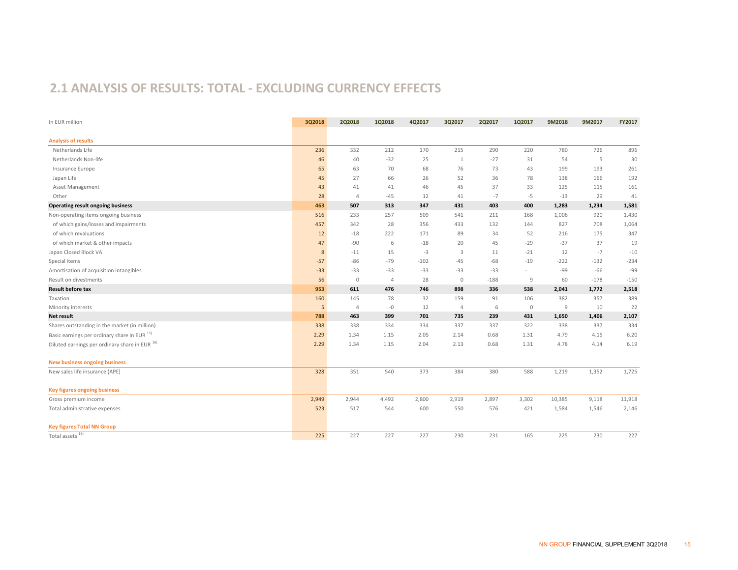## 2.1 ANALYSIS OF RESULTS: TOTAL - EXCLUDING CURRENCY EFFECTS

| In EUR million | 3Q2018 | 2Q2018 | 1Q2018 | 4Q2017 | 3Q2017 | 2Q2017 | 1Q2017 | 9M2018 | 9M2017 | FY2017 |
|---|---|---|---|---|---|---|---|---|---|---|
| **Analysis of results** | | | | | | | | | | |
| Netherlands Life | 236 | 332 | 212 | 170 | 215 | 290 | 220 | 780 | 726 | 896 |
| Netherlands Non-life | 46 | 40 | -32 | 25 | 1 | -27 | 31 | 54 | 5 | 30 |
| Insurance Europe | 65 | 63 | 70 | 68 | 76 | 73 | 43 | 199 | 193 | 261 |
| Japan Life | 45 | 27 | 66 | 26 | 52 | 36 | 78 | 138 | 166 | 192 |
| Asset Management | 43 | 41 | 41 | 46 | 45 | 37 | 33 | 125 | 115 | 161 |
| Other | 28 | 4 | -45 | 12 | 41 | -7 | -5 | -13 | 29 | 41 |
| **Operating result ongoing business** | **463** | **507** | **313** | **347** | **431** | **403** | **400** | **1,283** | **1,234** | **1,581** |
| Non-operating items ongoing business | 516 | 233 | 257 | 509 | 541 | 211 | 168 | 1,006 | 920 | 1,430 |
| of which gains/losses and impairments | 457 | 342 | 28 | 356 | 433 | 132 | 144 | 827 | 708 | 1,064 |
| of which revaluations | 12 | -18 | 222 | 171 | 89 | 34 | 52 | 216 | 175 | 347 |
| of which market & other impacts | 47 | -90 | 6 | -18 | 20 | 45 | -29 | -37 | 37 | 19 |
| Japan Closed Block VA | 8 | -11 | 15 | -3 | 3 | 11 | -21 | 12 | -7 | -10 |
| Special items | -57 | -86 | -79 | -102 | -45 | -68 | -19 | -222 | -132 | -234 |
| Amortisation of acquisition intangibles | -33 | -33 | -33 | -33 | -33 | -33 | - | -99 | -66 | -99 |
| Result on divestments | 56 | 0 | 4 | 28 | 0 | -188 | 9 | 60 | -178 | -150 |
| **Result before tax** | **953** | **611** | **476** | **746** | **898** | **336** | **538** | **2,041** | **1,772** | **2,518** |
| Taxation | 160 | 145 | 78 | 32 | 159 | 91 | 106 | 382 | 357 | 389 |
| Minority interests | 5 | 4 | -0 | 12 | 4 | 6 | 0 | 9 | 10 | 22 |
| **Net result** | **788** | **463** | **399** | **701** | **735** | **239** | **431** | **1,650** | **1,406** | **2,107** |
| Shares outstanding in the market (in million) | 338 | 338 | 334 | 334 | 337 | 337 | 322 | 338 | 337 | 334 |
| Basic earnings per ordinary share in EUR [15] | 2.29 | 1.34 | 1.15 | 2.05 | 2.14 | 0.68 | 1.31 | 4.79 | 4.15 | 6.20 |
| Diluted earnings per ordinary share in EUR [16] | 2.29 | 1.34 | 1.15 | 2.04 | 2.13 | 0.68 | 1.31 | 4.78 | 4.14 | 6.19 |
| **New business ongoing business** | | | | | | | | | | |
| New sales life insurance (APE) | 328 | 351 | 540 | 373 | 384 | 380 | 588 | 1,219 | 1,352 | 1,725 |
| **Key figures ongoing business** | | | | | | | | | | |
| Gross premium income | 2,949 | 2,944 | 4,492 | 2,800 | 2,919 | 2,897 | 3,302 | 10,385 | 9,118 | 11,918 |
| Total administrative expenses | 523 | 517 | 544 | 600 | 550 | 576 | 421 | 1,584 | 1,546 | 2,146 |
| **Key figures Total NN Group** | | | | | | | | | | |
| Total assets [19] | 225 | 227 | 227 | 227 | 230 | 231 | 165 | 225 | 230 | 227 |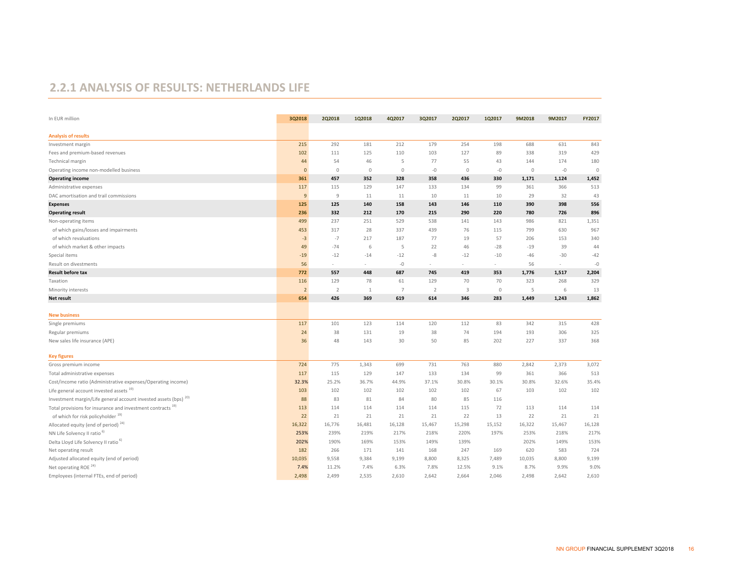## 2.2.1 ANALYSIS OF RESULTS: NETHERLANDS LIFE

| In EUR million | 3Q2018 | 2Q2018 | 1Q2018 | 4Q2017 | 3Q2017 | 2Q2017 | 1Q2017 | 9M2018 | 9M2017 | FY2017 |
|---|---|---|---|---|---|---|---|---|---|---|
| **Analysis of results** | | | | | | | | | | |
| Investment margin | 215 | 292 | 181 | 212 | 179 | 254 | 198 | 688 | 631 | 843 |
| Fees and premium-based revenues | 102 | 111 | 125 | 110 | 103 | 127 | 89 | 338 | 319 | 429 |
| Technical margin | 44 | 54 | 46 | 5 | 77 | 55 | 43 | 144 | 174 | 180 |
| Operating income non-modelled business | 0 | 0 | 0 | 0 | -0 | 0 | -0 | 0 | -0 | 0 |
| **Operating income** | **361** | **457** | **352** | **328** | **358** | **436** | **330** | **1,171** | **1,124** | **1,452** |
| Administrative expenses | 117 | 115 | 129 | 147 | 133 | 134 | 99 | 361 | 366 | 513 |
| DAC amortisation and trail commissions | 9 | 9 | 11 | 11 | 10 | 11 | 10 | 29 | 32 | 43 |
| **Expenses** | **125** | **125** | **140** | **158** | **143** | **146** | **110** | **390** | **398** | **556** |
| **Operating result** | **236** | **332** | **212** | **170** | **215** | **290** | **220** | **780** | **726** | **896** |
| Non-operating items | 499 | 237 | 251 | 529 | 538 | 141 | 143 | 986 | 821 | 1,351 |
| of which gains/losses and impairments | 453 | 317 | 28 | 337 | 439 | 76 | 115 | 799 | 630 | 967 |
| of which revaluations | -3 | -7 | 217 | 187 | 77 | 19 | 57 | 206 | 153 | 340 |
| of which market & other impacts | 49 | -74 | 6 | 5 | 22 | 46 | -28 | -19 | 39 | 44 |
| Special items | -19 | -12 | -14 | -12 | -8 | -12 | -10 | -46 | -30 | -42 |
| Result on divestments | 56 | - | - | -0 | - | - | - | 56 | - | -0 |
| **Result before tax** | **772** | **557** | **448** | **687** | **745** | **419** | **353** | **1,776** | **1,517** | **2,204** |
| Taxation | 116 | 129 | 78 | 61 | 129 | 70 | 70 | 323 | 268 | 329 |
| Minority interests | 2 | 2 | 1 | 7 | 2 | 3 | 0 | 5 | 6 | 13 |
| **Net result** | **654** | **426** | **369** | **619** | **614** | **346** | **283** | **1,449** | **1,243** | **1,862** |
| **New business** | | | | | | | | | | |
| Single premiums | 117 | 101 | 123 | 114 | 120 | 112 | 83 | 342 | 315 | 428 |
| Regular premiums | 24 | 38 | 131 | 19 | 38 | 74 | 194 | 193 | 306 | 325 |
| New sales life insurance (APE) | 36 | 48 | 143 | 30 | 50 | 85 | 202 | 227 | 337 | 368 |
| **Key figures** | | | | | | | | | | |
| Gross premium income | 724 | 775 | 1,343 | 699 | 731 | 763 | 880 | 2,842 | 2,373 | 3,072 |
| Total administrative expenses | 117 | 115 | 129 | 147 | 133 | 134 | 99 | 361 | 366 | 513 |
| Cost/income ratio (Administrative expenses/Operating income) | 32.3% | 25.2% | 36.7% | 44.9% | 37.1% | 30.8% | 30.1% | 30.8% | 32.6% | 35.4% |
| Life general account invested assets [19] | 103 | 102 | 102 | 102 | 102 | 102 | 67 | 103 | 102 | 102 |
| Investment margin/Life general account invested assets (bps) [20] | 88 | 83 | 81 | 84 | 80 | 85 | 116 | | | |
| Total provisions for insurance and investment contracts [19] | 113 | 114 | 114 | 114 | 114 | 115 | 72 | 113 | 114 | 114 |
| of which for risk policyholder [19] | 22 | 21 | 21 | 21 | 21 | 22 | 13 | 22 | 21 | 21 |
| Allocated equity (end of period) [24] | 16,322 | 16,776 | 16,481 | 16,128 | 15,467 | 15,298 | 15,152 | 16,322 | 15,467 | 16,128 |
| NN Life Solvency II ratio [6] | 253% | 239% | 219% | 217% | 218% | 220% | 197% | 253% | 218% | 217% |
| Delta Lloyd Life Solvency II ratio [6] | 202% | 190% | 169% | 153% | 149% | 139% | | 202% | 149% | 153% |
| Net operating result | 182 | 266 | 171 | 141 | 168 | 247 | 169 | 620 | 583 | 724 |
| Adjusted allocated equity (end of period) | 10,035 | 9,558 | 9,384 | 9,199 | 8,800 | 8,325 | 7,489 | 10,035 | 8,800 | 9,199 |
| Net operating ROE [24] | 7.4% | 11.2% | 7.4% | 6.3% | 7.8% | 12.5% | 9.1% | 8.7% | 9.9% | 9.0% |
| Employees (internal FTEs, end of period) | 2,498 | 2,499 | 2,535 | 2,610 | 2,642 | 2,664 | 2,046 | 2,498 | 2,642 | 2,610 |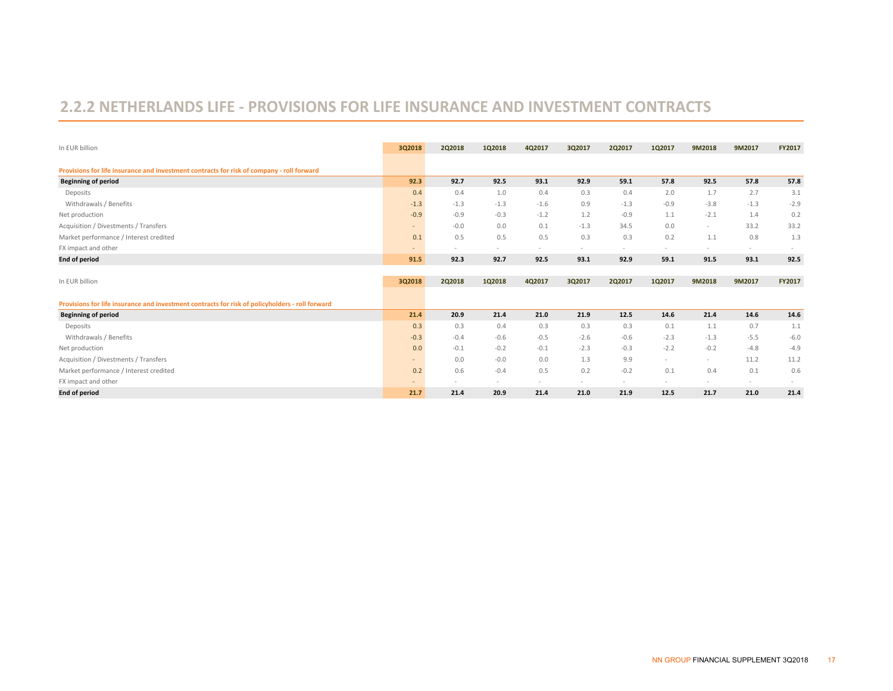## 2.2.2 NETHERLANDS LIFE - PROVISIONS FOR LIFE INSURANCE AND INVESTMENT CONTRACTS

| In EUR billion | 3Q2018 | 2Q2018 | 1Q2018 | 4Q2017 | 3Q2017 | 2Q2017 | 1Q2017 | 9M2018 | 9M2017 | FY2017 |
|---|---|---|---|---|---|---|---|---|---|---|
| **Provisions for life insurance and investment contracts for risk of company - roll forward** | | | | | | | | | | |
| **Beginning of period** | **92.3** | **92.7** | **92.5** | **93.1** | **92.9** | **59.1** | **57.8** | **92.5** | **57.8** | **57.8** |
| Deposits | 0.4 | 0.4 | 1.0 | 0.4 | 0.3 | 0.4 | 2.0 | 1.7 | 2.7 | 3.1 |
| Withdrawals / Benefits | -1.3 | -1.3 | -1.3 | -1.6 | 0.9 | -1.3 | -0.9 | -3.8 | -1.3 | -2.9 |
| Net production | -0.9 | -0.9 | -0.3 | -1.2 | 1.2 | -0.9 | 1.1 | -2.1 | 1.4 | 0.2 |
| Acquisition / Divestments / Transfers | - | -0.0 | 0.0 | 0.1 | -1.3 | 34.5 | 0.0 | - | 33.2 | 33.2 |
| Market performance / Interest credited | 0.1 | 0.5 | 0.5 | 0.5 | 0.3 | 0.3 | 0.2 | 1.1 | 0.8 | 1.3 |
| FX impact and other | - | - | - | - | - | - | - | - | - | - |
| **End of period** | **91.5** | **92.3** | **92.7** | **92.5** | **93.1** | **92.9** | **59.1** | **91.5** | **93.1** | **92.5** |

| In EUR billion | 3Q2018 | 2Q2018 | 1Q2018 | 4Q2017 | 3Q2017 | 2Q2017 | 1Q2017 | 9M2018 | 9M2017 | FY2017 |
|---|---|---|---|---|---|---|---|---|---|---|
| **Provisions for life insurance and investment contracts for risk of policyholders - roll forward** | | | | | | | | | | |
| **Beginning of period** | **21.4** | **20.9** | **21.4** | **21.0** | **21.9** | **12.5** | **14.6** | **21.4** | **14.6** | **14.6** |
| Deposits | 0.3 | 0.3 | 0.4 | 0.3 | 0.3 | 0.3 | 0.1 | 1.1 | 0.7 | 1.1 |
| Withdrawals / Benefits | -0.3 | -0.4 | -0.6 | -0.5 | -2.6 | -0.6 | -2.3 | -1.3 | -5.5 | -6.0 |
| Net production | 0.0 | -0.1 | -0.2 | -0.1 | -2.3 | -0.3 | -2.2 | -0.2 | -4.8 | -4.9 |
| Acquisition / Divestments / Transfers | - | 0.0 | -0.0 | 0.0 | 1.3 | 9.9 | - | - | 11.2 | 11.2 |
| Market performance / Interest credited | 0.2 | 0.6 | -0.4 | 0.5 | 0.2 | -0.2 | 0.1 | 0.4 | 0.1 | 0.6 |
| FX impact and other | - | - | - | - | - | - | - | - | - | - |
| **End of period** | **21.7** | **21.4** | **20.9** | **21.4** | **21.0** | **21.9** | **12.5** | **21.7** | **21.0** | **21.4** |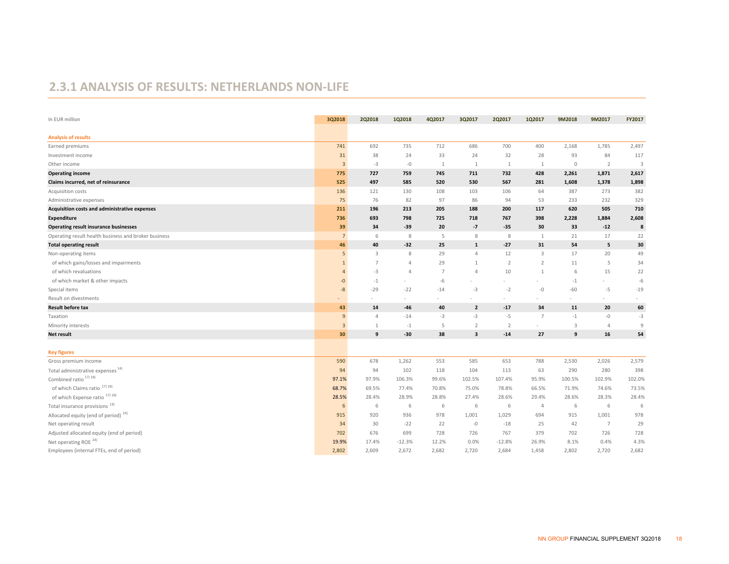## 2.3.1 ANALYSIS OF RESULTS: NETHERLANDS NON-LIFE

| In EUR million | 3Q2018 | 2Q2018 | 1Q2018 | 4Q2017 | 3Q2017 | 2Q2017 | 1Q2017 | 9M2018 | 9M2017 | FY2017 |
|---|---|---|---|---|---|---|---|---|---|---|
| **Analysis of results** | | | | | | | | | | |
| Earned premiums | 741 | 692 | 735 | 712 | 686 | 700 | 400 | 2,168 | 1,785 | 2,497 |
| Investment income | 31 | 38 | 24 | 33 | 24 | 32 | 28 | 93 | 84 | 117 |
| Other income | 3 | -3 | -0 | 1 | 1 | 1 | 1 | 0 | 2 | 3 |
| **Operating income** | **775** | **727** | **759** | **745** | **711** | **732** | **428** | **2,261** | **1,871** | **2,617** |
| **Claims incurred, net of reinsurance** | **525** | **497** | **585** | **520** | **530** | **567** | **281** | **1,608** | **1,378** | **1,898** |
| Acquisition costs | 136 | 121 | 130 | 108 | 103 | 106 | 64 | 387 | 273 | 382 |
| Administrative expenses | 75 | 76 | 82 | 97 | 86 | 94 | 53 | 233 | 232 | 329 |
| **Acquisition costs and administrative expenses** | **211** | **196** | **213** | **205** | **188** | **200** | **117** | **620** | **505** | **710** |
| **Expenditure** | **736** | **693** | **798** | **725** | **718** | **767** | **398** | **2,228** | **1,884** | **2,608** |
| **Operating result insurance businesses** | **39** | **34** | **-39** | **20** | **-7** | **-35** | **30** | **33** | **-12** | **8** |
| Operating result health business and broker business | 7 | 6 | 8 | 5 | 8 | 8 | 1 | 21 | 17 | 22 |
| **Total operating result** | **46** | **40** | **-32** | **25** | **1** | **-27** | **31** | **54** | **5** | **30** |
| Non-operating items | 5 | 3 | 8 | 29 | 4 | 12 | 3 | 17 | 20 | 49 |
| of which gains/losses and impairments | 1 | 7 | 4 | 29 | 1 | 2 | 2 | 11 | 5 | 34 |
| of which revaluations | 4 | -3 | 4 | 7 | 4 | 10 | 1 | 6 | 15 | 22 |
| of which market & other impacts | -0 | -1 | - | -6 | - | - | - | -1 | - | -6 |
| Special items | -8 | -29 | -22 | -14 | -3 | -2 | -0 | -60 | -5 | -19 |
| Result on divestments | - | - | - | - | - | - | - | - | - | - |
| **Result before tax** | **43** | **14** | **-46** | **40** | **2** | **-17** | **34** | **11** | **20** | **60** |
| Taxation | 9 | 4 | -14 | -3 | -3 | -5 | 7 | -1 | -0 | -3 |
| Minority interests | 3 | 1 | -1 | 5 | 2 | 2 | - | 3 | 4 | 9 |
| **Net result** | **30** | **9** | **-30** | **38** | **3** | **-14** | **27** | **9** | **16** | **54** |
| **Key figures** | | | | | | | | | | |
| Gross premium income | 590 | 678 | 1,262 | 553 | 585 | 653 | 788 | 2,530 | 2,026 | 2,579 |
| Total administrative expenses [14] | 94 | 94 | 102 | 118 | 104 | 113 | 63 | 290 | 280 | 398 |
| Combined ratio [17] [18] | 97.1% | 97.9% | 106.3% | 99.6% | 102.5% | 107.4% | 95.9% | 100.5% | 102.9% | 102.0% |
| of which Claims ratio [17] [18] | 68.7% | 69.5% | 77.4% | 70.8% | 75.0% | 78.8% | 66.5% | 71.9% | 74.6% | 73.5% |
| of which Expense ratio [17] [18] | 28.5% | 28.4% | 28.9% | 28.8% | 27.4% | 28.6% | 29.4% | 28.6% | 28.3% | 28.4% |
| Total insurance provisions [19] | 6 | 6 | 6 | 6 | 6 | 6 | 4 | 6 | 6 | 6 |
| Allocated equity (end of period) [24] | 915 | 920 | 936 | 978 | 1,001 | 1,029 | 694 | 915 | 1,001 | 978 |
| Net operating result | 34 | 30 | -22 | 22 | -0 | -18 | 25 | 42 | 7 | 29 |
| Adjusted allocated equity (end of period) | 702 | 676 | 699 | 728 | 726 | 767 | 379 | 702 | 726 | 728 |
| Net operating ROE [24] | 19.9% | 17.4% | -12.3% | 12.2% | 0.0% | -12.8% | 26.9% | 8.1% | 0.4% | 4.3% |
| Employees (internal FTEs, end of period) | 2,802 | 2,609 | 2,672 | 2,682 | 2,720 | 2,684 | 1,458 | 2,802 | 2,720 | 2,682 |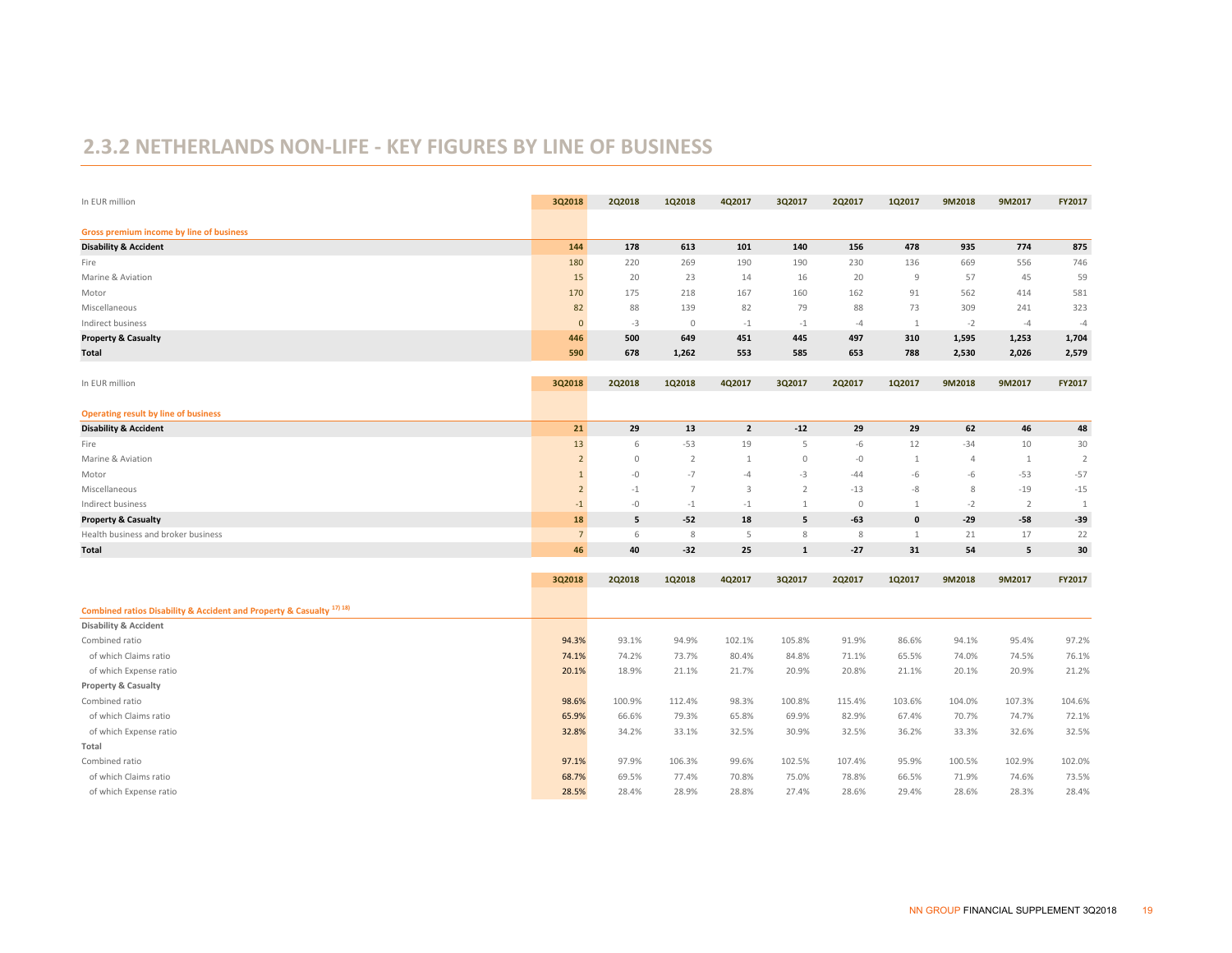## 2.3.2 NETHERLANDS NON-LIFE - KEY FIGURES BY LINE OF BUSINESS

| In EUR million | 3Q2018 | 2Q2018 | 1Q2018 | 4Q2017 | 3Q2017 | 2Q2017 | 1Q2017 | 9M2018 | 9M2017 | FY2017 |
|---|---|---|---|---|---|---|---|---|---|---|
| **Gross premium income by line of business** | | | | | | | | | | |
| **Disability & Accident** | **144** | **178** | **613** | **101** | **140** | **156** | **478** | **935** | **774** | **875** |
| Fire | 180 | 220 | 269 | 190 | 190 | 230 | 136 | 669 | 556 | 746 |
| Marine & Aviation | 15 | 20 | 23 | 14 | 16 | 20 | 9 | 57 | 45 | 59 |
| Motor | 170 | 175 | 218 | 167 | 160 | 162 | 91 | 562 | 414 | 581 |
| Miscellaneous | 82 | 88 | 139 | 82 | 79 | 88 | 73 | 309 | 241 | 323 |
| Indirect business | 0 | -3 | 0 | -1 | -1 | -4 | 1 | -2 | -4 | -4 |
| **Property & Casualty** | **446** | **500** | **649** | **451** | **445** | **497** | **310** | **1,595** | **1,253** | **1,704** |
| **Total** | **590** | **678** | **1,262** | **553** | **585** | **653** | **788** | **2,530** | **2,026** | **2,579** |

| In EUR million | 3Q2018 | 2Q2018 | 1Q2018 | 4Q2017 | 3Q2017 | 2Q2017 | 1Q2017 | 9M2018 | 9M2017 | FY2017 |
|---|---|---|---|---|---|---|---|---|---|---|
| **Operating result by line of business** | | | | | | | | | | |
| **Disability & Accident** | **21** | **29** | **13** | **2** | **-12** | **29** | **29** | **62** | **46** | **48** |
| Fire | 13 | 6 | -53 | 19 | 5 | -6 | 12 | -34 | 10 | 30 |
| Marine & Aviation | 2 | 0 | 2 | 1 | 0 | -0 | 1 | 4 | 1 | 2 |
| Motor | 1 | -0 | -7 | -4 | -3 | -44 | -6 | -6 | -53 | -57 |
| Miscellaneous | 2 | -1 | 7 | 3 | 2 | -13 | -8 | 8 | -19 | -15 |
| Indirect business | -1 | -0 | -1 | -1 | 1 | 0 | 1 | -2 | 2 | 1 |
| **Property & Casualty** | **18** | **5** | **-52** | **18** | **5** | **-63** | **0** | **-29** | **-58** | **-39** |
| Health business and broker business | 7 | 6 | 8 | 5 | 8 | 8 | 1 | 21 | 17 | 22 |
| **Total** | **46** | **40** | **-32** | **25** | **1** | **-27** | **31** | **54** | **5** | **30** |

| | 3Q2018 | 2Q2018 | 1Q2018 | 4Q2017 | 3Q2017 | 2Q2017 | 1Q2017 | 9M2018 | 9M2017 | FY2017 |
|---|---|---|---|---|---|---|---|---|---|---|
| **Combined ratios Disability & Accident and Property & Casualty [17] [18]** | | | | | | | | | | |
| **Disability & Accident** | | | | | | | | | | |
| Combined ratio | 94.3% | 93.1% | 94.9% | 102.1% | 105.8% | 91.9% | 86.6% | 94.1% | 95.4% | 97.2% |
| of which Claims ratio | 74.1% | 74.2% | 73.7% | 80.4% | 84.8% | 71.1% | 65.5% | 74.0% | 74.5% | 76.1% |
| of which Expense ratio | 20.1% | 18.9% | 21.1% | 21.7% | 20.9% | 20.8% | 21.1% | 20.1% | 20.9% | 21.2% |
| **Property & Casualty** | | | | | | | | | | |
| Combined ratio | 98.6% | 100.9% | 112.4% | 98.3% | 100.8% | 115.4% | 103.6% | 104.0% | 107.3% | 104.6% |
| of which Claims ratio | 65.9% | 66.6% | 79.3% | 65.8% | 69.9% | 82.9% | 67.4% | 70.7% | 74.7% | 72.1% |
| of which Expense ratio | 32.8% | 34.2% | 33.1% | 32.5% | 30.9% | 32.5% | 36.2% | 33.3% | 32.6% | 32.5% |
| **Total** | | | | | | | | | | |
| Combined ratio | 97.1% | 97.9% | 106.3% | 99.6% | 102.5% | 107.4% | 95.9% | 100.5% | 102.9% | 102.0% |
| of which Claims ratio | 68.7% | 69.5% | 77.4% | 70.8% | 75.0% | 78.8% | 66.5% | 71.9% | 74.6% | 73.5% |
| of which Expense ratio | 28.5% | 28.4% | 28.9% | 28.8% | 27.4% | 28.6% | 29.4% | 28.6% | 28.3% | 28.4% |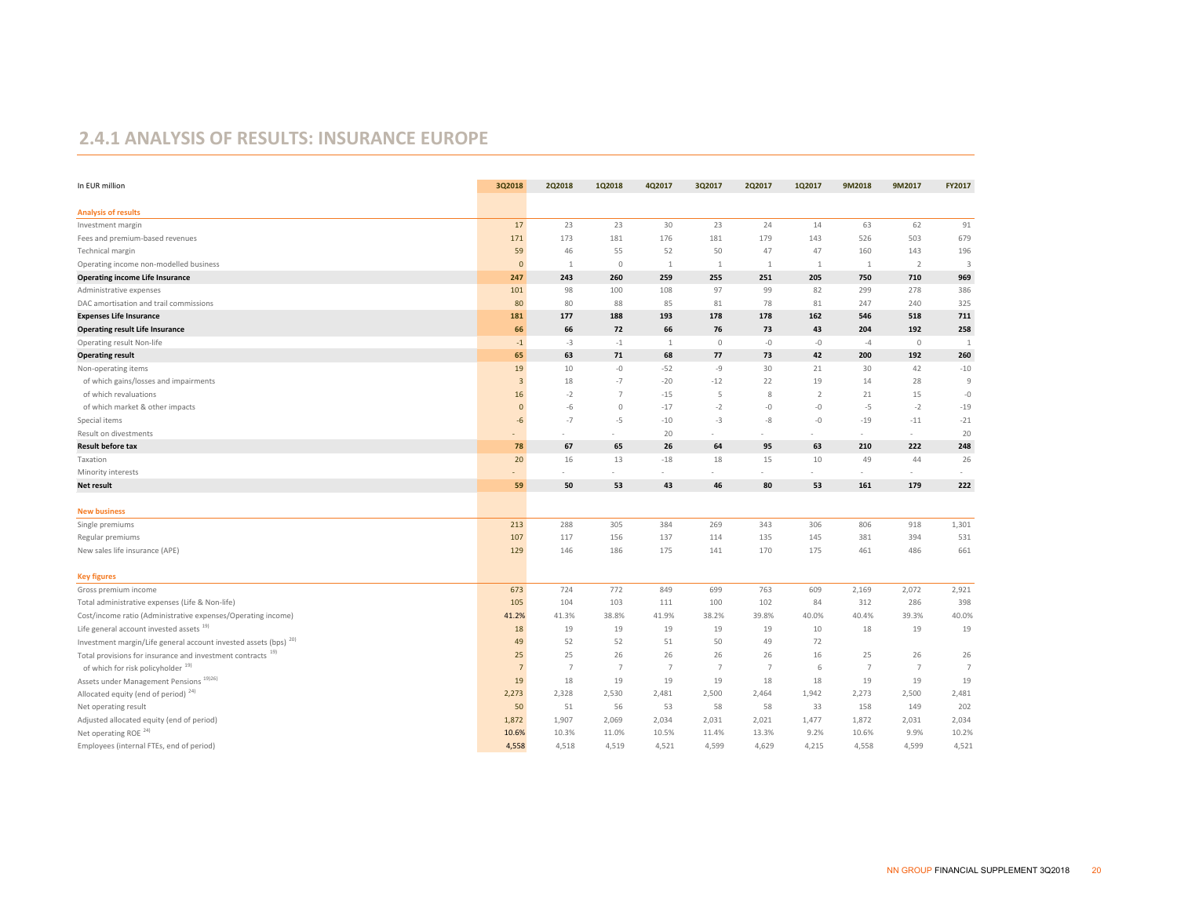## 2.4.1 ANALYSIS OF RESULTS: INSURANCE EUROPE

| In EUR million | 3Q2018 | 2Q2018 | 1Q2018 | 4Q2017 | 3Q2017 | 2Q2017 | 1Q2017 | 9M2018 | 9M2017 | FY2017 |
|---|---|---|---|---|---|---|---|---|---|---|
| **Analysis of results** | | | | | | | | | | |
| Investment margin | 17 | 23 | 23 | 30 | 23 | 24 | 14 | 63 | 62 | 91 |
| Fees and premium-based revenues | 171 | 173 | 181 | 176 | 181 | 179 | 143 | 526 | 503 | 679 |
| Technical margin | 59 | 46 | 55 | 52 | 50 | 47 | 47 | 160 | 143 | 196 |
| Operating income non-modelled business | 0 | 1 | 0 | 1 | 1 | 1 | 1 | 1 | 2 | 3 |
| **Operating income Life Insurance** | **247** | **243** | **260** | **259** | **255** | **251** | **205** | **750** | **710** | **969** |
| Administrative expenses | 101 | 98 | 100 | 108 | 97 | 99 | 82 | 299 | 278 | 386 |
| DAC amortisation and trail commissions | 80 | 80 | 88 | 85 | 81 | 78 | 81 | 247 | 240 | 325 |
| **Expenses Life Insurance** | **181** | **177** | **188** | **193** | **178** | **178** | **162** | **546** | **518** | **711** |
| **Operating result Life Insurance** | **66** | **66** | **72** | **66** | **76** | **73** | **43** | **204** | **192** | **258** |
| Operating result Non-life | -1 | -3 | -1 | 1 | 0 | -0 | -0 | -4 | 0 | 1 |
| **Operating result** | **65** | **63** | **71** | **68** | **77** | **73** | **42** | **200** | **192** | **260** |
| Non-operating items | 19 | 10 | -0 | -52 | -9 | 30 | 21 | 30 | 42 | -10 |
| of which gains/losses and impairments | 3 | 18 | -7 | -20 | -12 | 22 | 19 | 14 | 28 | 9 |
| of which revaluations | 16 | -2 | 7 | -15 | 5 | 8 | 2 | 21 | 15 | -0 |
| of which market & other impacts | 0 | -6 | 0 | -17 | -2 | -0 | -0 | -5 | -2 | -19 |
| Special items | -6 | -7 | -5 | -10 | -3 | -8 | -0 | -19 | -11 | -21 |
| Result on divestments | - | - | - | 20 | - | - | - | - | - | 20 |
| **Result before tax** | **78** | **67** | **65** | **26** | **64** | **95** | **63** | **210** | **222** | **248** |
| Taxation | 20 | 16 | 13 | -18 | 18 | 15 | 10 | 49 | 44 | 26 |
| Minority interests | - | - | - | - | - | - | - | - | - | - |
| **Net result** | **59** | **50** | **53** | **43** | **46** | **80** | **53** | **161** | **179** | **222** |
| **New business** | | | | | | | | | | |
| Single premiums | 213 | 288 | 305 | 384 | 269 | 343 | 306 | 806 | 918 | 1,301 |
| Regular premiums | 107 | 117 | 156 | 137 | 114 | 135 | 145 | 381 | 394 | 531 |
| New sales life insurance (APE) | 129 | 146 | 186 | 175 | 141 | 170 | 175 | 461 | 486 | 661 |
| **Key figures** | | | | | | | | | | |
| Gross premium income | 673 | 724 | 772 | 849 | 699 | 763 | 609 | 2,169 | 2,072 | 2,921 |
| Total administrative expenses (Life & Non-life) | 105 | 104 | 103 | 111 | 100 | 102 | 84 | 312 | 286 | 398 |
| Cost/income ratio (Administrative expenses/Operating income) | 41.2% | 41.3% | 38.8% | 41.9% | 38.2% | 39.8% | 40.0% | 40.4% | 39.3% | 40.0% |
| Life general account invested assets [19] | 18 | 19 | 19 | 19 | 19 | 19 | 10 | 18 | 19 | 19 |
| Investment margin/Life general account invested assets (bps) [20] | 49 | 52 | 52 | 51 | 50 | 49 | 72 | | | |
| Total provisions for insurance and investment contracts [19] | 25 | 25 | 26 | 26 | 26 | 26 | 16 | 25 | 26 | 26 |
| of which for risk policyholder [19] | 7 | 7 | 7 | 7 | 7 | 7 | 6 | 7 | 7 | 7 |
| Assets under Management Pensions [19][26] | 19 | 18 | 19 | 19 | 19 | 18 | 18 | 19 | 19 | 19 |
| Allocated equity (end of period) [24] | 2,273 | 2,328 | 2,530 | 2,481 | 2,500 | 2,464 | 1,942 | 2,273 | 2,500 | 2,481 |
| Net operating result | 50 | 51 | 56 | 53 | 58 | 58 | 33 | 158 | 149 | 202 |
| Adjusted allocated equity (end of period) | 1,872 | 1,907 | 2,069 | 2,034 | 2,031 | 2,021 | 1,477 | 1,872 | 2,031 | 2,034 |
| Net operating ROE [24] | 10.6% | 10.3% | 11.0% | 10.5% | 11.4% | 13.3% | 9.2% | 10.6% | 9.9% | 10.2% |
| Employees (internal FTEs, end of period) | 4,558 | 4,518 | 4,519 | 4,521 | 4,599 | 4,629 | 4,215 | 4,558 | 4,599 | 4,521 |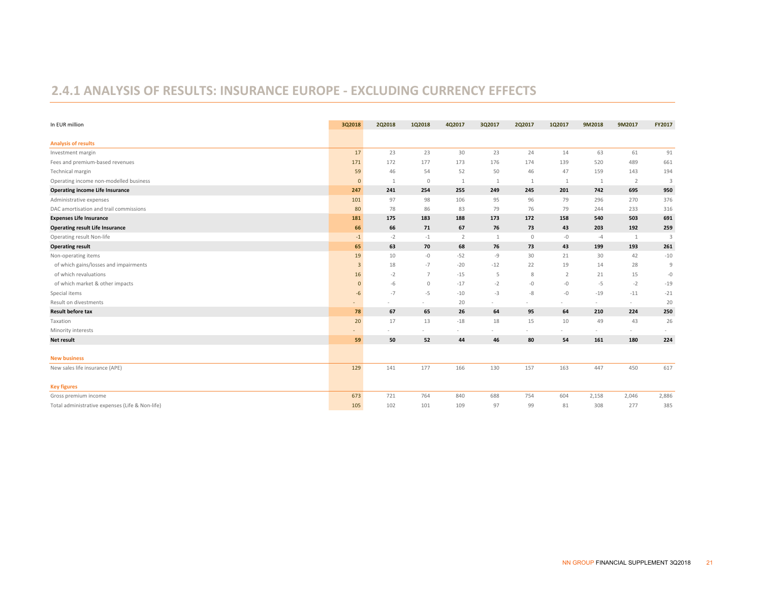## 2.4.1 ANALYSIS OF RESULTS: INSURANCE EUROPE - EXCLUDING CURRENCY EFFECTS

| In EUR million | 3Q2018 | 2Q2018 | 1Q2018 | 4Q2017 | 3Q2017 | 2Q2017 | 1Q2017 | 9M2018 | 9M2017 | FY2017 |
|---|---|---|---|---|---|---|---|---|---|---|
| **Analysis of results** | | | | | | | | | | |
| Investment margin | 17 | 23 | 23 | 30 | 23 | 24 | 14 | 63 | 61 | 91 |
| Fees and premium-based revenues | 171 | 172 | 177 | 173 | 176 | 174 | 139 | 520 | 489 | 661 |
| Technical margin | 59 | 46 | 54 | 52 | 50 | 46 | 47 | 159 | 143 | 194 |
| Operating income non-modelled business | 0 | 1 | 0 | 1 | 1 | 1 | 1 | 1 | 2 | 3 |
| **Operating income Life Insurance** | **247** | **241** | **254** | **255** | **249** | **245** | **201** | **742** | **695** | **950** |
| Administrative expenses | 101 | 97 | 98 | 106 | 95 | 96 | 79 | 296 | 270 | 376 |
| DAC amortisation and trail commissions | 80 | 78 | 86 | 83 | 79 | 76 | 79 | 244 | 233 | 316 |
| **Expenses Life Insurance** | **181** | **175** | **183** | **188** | **173** | **172** | **158** | **540** | **503** | **691** |
| **Operating result Life Insurance** | **66** | **66** | **71** | **67** | **76** | **73** | **43** | **203** | **192** | **259** |
| Operating result Non-life | -1 | -2 | -1 | 2 | 1 | 0 | -0 | -4 | 1 | 3 |
| **Operating result** | **65** | **63** | **70** | **68** | **76** | **73** | **43** | **199** | **193** | **261** |
| Non-operating items | 19 | 10 | -0 | -52 | -9 | 30 | 21 | 30 | 42 | -10 |
| of which gains/losses and impairments | 3 | 18 | -7 | -20 | -12 | 22 | 19 | 14 | 28 | 9 |
| of which revaluations | 16 | -2 | 7 | -15 | 5 | 8 | 2 | 21 | 15 | -0 |
| of which market & other impacts | 0 | -6 | 0 | -17 | -2 | -0 | -0 | -5 | -2 | -19 |
| Special items | -6 | -7 | -5 | -10 | -3 | -8 | -0 | -19 | -11 | -21 |
| Result on divestments | - | - | - | 20 | - | - | - | - | - | 20 |
| **Result before tax** | **78** | **67** | **65** | **26** | **64** | **95** | **64** | **210** | **224** | **250** |
| Taxation | 20 | 17 | 13 | -18 | 18 | 15 | 10 | 49 | 43 | 26 |
| Minority interests | - | - | - | - | - | - | - | - | - | - |
| **Net result** | **59** | **50** | **52** | **44** | **46** | **80** | **54** | **161** | **180** | **224** |
| **New business** | | | | | | | | | | |
| New sales life insurance (APE) | 129 | 141 | 177 | 166 | 130 | 157 | 163 | 447 | 450 | 617 |
| **Key figures** | | | | | | | | | | |
| Gross premium income | 673 | 721 | 764 | 840 | 688 | 754 | 604 | 2,158 | 2,046 | 2,886 |
| Total administrative expenses (Life & Non-life) | 105 | 102 | 101 | 109 | 97 | 99 | 81 | 308 | 277 | 385 |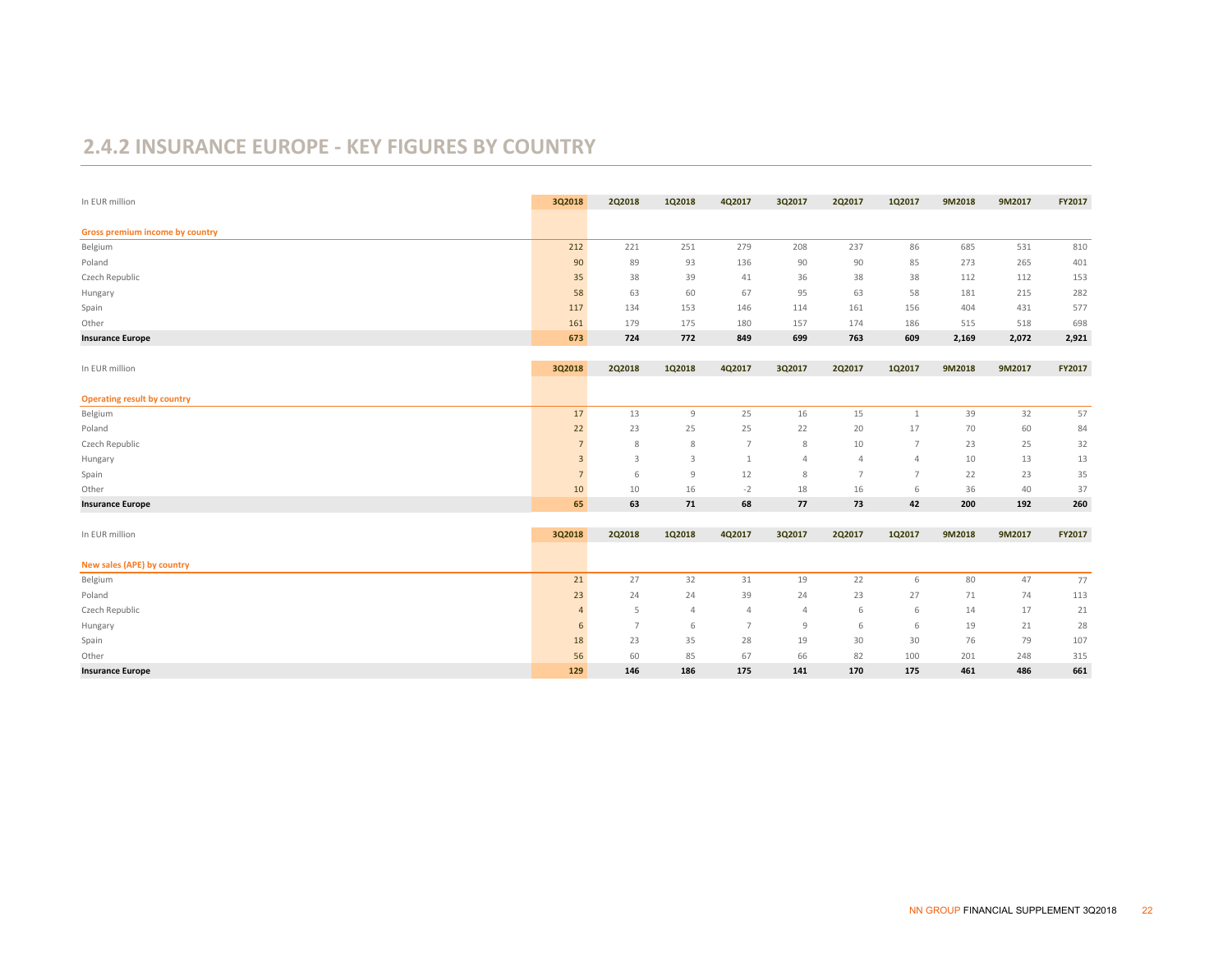## 2.4.2 INSURANCE EUROPE - KEY FIGURES BY COUNTRY

| In EUR million | 3Q2018 | 2Q2018 | 1Q2018 | 4Q2017 | 3Q2017 | 2Q2017 | 1Q2017 | 9M2018 | 9M2017 | FY2017 |
|---|---|---|---|---|---|---|---|---|---|---|
| **Gross premium income by country** | | | | | | | | | | |
| Belgium | 212 | 221 | 251 | 279 | 208 | 237 | 86 | 685 | 531 | 810 |
| Poland | 90 | 89 | 93 | 136 | 90 | 90 | 85 | 273 | 265 | 401 |
| Czech Republic | 35 | 38 | 39 | 41 | 36 | 38 | 38 | 112 | 112 | 153 |
| Hungary | 58 | 63 | 60 | 67 | 95 | 63 | 58 | 181 | 215 | 282 |
| Spain | 117 | 134 | 153 | 146 | 114 | 161 | 156 | 404 | 431 | 577 |
| Other | 161 | 179 | 175 | 180 | 157 | 174 | 186 | 515 | 518 | 698 |
| **Insurance Europe** | **673** | **724** | **772** | **849** | **699** | **763** | **609** | **2,169** | **2,072** | **2,921** |

| In EUR million | 3Q2018 | 2Q2018 | 1Q2018 | 4Q2017 | 3Q2017 | 2Q2017 | 1Q2017 | 9M2018 | 9M2017 | FY2017 |
|---|---|---|---|---|---|---|---|---|---|---|
| **Operating result by country** | | | | | | | | | | |
| Belgium | 17 | 13 | 9 | 25 | 16 | 15 | 1 | 39 | 32 | 57 |
| Poland | 22 | 23 | 25 | 25 | 22 | 20 | 17 | 70 | 60 | 84 |
| Czech Republic | 7 | 8 | 8 | 7 | 8 | 10 | 7 | 23 | 25 | 32 |
| Hungary | 3 | 3 | 3 | 1 | 4 | 4 | 4 | 10 | 13 | 13 |
| Spain | 7 | 6 | 9 | 12 | 8 | 7 | 7 | 22 | 23 | 35 |
| Other | 10 | 10 | 16 | -2 | 18 | 16 | 6 | 36 | 40 | 37 |
| **Insurance Europe** | **65** | **63** | **71** | **68** | **77** | **73** | **42** | **200** | **192** | **260** |

| In EUR million | 3Q2018 | 2Q2018 | 1Q2018 | 4Q2017 | 3Q2017 | 2Q2017 | 1Q2017 | 9M2018 | 9M2017 | FY2017 |
|---|---|---|---|---|---|---|---|---|---|---|
| **New sales (APE) by country** | | | | | | | | | | |
| Belgium | 21 | 27 | 32 | 31 | 19 | 22 | 6 | 80 | 47 | 77 |
| Poland | 23 | 24 | 24 | 39 | 24 | 23 | 27 | 71 | 74 | 113 |
| Czech Republic | 4 | 5 | 4 | 4 | 4 | 6 | 6 | 14 | 17 | 21 |
| Hungary | 6 | 7 | 6 | 7 | 9 | 6 | 6 | 19 | 21 | 28 |
| Spain | 18 | 23 | 35 | 28 | 19 | 30 | 30 | 76 | 79 | 107 |
| Other | 56 | 60 | 85 | 67 | 66 | 82 | 100 | 201 | 248 | 315 |
| **Insurance Europe** | **129** | **146** | **186** | **175** | **141** | **170** | **175** | **461** | **486** | **661** |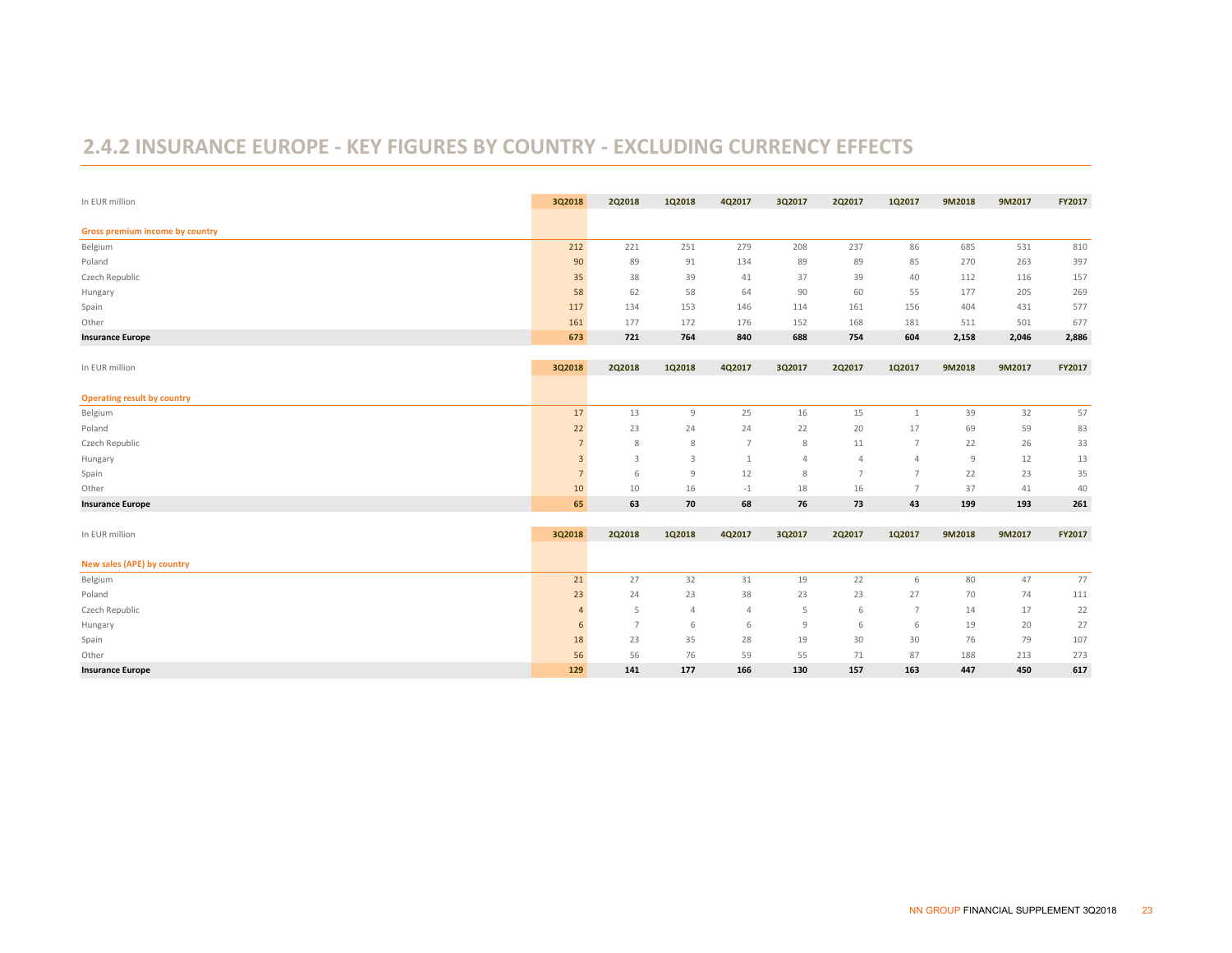## 2.4.2 INSURANCE EUROPE - KEY FIGURES BY COUNTRY - EXCLUDING CURRENCY EFFECTS

| In EUR million | 3Q2018 | 2Q2018 | 1Q2018 | 4Q2017 | 3Q2017 | 2Q2017 | 1Q2017 | 9M2018 | 9M2017 | FY2017 |
|---|---|---|---|---|---|---|---|---|---|---|
| **Gross premium income by country** | | | | | | | | | | |
| Belgium | 212 | 221 | 251 | 279 | 208 | 237 | 86 | 685 | 531 | 810 |
| Poland | 90 | 89 | 91 | 134 | 89 | 89 | 85 | 270 | 263 | 397 |
| Czech Republic | 35 | 38 | 39 | 41 | 37 | 39 | 40 | 112 | 116 | 157 |
| Hungary | 58 | 62 | 58 | 64 | 90 | 60 | 55 | 177 | 205 | 269 |
| Spain | 117 | 134 | 153 | 146 | 114 | 161 | 156 | 404 | 431 | 577 |
| Other | 161 | 177 | 172 | 176 | 152 | 168 | 181 | 511 | 501 | 677 |
| **Insurance Europe** | **673** | **721** | **764** | **840** | **688** | **754** | **604** | **2,158** | **2,046** | **2,886** |

| In EUR million | 3Q2018 | 2Q2018 | 1Q2018 | 4Q2017 | 3Q2017 | 2Q2017 | 1Q2017 | 9M2018 | 9M2017 | FY2017 |
|---|---|---|---|---|---|---|---|---|---|---|
| **Operating result by country** | | | | | | | | | | |
| Belgium | 17 | 13 | 9 | 25 | 16 | 15 | 1 | 39 | 32 | 57 |
| Poland | 22 | 23 | 24 | 24 | 22 | 20 | 17 | 69 | 59 | 83 |
| Czech Republic | 7 | 8 | 8 | 7 | 8 | 11 | 7 | 22 | 26 | 33 |
| Hungary | 3 | 3 | 3 | 1 | 4 | 4 | 4 | 9 | 12 | 13 |
| Spain | 7 | 6 | 9 | 12 | 8 | 7 | 7 | 22 | 23 | 35 |
| Other | 10 | 10 | 16 | -1 | 18 | 16 | 7 | 37 | 41 | 40 |
| **Insurance Europe** | **65** | **63** | **70** | **68** | **76** | **73** | **43** | **199** | **193** | **261** |

| In EUR million | 3Q2018 | 2Q2018 | 1Q2018 | 4Q2017 | 3Q2017 | 2Q2017 | 1Q2017 | 9M2018 | 9M2017 | FY2017 |
|---|---|---|---|---|---|---|---|---|---|---|
| **New sales (APE) by country** | | | | | | | | | | |
| Belgium | 21 | 27 | 32 | 31 | 19 | 22 | 6 | 80 | 47 | 77 |
| Poland | 23 | 24 | 23 | 38 | 23 | 23 | 27 | 70 | 74 | 111 |
| Czech Republic | 4 | 5 | 4 | 4 | 5 | 6 | 7 | 14 | 17 | 22 |
| Hungary | 6 | 7 | 6 | 6 | 9 | 6 | 6 | 19 | 20 | 27 |
| Spain | 18 | 23 | 35 | 28 | 19 | 30 | 30 | 76 | 79 | 107 |
| Other | 56 | 56 | 76 | 59 | 55 | 71 | 87 | 188 | 213 | 273 |
| **Insurance Europe** | **129** | **141** | **177** | **166** | **130** | **157** | **163** | **447** | **450** | **617** |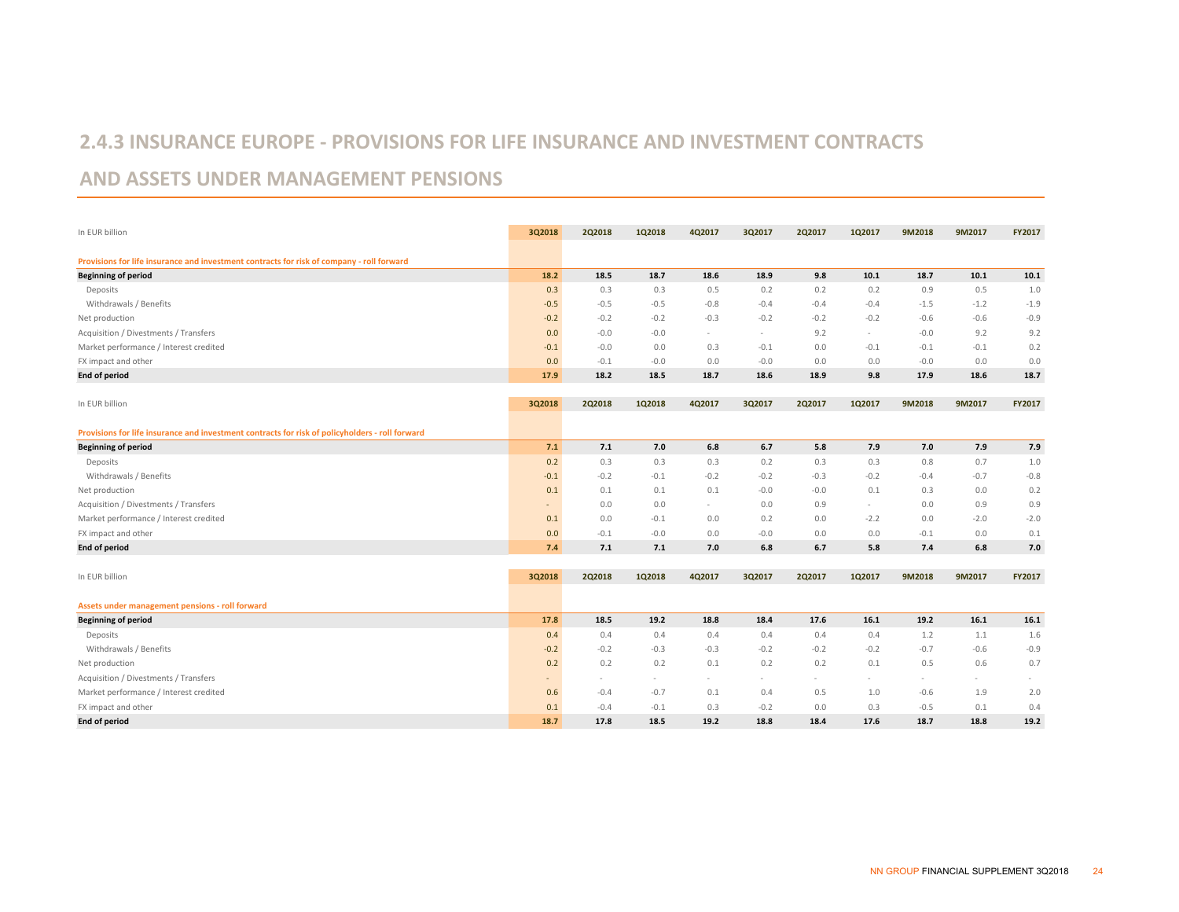## 2.4.3 INSURANCE EUROPE - PROVISIONS FOR LIFE INSURANCE AND INVESTMENT CONTRACTS AND ASSETS UNDER MANAGEMENT PENSIONS

| In EUR billion | 3Q2018 | 2Q2018 | 1Q2018 | 4Q2017 | 3Q2017 | 2Q2017 | 1Q2017 | 9M2018 | 9M2017 | FY2017 |
|---|---|---|---|---|---|---|---|---|---|---|
| **Provisions for life insurance and investment contracts for risk of company - roll forward** | | | | | | | | | | |
| **Beginning of period** | **18.2** | **18.5** | **18.7** | **18.6** | **18.9** | **9.8** | **10.1** | **18.7** | **10.1** | **10.1** |
| Deposits | 0.3 | 0.3 | 0.3 | 0.5 | 0.2 | 0.2 | 0.2 | 0.9 | 0.5 | 1.0 |
| Withdrawals / Benefits | -0.5 | -0.5 | -0.5 | -0.8 | -0.4 | -0.4 | -0.4 | -1.5 | -1.2 | -1.9 |
| Net production | -0.2 | -0.2 | -0.2 | -0.3 | -0.2 | -0.2 | -0.2 | -0.6 | -0.6 | -0.9 |
| Acquisition / Divestments / Transfers | 0.0 | -0.0 | -0.0 | - | - | 9.2 | - | -0.0 | 9.2 | 9.2 |
| Market performance / Interest credited | -0.1 | -0.0 | 0.0 | 0.3 | -0.1 | 0.0 | -0.1 | -0.1 | -0.1 | 0.2 |
| FX impact and other | 0.0 | -0.1 | -0.0 | 0.0 | -0.0 | 0.0 | 0.0 | -0.0 | 0.0 | 0.0 |
| **End of period** | **17.9** | **18.2** | **18.5** | **18.7** | **18.6** | **18.9** | **9.8** | **17.9** | **18.6** | **18.7** |

| In EUR billion | 3Q2018 | 2Q2018 | 1Q2018 | 4Q2017 | 3Q2017 | 2Q2017 | 1Q2017 | 9M2018 | 9M2017 | FY2017 |
|---|---|---|---|---|---|---|---|---|---|---|
| **Provisions for life insurance and investment contracts for risk of policyholders - roll forward** | | | | | | | | | | |
| **Beginning of period** | **7.1** | **7.1** | **7.0** | **6.8** | **6.7** | **5.8** | **7.9** | **7.0** | **7.9** | **7.9** |
| Deposits | 0.2 | 0.3 | 0.3 | 0.3 | 0.2 | 0.3 | 0.3 | 0.8 | 0.7 | 1.0 |
| Withdrawals / Benefits | -0.1 | -0.2 | -0.1 | -0.2 | -0.2 | -0.3 | -0.2 | -0.4 | -0.7 | -0.8 |
| Net production | 0.1 | 0.1 | 0.1 | 0.1 | -0.0 | -0.0 | 0.1 | 0.3 | 0.0 | 0.2 |
| Acquisition / Divestments / Transfers | - | 0.0 | 0.0 | - | 0.0 | 0.9 | - | 0.0 | 0.9 | 0.9 |
| Market performance / Interest credited | 0.1 | 0.0 | -0.1 | 0.0 | 0.2 | 0.0 | -2.2 | 0.0 | -2.0 | -2.0 |
| FX impact and other | 0.0 | -0.1 | -0.0 | 0.0 | -0.0 | 0.0 | 0.0 | -0.1 | 0.0 | 0.1 |
| **End of period** | **7.4** | **7.1** | **7.1** | **7.0** | **6.8** | **6.7** | **5.8** | **7.4** | **6.8** | **7.0** |

| In EUR billion | 3Q2018 | 2Q2018 | 1Q2018 | 4Q2017 | 3Q2017 | 2Q2017 | 1Q2017 | 9M2018 | 9M2017 | FY2017 |
|---|---|---|---|---|---|---|---|---|---|---|
| **Assets under management pensions - roll forward** | | | | | | | | | | |
| **Beginning of period** | **17.8** | **18.5** | **19.2** | **18.8** | **18.4** | **17.6** | **16.1** | **19.2** | **16.1** | **16.1** |
| Deposits | 0.4 | 0.4 | 0.4 | 0.4 | 0.4 | 0.4 | 0.4 | 1.2 | 1.1 | 1.6 |
| Withdrawals / Benefits | -0.2 | -0.2 | -0.3 | -0.3 | -0.2 | -0.2 | -0.2 | -0.7 | -0.6 | -0.9 |
| Net production | 0.2 | 0.2 | 0.2 | 0.1 | 0.2 | 0.2 | 0.1 | 0.5 | 0.6 | 0.7 |
| Acquisition / Divestments / Transfers | - | - | - | - | - | - | - | - | - | - |
| Market performance / Interest credited | 0.6 | -0.4 | -0.7 | 0.1 | 0.4 | 0.5 | 1.0 | -0.6 | 1.9 | 2.0 |
| FX impact and other | 0.1 | -0.4 | -0.1 | 0.3 | -0.2 | 0.0 | 0.3 | -0.5 | 0.1 | 0.4 |
| **End of period** | **18.7** | **17.8** | **18.5** | **19.2** | **18.8** | **18.4** | **17.6** | **18.7** | **18.8** | **19.2** |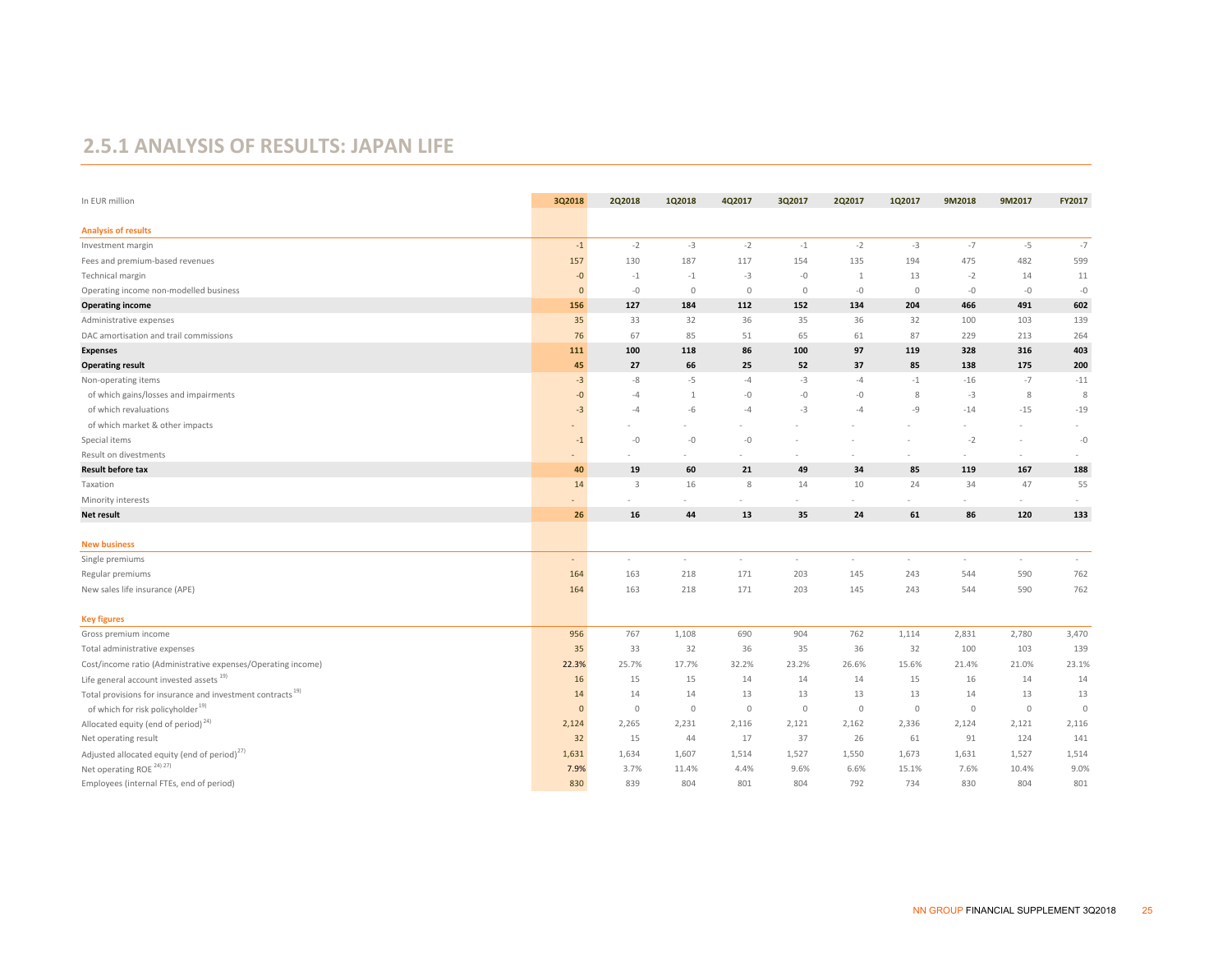## 2.5.1 ANALYSIS OF RESULTS: JAPAN LIFE

| In EUR million | 3Q2018 | 2Q2018 | 1Q2018 | 4Q2017 | 3Q2017 | 2Q2017 | 1Q2017 | 9M2018 | 9M2017 | FY2017 |
|---|---|---|---|---|---|---|---|---|---|---|
| **Analysis of results** | | | | | | | | | | |
| Investment margin | -1 | -2 | -3 | -2 | -1 | -2 | -3 | -7 | -5 | -7 |
| Fees and premium-based revenues | 157 | 130 | 187 | 117 | 154 | 135 | 194 | 475 | 482 | 599 |
| Technical margin | -0 | -1 | -1 | -3 | -0 | 1 | 13 | -2 | 14 | 11 |
| Operating income non-modelled business | 0 | -0 | 0 | 0 | 0 | -0 | 0 | -0 | -0 | -0 |
| **Operating income** | **156** | **127** | **184** | **112** | **152** | **134** | **204** | **466** | **491** | **602** |
| Administrative expenses | 35 | 33 | 32 | 36 | 35 | 36 | 32 | 100 | 103 | 139 |
| DAC amortisation and trail commissions | 76 | 67 | 85 | 51 | 65 | 61 | 87 | 229 | 213 | 264 |
| **Expenses** | **111** | **100** | **118** | **86** | **100** | **97** | **119** | **328** | **316** | **403** |
| **Operating result** | **45** | **27** | **66** | **25** | **52** | **37** | **85** | **138** | **175** | **200** |
| Non-operating items | -3 | -8 | -5 | -4 | -3 | -4 | -1 | -16 | -7 | -11 |
| of which gains/losses and impairments | -0 | -4 | 1 | -0 | -0 | -0 | 8 | -3 | 8 | 8 |
| of which revaluations | -3 | -4 | -6 | -4 | -3 | -4 | -9 | -14 | -15 | -19 |
| of which market & other impacts | - | - | - | - | - | - | - | - | - | - |
| Special items | -1 | -0 | -0 | -0 | - | - | - | -2 | - | -0 |
| Result on divestments | - | - | - | - | - | - | - | - | - | - |
| **Result before tax** | **40** | **19** | **60** | **21** | **49** | **34** | **85** | **119** | **167** | **188** |
| Taxation | 14 | 3 | 16 | 8 | 14 | 10 | 24 | 34 | 47 | 55 |
| Minority interests | - | - | - | - | - | - | - | - | - | - |
| **Net result** | **26** | **16** | **44** | **13** | **35** | **24** | **61** | **86** | **120** | **133** |
| **New business** | | | | | | | | | | |
| Single premiums | - | - | - | - | - | - | - | - | - | - |
| Regular premiums | 164 | 163 | 218 | 171 | 203 | 145 | 243 | 544 | 590 | 762 |
| New sales life insurance (APE) | 164 | 163 | 218 | 171 | 203 | 145 | 243 | 544 | 590 | 762 |
| **Key figures** | | | | | | | | | | |
| Gross premium income | 956 | 767 | 1,108 | 690 | 904 | 762 | 1,114 | 2,831 | 2,780 | 3,470 |
| Total administrative expenses | 35 | 33 | 32 | 36 | 35 | 36 | 32 | 100 | 103 | 139 |
| Cost/income ratio (Administrative expenses/Operating income) | 22.3% | 25.7% | 17.7% | 32.2% | 23.2% | 26.6% | 15.6% | 21.4% | 21.0% | 23.1% |
| Life general account invested assets [19] | 16 | 15 | 15 | 14 | 14 | 14 | 15 | 16 | 14 | 14 |
| Total provisions for insurance and investment contracts [19] | 14 | 14 | 14 | 13 | 13 | 13 | 13 | 14 | 13 | 13 |
| of which for risk policyholder [19] | 0 | 0 | 0 | 0 | 0 | 0 | 0 | 0 | 0 | 0 |
| Allocated equity (end of period) [24] | 2,124 | 2,265 | 2,231 | 2,116 | 2,121 | 2,162 | 2,336 | 2,124 | 2,121 | 2,116 |
| Net operating result | 32 | 15 | 44 | 17 | 37 | 26 | 61 | 91 | 124 | 141 |
| Adjusted allocated equity (end of period) [27] | 1,631 | 1,634 | 1,607 | 1,514 | 1,527 | 1,550 | 1,673 | 1,631 | 1,527 | 1,514 |
| Net operating ROE [24] [27] | 7.9% | 3.7% | 11.4% | 4.4% | 9.6% | 6.6% | 15.1% | 7.6% | 10.4% | 9.0% |
| Employees (internal FTEs, end of period) | 830 | 839 | 804 | 801 | 804 | 792 | 734 | 830 | 804 | 801 |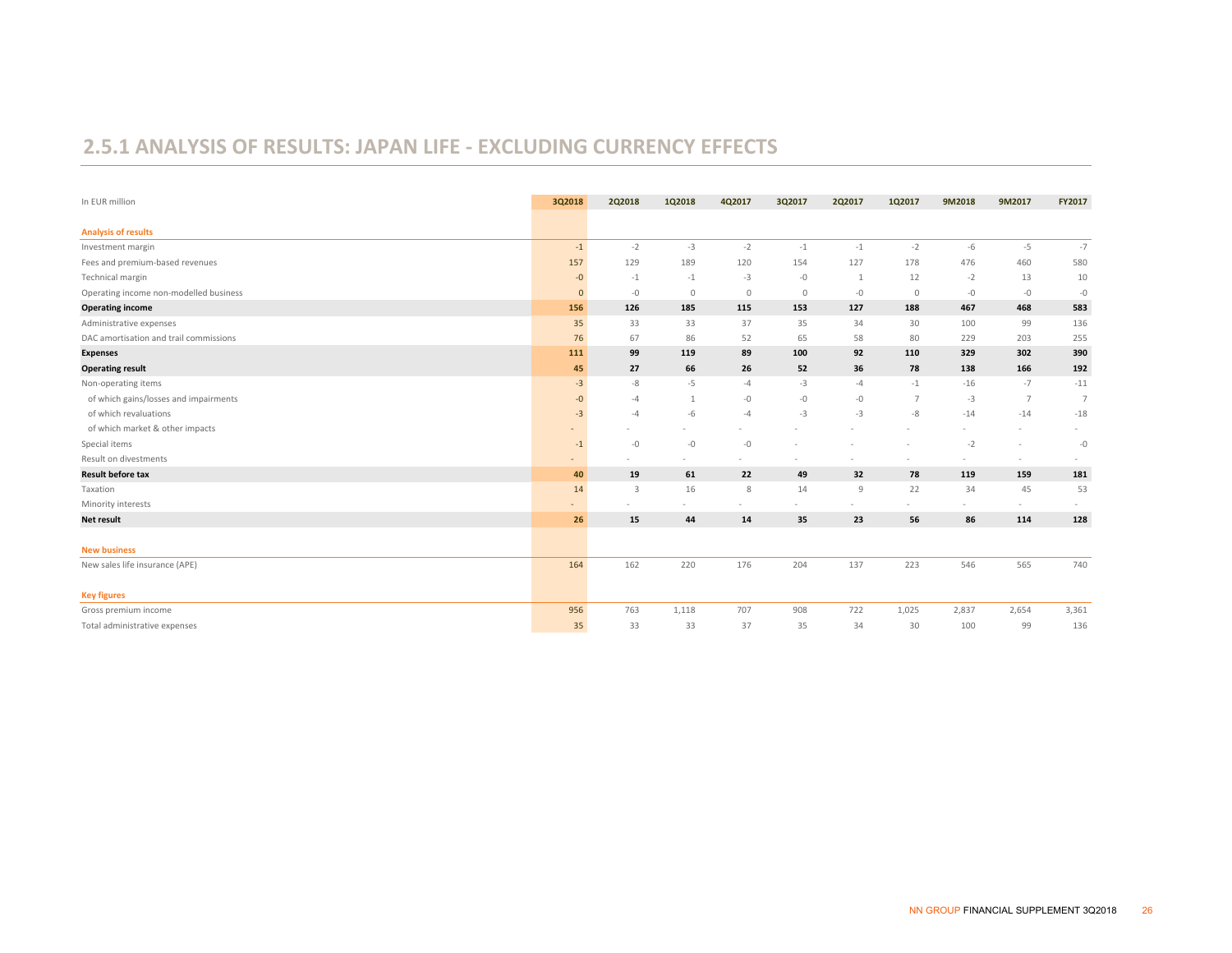## 2.5.1 ANALYSIS OF RESULTS: JAPAN LIFE - EXCLUDING CURRENCY EFFECTS

| In EUR million | 3Q2018 | 2Q2018 | 1Q2018 | 4Q2017 | 3Q2017 | 2Q2017 | 1Q2017 | 9M2018 | 9M2017 | FY2017 |
|---|---|---|---|---|---|---|---|---|---|---|
| **Analysis of results** | | | | | | | | | | |
| Investment margin | -1 | -2 | -3 | -2 | -1 | -1 | -2 | -6 | -5 | -7 |
| Fees and premium-based revenues | 157 | 129 | 189 | 120 | 154 | 127 | 178 | 476 | 460 | 580 |
| Technical margin | -0 | -1 | -1 | -3 | -0 | 1 | 12 | -2 | 13 | 10 |
| Operating income non-modelled business | 0 | -0 | 0 | 0 | 0 | -0 | 0 | -0 | -0 | -0 |
| **Operating income** | **156** | **126** | **185** | **115** | **153** | **127** | **188** | **467** | **468** | **583** |
| Administrative expenses | 35 | 33 | 33 | 37 | 35 | 34 | 30 | 100 | 99 | 136 |
| DAC amortisation and trail commissions | 76 | 67 | 86 | 52 | 65 | 58 | 80 | 229 | 203 | 255 |
| **Expenses** | **111** | **99** | **119** | **89** | **100** | **92** | **110** | **329** | **302** | **390** |
| **Operating result** | **45** | **27** | **66** | **26** | **52** | **36** | **78** | **138** | **166** | **192** |
| Non-operating items | -3 | -8 | -5 | -4 | -3 | -4 | -1 | -16 | -7 | -11 |
| of which gains/losses and impairments | -0 | -4 | 1 | -0 | -0 | -0 | 7 | -3 | 7 | 7 |
| of which revaluations | -3 | -4 | -6 | -4 | -3 | -3 | -8 | -14 | -14 | -18 |
| of which market & other impacts | - | - | - | - | - | - | - | - | - | - |
| Special items | -1 | -0 | -0 | -0 | - | - | - | -2 | - | -0 |
| Result on divestments | - | - | - | - | - | - | - | - | - | - |
| **Result before tax** | **40** | **19** | **61** | **22** | **49** | **32** | **78** | **119** | **159** | **181** |
| Taxation | 14 | 3 | 16 | 8 | 14 | 9 | 22 | 34 | 45 | 53 |
| Minority interests | - | - | - | - | - | - | - | - | - | - |
| **Net result** | **26** | **15** | **44** | **14** | **35** | **23** | **56** | **86** | **114** | **128** |
| **New business** | | | | | | | | | | |
| New sales life insurance (APE) | 164 | 162 | 220 | 176 | 204 | 137 | 223 | 546 | 565 | 740 |
| **Key figures** | | | | | | | | | | |
| Gross premium income | 956 | 763 | 1,118 | 707 | 908 | 722 | 1,025 | 2,837 | 2,654 | 3,361 |
| Total administrative expenses | 35 | 33 | 33 | 37 | 35 | 34 | 30 | 100 | 99 | 136 |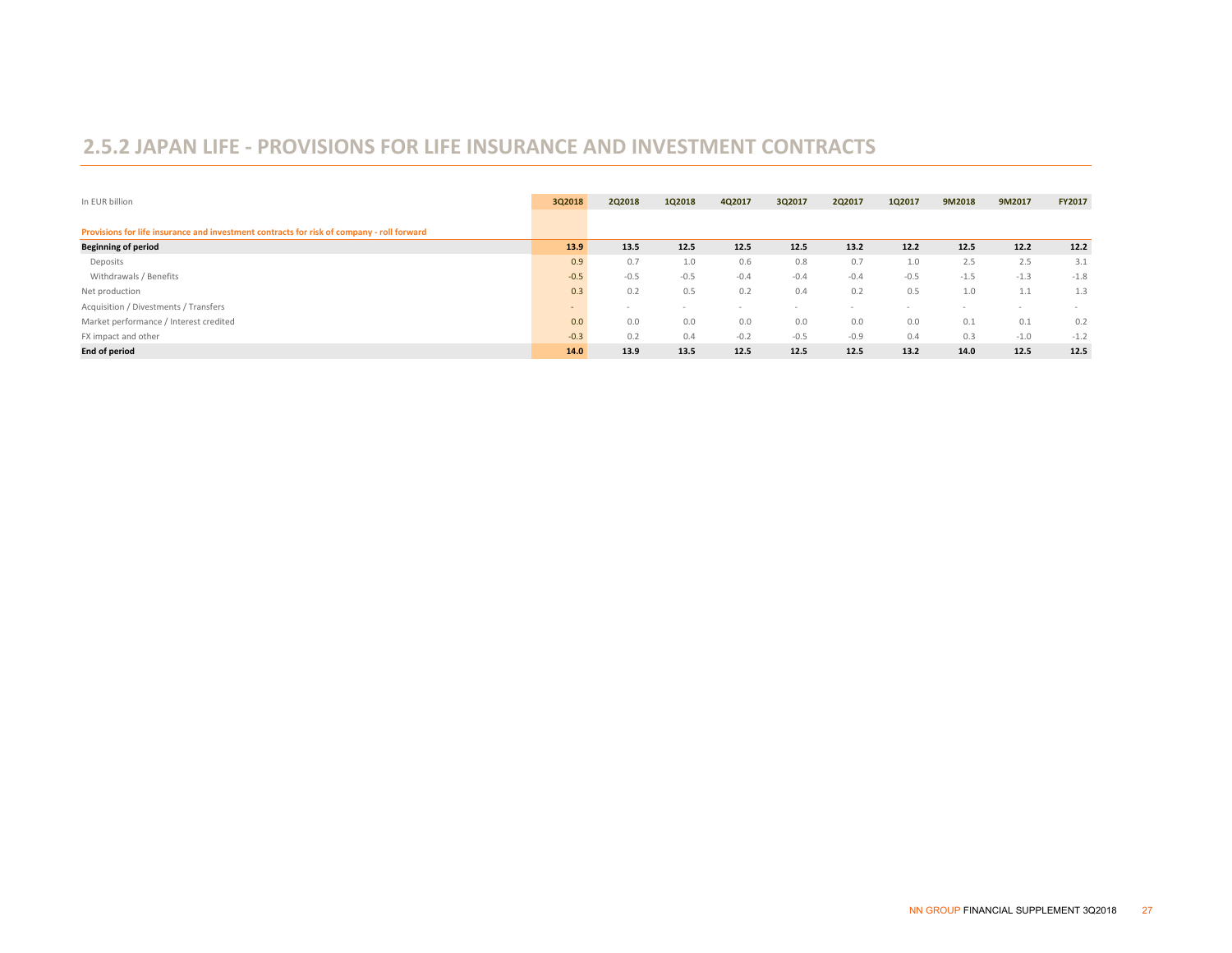## 2.5.2 JAPAN LIFE - PROVISIONS FOR LIFE INSURANCE AND INVESTMENT CONTRACTS

| In EUR billion | 3Q2018 | 2Q2018 | 1Q2018 | 4Q2017 | 3Q2017 | 2Q2017 | 1Q2017 | 9M2018 | 9M2017 | FY2017 |
|---|---|---|---|---|---|---|---|---|---|---|
| **Provisions for life insurance and investment contracts for risk of company - roll forward** | | | | | | | | | | |
| **Beginning of period** | **13.9** | **13.5** | **12.5** | **12.5** | **12.5** | **13.2** | **12.2** | **12.5** | **12.2** | **12.2** |
| Deposits | 0.9 | 0.7 | 1.0 | 0.6 | 0.8 | 0.7 | 1.0 | 2.5 | 2.5 | 3.1 |
| Withdrawals / Benefits | -0.5 | -0.5 | -0.5 | -0.4 | -0.4 | -0.4 | -0.5 | -1.5 | -1.3 | -1.8 |
| Net production | 0.3 | 0.2 | 0.5 | 0.2 | 0.4 | 0.2 | 0.5 | 1.0 | 1.1 | 1.3 |
| Acquisition / Divestments / Transfers | - | - | - | - | - | - | - | - | - | - |
| Market performance / Interest credited | 0.0 | 0.0 | 0.0 | 0.0 | 0.0 | 0.0 | 0.0 | 0.1 | 0.1 | 0.2 |
| FX impact and other | -0.3 | 0.2 | 0.4 | -0.2 | -0.5 | -0.9 | 0.4 | 0.3 | -1.0 | -1.2 |
| **End of period** | **14.0** | **13.9** | **13.5** | **12.5** | **12.5** | **12.5** | **13.2** | **14.0** | **12.5** | **12.5** |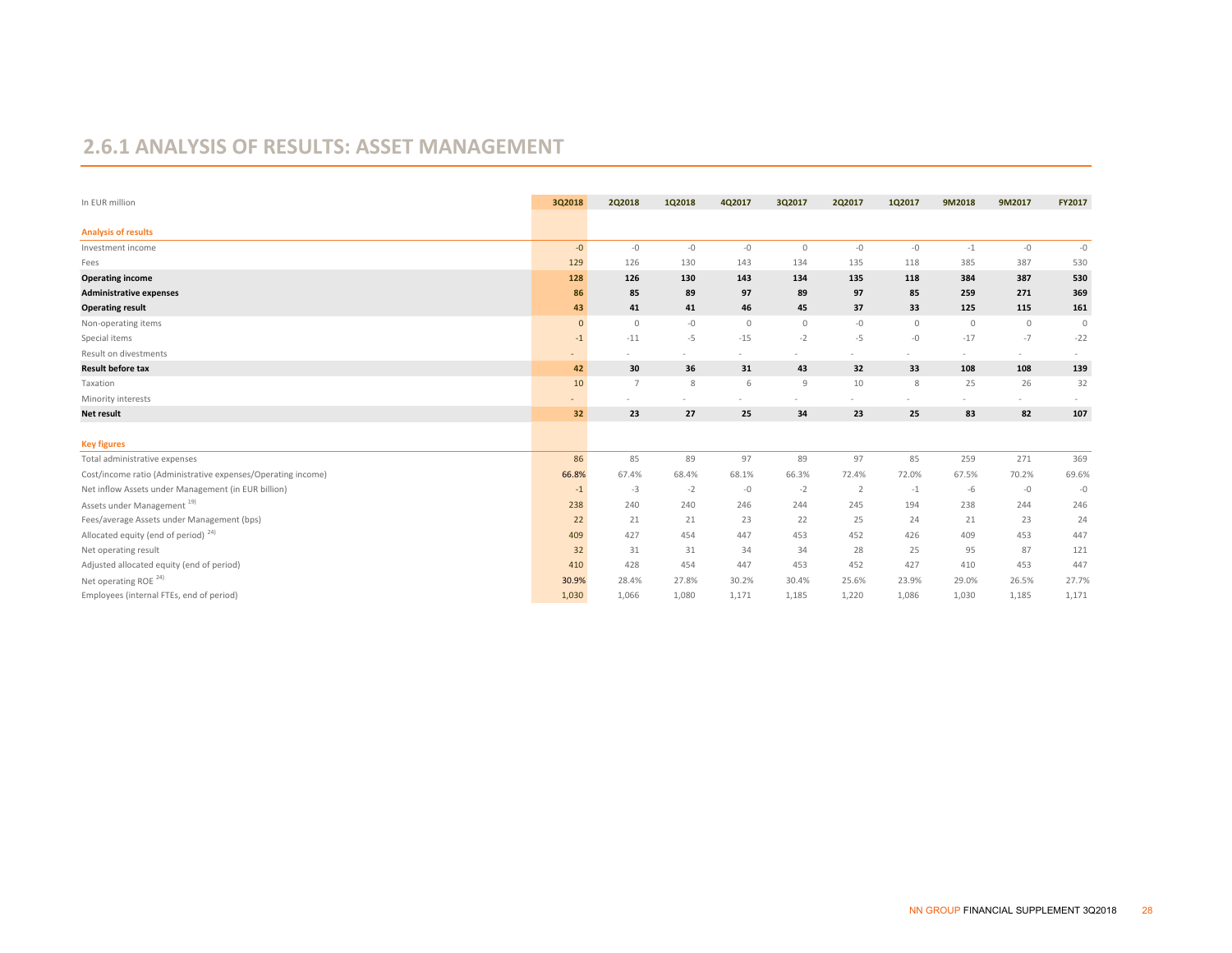## 2.6.1 ANALYSIS OF RESULTS: ASSET MANAGEMENT

| In EUR million | 3Q2018 | 2Q2018 | 1Q2018 | 4Q2017 | 3Q2017 | 2Q2017 | 1Q2017 | 9M2018 | 9M2017 | FY2017 |
|---|---|---|---|---|---|---|---|---|---|---|
| **Analysis of results** | | | | | | | | | | |
| Investment income | -0 | -0 | -0 | -0 | 0 | -0 | -0 | -1 | -0 | -0 |
| Fees | 129 | 126 | 130 | 143 | 134 | 135 | 118 | 385 | 387 | 530 |
| **Operating income** | **128** | **126** | **130** | **143** | **134** | **135** | **118** | **384** | **387** | **530** |
| **Administrative expenses** | **86** | **85** | **89** | **97** | **89** | **97** | **85** | **259** | **271** | **369** |
| **Operating result** | **43** | **41** | **41** | **46** | **45** | **37** | **33** | **125** | **115** | **161** |
| Non-operating items | 0 | 0 | -0 | 0 | 0 | -0 | 0 | 0 | 0 | 0 |
| Special items | -1 | -11 | -5 | -15 | -2 | -5 | -0 | -17 | -7 | -22 |
| Result on divestments | - | - | - | - | - | - | - | - | - | - |
| **Result before tax** | **42** | **30** | **36** | **31** | **43** | **32** | **33** | **108** | **108** | **139** |
| Taxation | 10 | 7 | 8 | 6 | 9 | 10 | 8 | 25 | 26 | 32 |
| Minority interests | - | - | - | - | - | - | - | - | - | - |
| **Net result** | **32** | **23** | **27** | **25** | **34** | **23** | **25** | **83** | **82** | **107** |
| **Key figures** | | | | | | | | | | |
| Total administrative expenses | 86 | 85 | 89 | 97 | 89 | 97 | 85 | 259 | 271 | 369 |
| Cost/income ratio (Administrative expenses/Operating income) | 66.8% | 67.4% | 68.4% | 68.1% | 66.3% | 72.4% | 72.0% | 67.5% | 70.2% | 69.6% |
| Net inflow Assets under Management (in EUR billion) | -1 | -3 | -2 | -0 | -2 | 2 | -1 | -6 | -0 | -0 |
| Assets under Management [19] | 238 | 240 | 240 | 246 | 244 | 245 | 194 | 238 | 244 | 246 |
| Fees/average Assets under Management (bps) | 22 | 21 | 21 | 23 | 22 | 25 | 24 | 21 | 23 | 24 |
| Allocated equity (end of period) [24] | 409 | 427 | 454 | 447 | 453 | 452 | 426 | 409 | 453 | 447 |
| Net operating result | 32 | 31 | 31 | 34 | 34 | 28 | 25 | 95 | 87 | 121 |
| Adjusted allocated equity (end of period) | 410 | 428 | 454 | 447 | 453 | 452 | 427 | 410 | 453 | 447 |
| Net operating ROE [24] | 30.9% | 28.4% | 27.8% | 30.2% | 30.4% | 25.6% | 23.9% | 29.0% | 26.5% | 27.7% |
| Employees (internal FTEs, end of period) | 1,030 | 1,066 | 1,080 | 1,171 | 1,185 | 1,220 | 1,086 | 1,030 | 1,185 | 1,171 |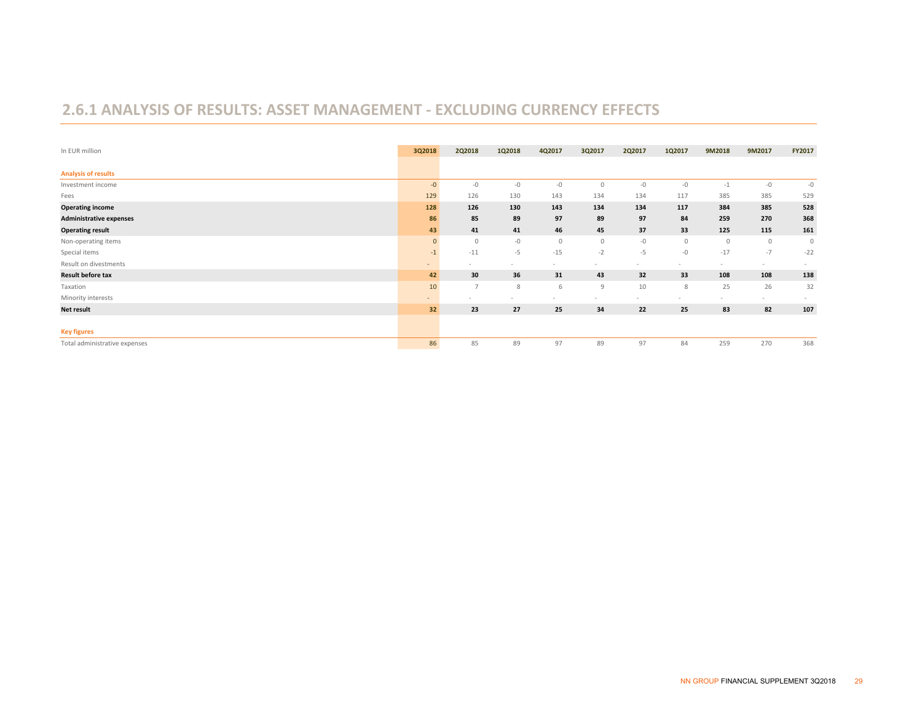## 2.6.1 ANALYSIS OF RESULTS: ASSET MANAGEMENT - EXCLUDING CURRENCY EFFECTS

| In EUR million | 3Q2018 | 2Q2018 | 1Q2018 | 4Q2017 | 3Q2017 | 2Q2017 | 1Q2017 | 9M2018 | 9M2017 | FY2017 |
|---|---|---|---|---|---|---|---|---|---|---|
| **Analysis of results** | | | | | | | | | | |
| Investment income | -0 | -0 | -0 | -0 | 0 | -0 | -0 | -1 | -0 | -0 |
| Fees | 129 | 126 | 130 | 143 | 134 | 134 | 117 | 385 | 385 | 529 |
| **Operating income** | **128** | **126** | **130** | **143** | **134** | **134** | **117** | **384** | **385** | **528** |
| **Administrative expenses** | **86** | **85** | **89** | **97** | **89** | **97** | **84** | **259** | **270** | **368** |
| **Operating result** | **43** | **41** | **41** | **46** | **45** | **37** | **33** | **125** | **115** | **161** |
| Non-operating items | 0 | 0 | -0 | 0 | 0 | -0 | 0 | 0 | 0 | 0 |
| Special items | -1 | -11 | -5 | -15 | -2 | -5 | -0 | -17 | -7 | -22 |
| Result on divestments | - | - | - | - | - | - | - | - | - | - |
| **Result before tax** | **42** | **30** | **36** | **31** | **43** | **32** | **33** | **108** | **108** | **138** |
| Taxation | 10 | 7 | 8 | 6 | 9 | 10 | 8 | 25 | 26 | 32 |
| Minority interests | - | - | - | - | - | - | - | - | - | - |
| **Net result** | **32** | **23** | **27** | **25** | **34** | **22** | **25** | **83** | **82** | **107** |
| **Key figures** | | | | | | | | | | |
| Total administrative expenses | 86 | 85 | 89 | 97 | 89 | 97 | 84 | 259 | 270 | 368 |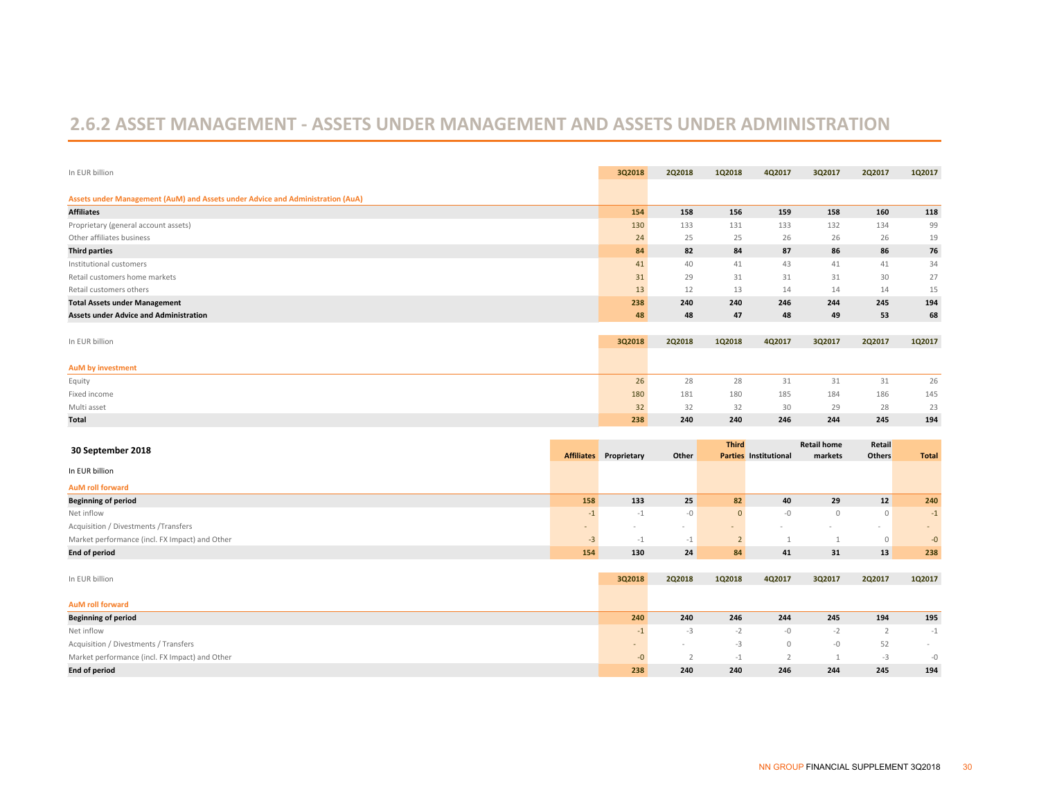## 2.6.2 ASSET MANAGEMENT - ASSETS UNDER MANAGEMENT AND ASSETS UNDER ADMINISTRATION

| In EUR billion | 3Q2018 | 2Q2018 | 1Q2018 | 4Q2017 | 3Q2017 | 2Q2017 | 1Q2017 |
|---|---|---|---|---|---|---|---|
| **Assets under Management (AuM) and Assets under Advice and Administration (AuA)** | | | | | | | |
| **Affiliates** | **154** | **158** | **156** | **159** | **158** | **160** | **118** |
| Proprietary (general account assets) | 130 | 133 | 131 | 133 | 132 | 134 | 99 |
| Other affiliates business | 24 | 25 | 25 | 26 | 26 | 26 | 19 |
| **Third parties** | **84** | **82** | **84** | **87** | **86** | **86** | **76** |
| Institutional customers | 41 | 40 | 41 | 43 | 41 | 41 | 34 |
| Retail customers home markets | 31 | 29 | 31 | 31 | 31 | 30 | 27 |
| Retail customers others | 13 | 12 | 13 | 14 | 14 | 14 | 15 |
| **Total Assets under Management** | **238** | **240** | **240** | **246** | **244** | **245** | **194** |
| **Assets under Advice and Administration** | **48** | **48** | **47** | **48** | **49** | **53** | **68** |

| In EUR billion | 3Q2018 | 2Q2018 | 1Q2018 | 4Q2017 | 3Q2017 | 2Q2017 | 1Q2017 |
|---|---|---|---|---|---|---|---|
| **AuM by investment** | | | | | | | |
| Equity | 26 | 28 | 28 | 31 | 31 | 31 | 26 |
| Fixed income | 180 | 181 | 180 | 185 | 184 | 186 | 145 |
| Multi asset | 32 | 32 | 32 | 30 | 29 | 28 | 23 |
| **Total** | **238** | **240** | **240** | **246** | **244** | **245** | **194** |

| 30 September 2018 | Affiliates | Proprietary | Other | Third Parties | Institutional | Retail home markets | Retail Others | Total |
|---|---|---|---|---|---|---|---|---|
| In EUR billion | | | | | | | | |
| **AuM roll forward** | | | | | | | | |
| **Beginning of period** | **158** | **133** | **25** | **82** | **40** | **29** | **12** | **240** |
| Net inflow | -1 | -1 | -0 | 0 | -0 | 0 | 0 | -1 |
| Acquisition / Divestments /Transfers | - | - | - | - | - | - | - | - |
| Market performance (incl. FX Impact) and Other | -3 | -1 | -1 | 2 | 1 | 1 | 0 | -0 |
| **End of period** | **154** | **130** | **24** | **84** | **41** | **31** | **13** | **238** |

| In EUR billion | 3Q2018 | 2Q2018 | 1Q2018 | 4Q2017 | 3Q2017 | 2Q2017 | 1Q2017 |
|---|---|---|---|---|---|---|---|
| **AuM roll forward** | | | | | | | |
| **Beginning of period** | **240** | **240** | **246** | **244** | **245** | **194** | **195** |
| Net inflow | -1 | -3 | -2 | -0 | -2 | 2 | -1 |
| Acquisition / Divestments / Transfers | - | - | -3 | 0 | -0 | 52 | - |
| Market performance (incl. FX Impact) and Other | -0 | 2 | -1 | 2 | 1 | -3 | -0 |
| **End of period** | **238** | **240** | **240** | **246** | **244** | **245** | **194** |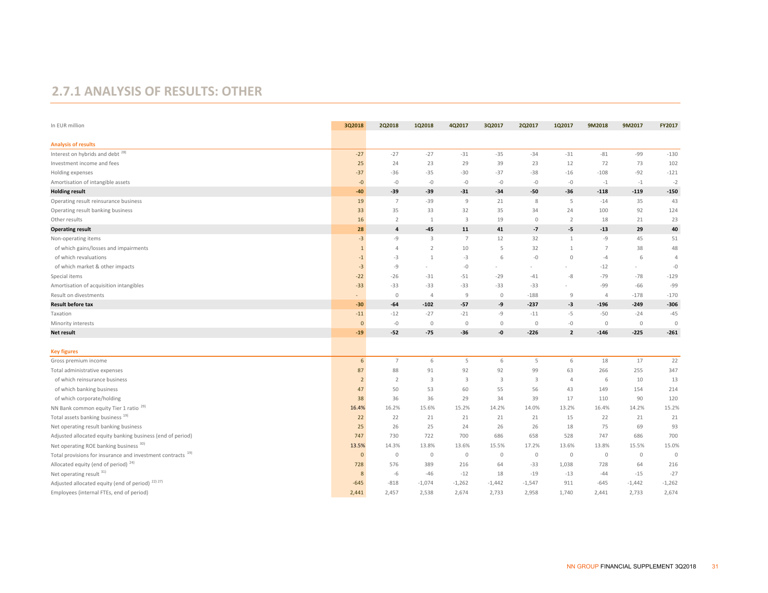## 2.7.1 ANALYSIS OF RESULTS: OTHER

| In EUR million | 3Q2018 | 2Q2018 | 1Q2018 | 4Q2017 | 3Q2017 | 2Q2017 | 1Q2017 | 9M2018 | 9M2017 | FY2017 |
|---|---|---|---|---|---|---|---|---|---|---|
| **Analysis of results** | | | | | | | | | | |
| Interest on hybrids and debt [28] | -27 | -27 | -27 | -31 | -35 | -34 | -31 | -81 | -99 | -130 |
| Investment income and fees | 25 | 24 | 23 | 29 | 39 | 23 | 12 | 72 | 73 | 102 |
| Holding expenses | -37 | -36 | -35 | -30 | -37 | -38 | -16 | -108 | -92 | -121 |
| Amortisation of intangible assets | -0 | -0 | -0 | -0 | -0 | -0 | -0 | -1 | -1 | -2 |
| **Holding result** | **-40** | **-39** | **-39** | **-31** | **-34** | **-50** | **-36** | **-118** | **-119** | **-150** |
| Operating result reinsurance business | 19 | 7 | -39 | 9 | 21 | 8 | 5 | -14 | 35 | 43 |
| Operating result banking business | 33 | 35 | 33 | 32 | 35 | 34 | 24 | 100 | 92 | 124 |
| Other results | 16 | 2 | 1 | 3 | 19 | 0 | 2 | 18 | 21 | 23 |
| **Operating result** | **28** | **4** | **-45** | **11** | **41** | **-7** | **-5** | **-13** | **29** | **40** |
| Non-operating items | -3 | -9 | 3 | 7 | 12 | 32 | 1 | -9 | 45 | 51 |
| of which gains/losses and impairments | 1 | 4 | 2 | 10 | 5 | 32 | 1 | 7 | 38 | 48 |
| of which revaluations | -1 | -3 | 1 | -3 | 6 | -0 | 0 | -4 | 6 | 4 |
| of which market & other impacts | -3 | -9 | - | -0 | - | - | - | -12 | - | -0 |
| Special items | -22 | -26 | -31 | -51 | -29 | -41 | -8 | -79 | -78 | -129 |
| Amortisation of acquisition intangibles | -33 | -33 | -33 | -33 | -33 | -33 | - | -99 | -66 | -99 |
| Result on divestments | - | 0 | 4 | 9 | 0 | -188 | 9 | 4 | -178 | -170 |
| **Result before tax** | **-30** | **-64** | **-102** | **-57** | **-9** | **-237** | **-3** | **-196** | **-249** | **-306** |
| Taxation | -11 | -12 | -27 | -21 | -9 | -11 | -5 | -50 | -24 | -45 |
| Minority interests | 0 | -0 | 0 | 0 | 0 | 0 | -0 | 0 | 0 | 0 |
| **Net result** | **-19** | **-52** | **-75** | **-36** | **-0** | **-226** | **2** | **-146** | **-225** | **-261** |
| **Key figures** | | | | | | | | | | |
| Gross premium income | 6 | 7 | 6 | 5 | 6 | 5 | 6 | 18 | 17 | 22 |
| Total administrative expenses | 87 | 88 | 91 | 92 | 92 | 99 | 63 | 266 | 255 | 347 |
| of which reinsurance business | 2 | 2 | 3 | 3 | 3 | 3 | 4 | 6 | 10 | 13 |
| of which banking business | 47 | 50 | 53 | 60 | 55 | 56 | 43 | 149 | 154 | 214 |
| of which corporate/holding | 38 | 36 | 36 | 29 | 34 | 39 | 17 | 110 | 90 | 120 |
| NN Bank common equity Tier 1 ratio [29] | 16.4% | 16.2% | 15.6% | 15.2% | 14.2% | 14.0% | 13.2% | 16.4% | 14.2% | 15.2% |
| Total assets banking business [19] | 22 | 22 | 21 | 21 | 21 | 21 | 15 | 22 | 21 | 21 |
| Net operating result banking business | 25 | 26 | 25 | 24 | 26 | 26 | 18 | 75 | 69 | 93 |
| Adjusted allocated equity banking business (end of period) | 747 | 730 | 722 | 700 | 686 | 658 | 528 | 747 | 686 | 700 |
| Net operating ROE banking business [30] | 13.5% | 14.3% | 13.8% | 13.6% | 15.5% | 17.2% | 13.6% | 13.8% | 15.5% | 15.0% |
| Total provisions for insurance and investment contracts [19] | 0 | 0 | 0 | 0 | 0 | 0 | 0 | 0 | 0 | 0 |
| Allocated equity (end of period) [24] | 728 | 576 | 389 | 216 | 64 | -33 | 1,038 | 728 | 64 | 216 |
| Net operating result [31] | 8 | -6 | -46 | -12 | 18 | -19 | -13 | -44 | -15 | -27 |
| Adjusted allocated equity (end of period) [22] [27] | -645 | -818 | -1,074 | -1,262 | -1,442 | -1,547 | 911 | -645 | -1,442 | -1,262 |
| Employees (internal FTEs, end of period) | 2,441 | 2,457 | 2,538 | 2,674 | 2,733 | 2,958 | 1,740 | 2,441 | 2,733 | 2,674 |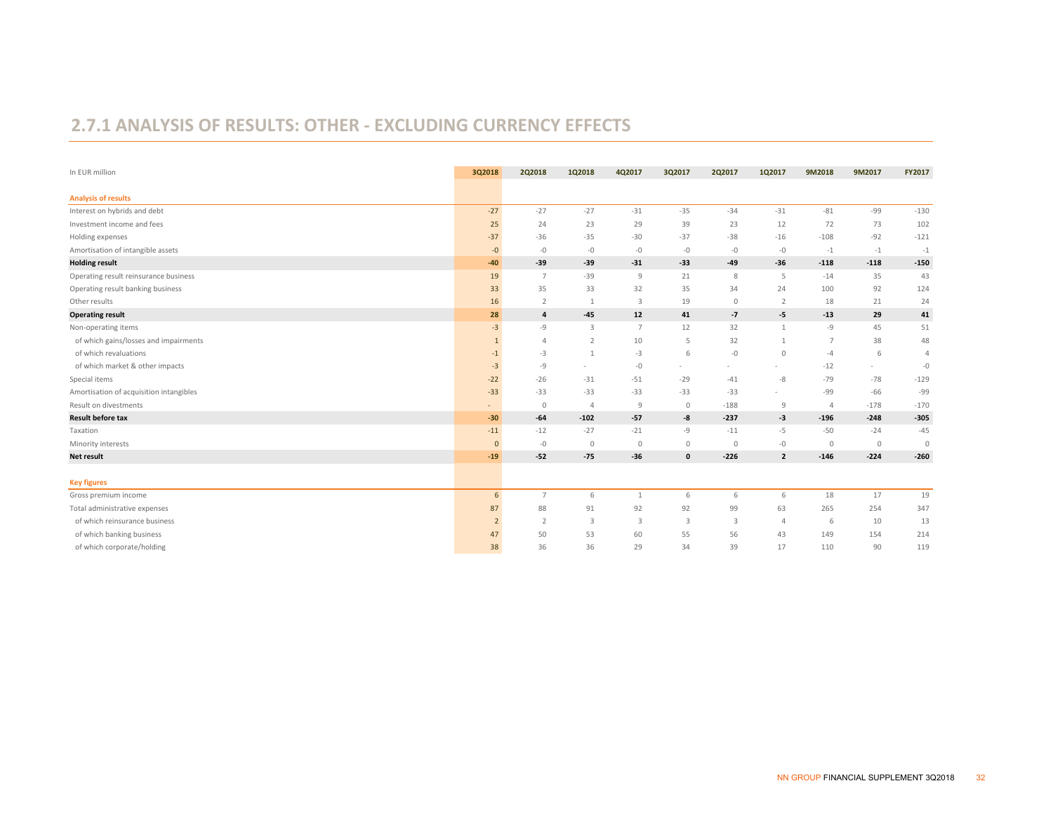## 2.7.1 ANALYSIS OF RESULTS: OTHER - EXCLUDING CURRENCY EFFECTS

| In EUR million | 3Q2018 | 2Q2018 | 1Q2018 | 4Q2017 | 3Q2017 | 2Q2017 | 1Q2017 | 9M2018 | 9M2017 | FY2017 |
|---|---|---|---|---|---|---|---|---|---|---|
| **Analysis of results** | | | | | | | | | | |
| Interest on hybrids and debt | -27 | -27 | -27 | -31 | -35 | -34 | -31 | -81 | -99 | -130 |
| Investment income and fees | 25 | 24 | 23 | 29 | 39 | 23 | 12 | 72 | 73 | 102 |
| Holding expenses | -37 | -36 | -35 | -30 | -37 | -38 | -16 | -108 | -92 | -121 |
| Amortisation of intangible assets | -0 | -0 | -0 | -0 | -0 | -0 | -0 | -1 | -1 | -1 |
| **Holding result** | **-40** | **-39** | **-39** | **-31** | **-33** | **-49** | **-36** | **-118** | **-118** | **-150** |
| Operating result reinsurance business | 19 | 7 | -39 | 9 | 21 | 8 | 5 | -14 | 35 | 43 |
| Operating result banking business | 33 | 35 | 33 | 32 | 35 | 34 | 24 | 100 | 92 | 124 |
| Other results | 16 | 2 | 1 | 3 | 19 | 0 | 2 | 18 | 21 | 24 |
| **Operating result** | **28** | **4** | **-45** | **12** | **41** | **-7** | **-5** | **-13** | **29** | **41** |
| Non-operating items | -3 | -9 | 3 | 7 | 12 | 32 | 1 | -9 | 45 | 51 |
| of which gains/losses and impairments | 1 | 4 | 2 | 10 | 5 | 32 | 1 | 7 | 38 | 48 |
| of which revaluations | -1 | -3 | 1 | -3 | 6 | -0 | 0 | -4 | 6 | 4 |
| of which market & other impacts | -3 | -9 | - | -0 | - | - | - | -12 | - | -0 |
| Special items | -22 | -26 | -31 | -51 | -29 | -41 | -8 | -79 | -78 | -129 |
| Amortisation of acquisition intangibles | -33 | -33 | -33 | -33 | -33 | -33 | - | -99 | -66 | -99 |
| Result on divestments | - | 0 | 4 | 9 | 0 | -188 | 9 | 4 | -178 | -170 |
| **Result before tax** | **-30** | **-64** | **-102** | **-57** | **-8** | **-237** | **-3** | **-196** | **-248** | **-305** |
| Taxation | -11 | -12 | -27 | -21 | -9 | -11 | -5 | -50 | -24 | -45 |
| Minority interests | 0 | -0 | 0 | 0 | 0 | 0 | -0 | 0 | 0 | 0 |
| **Net result** | **-19** | **-52** | **-75** | **-36** | **0** | **-226** | **2** | **-146** | **-224** | **-260** |
| **Key figures** | | | | | | | | | | |
| Gross premium income | 6 | 7 | 6 | 1 | 6 | 6 | 6 | 18 | 17 | 19 |
| Total administrative expenses | 87 | 88 | 91 | 92 | 92 | 99 | 63 | 265 | 254 | 347 |
| of which reinsurance business | 2 | 2 | 3 | 3 | 3 | 3 | 4 | 6 | 10 | 13 |
| of which banking business | 47 | 50 | 53 | 60 | 55 | 56 | 43 | 149 | 154 | 214 |
| of which corporate/holding | 38 | 36 | 36 | 29 | 34 | 39 | 17 | 110 | 90 | 119 |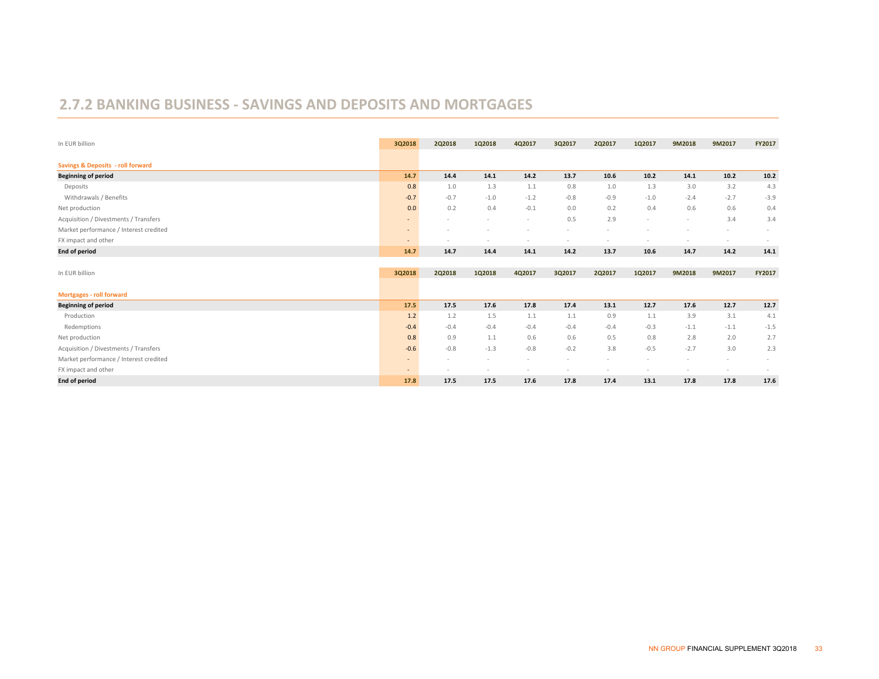## 2.7.2 BANKING BUSINESS - SAVINGS AND DEPOSITS AND MORTGAGES

| In EUR billion | 3Q2018 | 2Q2018 | 1Q2018 | 4Q2017 | 3Q2017 | 2Q2017 | 1Q2017 | 9M2018 | 9M2017 | FY2017 |
|---|---|---|---|---|---|---|---|---|---|---|
| **Savings & Deposits - roll forward** | | | | | | | | | | |
| **Beginning of period** | **14.7** | **14.4** | **14.1** | **14.2** | **13.7** | **10.6** | **10.2** | **14.1** | **10.2** | **10.2** |
| Deposits | 0.8 | 1.0 | 1.3 | 1.1 | 0.8 | 1.0 | 1.3 | 3.0 | 3.2 | 4.3 |
| Withdrawals / Benefits | -0.7 | -0.7 | -1.0 | -1.2 | -0.8 | -0.9 | -1.0 | -2.4 | -2.7 | -3.9 |
| Net production | 0.0 | 0.2 | 0.4 | -0.1 | 0.0 | 0.2 | 0.4 | 0.6 | 0.6 | 0.4 |
| Acquisition / Divestments / Transfers | - | - | - | - | 0.5 | 2.9 | - | - | 3.4 | 3.4 |
| Market performance / Interest credited | - | - | - | - | - | - | - | - | - | - |
| FX impact and other | - | - | - | - | - | - | - | - | - | - |
| **End of period** | **14.7** | **14.7** | **14.4** | **14.1** | **14.2** | **13.7** | **10.6** | **14.7** | **14.2** | **14.1** |

| In EUR billion | 3Q2018 | 2Q2018 | 1Q2018 | 4Q2017 | 3Q2017 | 2Q2017 | 1Q2017 | 9M2018 | 9M2017 | FY2017 |
|---|---|---|---|---|---|---|---|---|---|---|
| **Mortgages - roll forward** | | | | | | | | | | |
| **Beginning of period** | **17.5** | **17.5** | **17.6** | **17.8** | **17.4** | **13.1** | **12.7** | **17.6** | **12.7** | **12.7** |
| Production | 1.2 | 1.2 | 1.5 | 1.1 | 1.1 | 0.9 | 1.1 | 3.9 | 3.1 | 4.1 |
| Redemptions | -0.4 | -0.4 | -0.4 | -0.4 | -0.4 | -0.4 | -0.3 | -1.1 | -1.1 | -1.5 |
| Net production | 0.8 | 0.9 | 1.1 | 0.6 | 0.6 | 0.5 | 0.8 | 2.8 | 2.0 | 2.7 |
| Acquisition / Divestments / Transfers | -0.6 | -0.8 | -1.3 | -0.8 | -0.2 | 3.8 | -0.5 | -2.7 | 3.0 | 2.3 |
| Market performance / Interest credited | - | - | - | - | - | - | - | - | - | - |
| FX impact and other | - | - | - | - | - | - | - | - | - | - |
| **End of period** | **17.8** | **17.5** | **17.5** | **17.6** | **17.8** | **17.4** | **13.1** | **17.8** | **17.8** | **17.6** |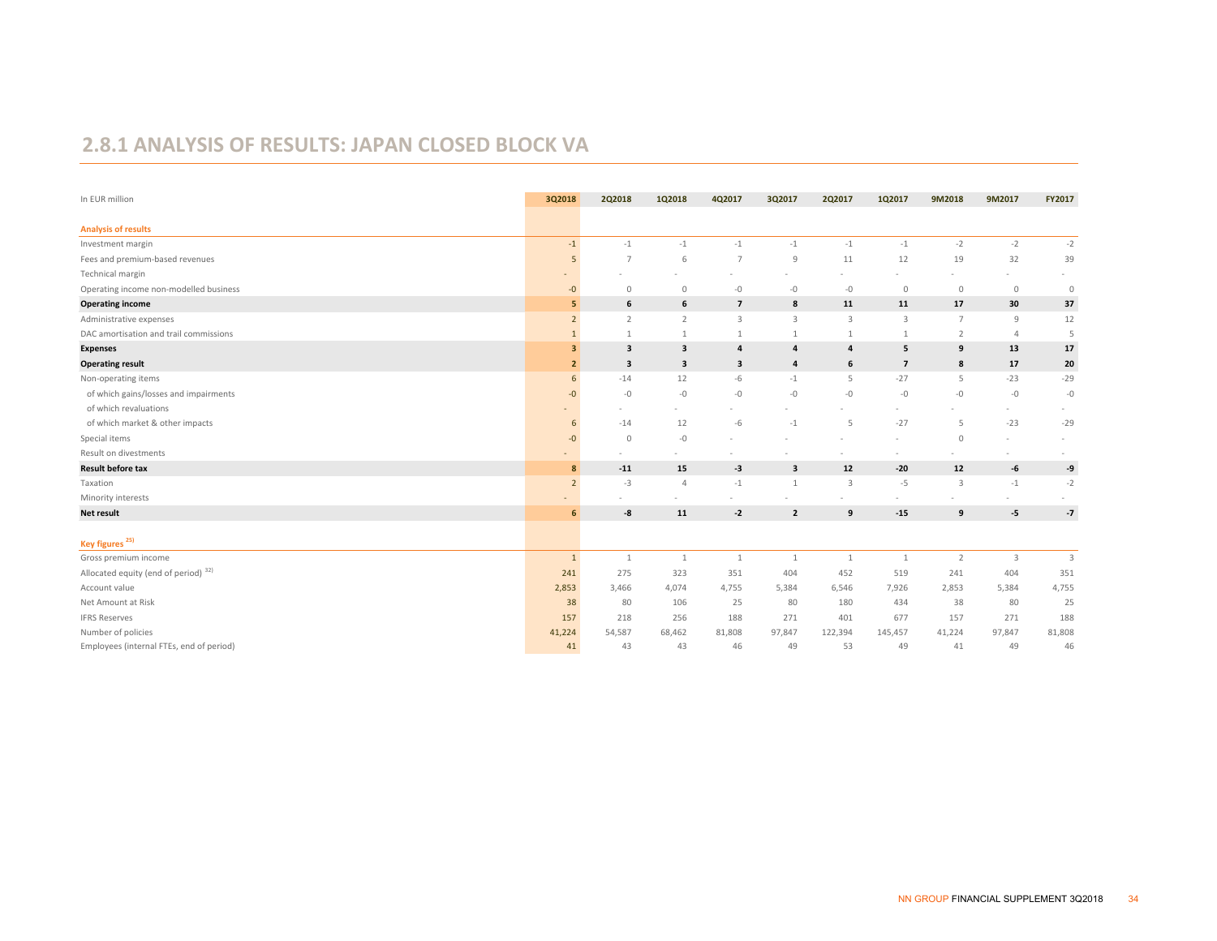## 2.8.1 ANALYSIS OF RESULTS: JAPAN CLOSED BLOCK VA

| In EUR million | 3Q2018 | 2Q2018 | 1Q2018 | 4Q2017 | 3Q2017 | 2Q2017 | 1Q2017 | 9M2018 | 9M2017 | FY2017 |
|---|---|---|---|---|---|---|---|---|---|---|
| **Analysis of results** | | | | | | | | | | |
| Investment margin | -1 | -1 | -1 | -1 | -1 | -1 | -1 | -2 | -2 | -2 |
| Fees and premium-based revenues | 5 | 7 | 6 | 7 | 9 | 11 | 12 | 19 | 32 | 39 |
| Technical margin | - | - | - | - | - | - | - | - | - | - |
| Operating income non-modelled business | -0 | 0 | 0 | -0 | -0 | -0 | 0 | 0 | 0 | 0 |
| **Operating income** | **5** | **6** | **6** | **7** | **8** | **11** | **11** | **17** | **30** | **37** |
| Administrative expenses | 2 | 2 | 2 | 3 | 3 | 3 | 3 | 7 | 9 | 12 |
| DAC amortisation and trail commissions | 1 | 1 | 1 | 1 | 1 | 1 | 1 | 2 | 4 | 5 |
| **Expenses** | **3** | **3** | **3** | **4** | **4** | **4** | **5** | **9** | **13** | **17** |
| **Operating result** | **2** | **3** | **3** | **3** | **4** | **6** | **7** | **8** | **17** | **20** |
| Non-operating items | 6 | -14 | 12 | -6 | -1 | 5 | -27 | 5 | -23 | -29 |
| of which gains/losses and impairments | -0 | -0 | -0 | -0 | -0 | -0 | -0 | -0 | -0 | -0 |
| of which revaluations | - | - | - | - | - | - | - | - | - | - |
| of which market & other impacts | 6 | -14 | 12 | -6 | -1 | 5 | -27 | 5 | -23 | -29 |
| Special items | -0 | 0 | -0 | - | - | - | - | 0 | - | - |
| Result on divestments | - | - | - | - | - | - | - | - | - | - |
| **Result before tax** | **8** | **-11** | **15** | **-3** | **3** | **12** | **-20** | **12** | **-6** | **-9** |
| Taxation | 2 | -3 | 4 | -1 | 1 | 3 | -5 | 3 | -1 | -2 |
| Minority interests | - | - | - | - | - | - | - | - | - | - |
| **Net result** | **6** | **-8** | **11** | **-2** | **2** | **9** | **-15** | **9** | **-5** | **-7** |
| **Key figures** [25] | | | | | | | | | | |
| Gross premium income | 1 | 1 | 1 | 1 | 1 | 1 | 1 | 2 | 3 | 3 |
| Allocated equity (end of period) [32] | 241 | 275 | 323 | 351 | 404 | 452 | 519 | 241 | 404 | 351 |
| Account value | 2,853 | 3,466 | 4,074 | 4,755 | 5,384 | 6,546 | 7,926 | 2,853 | 5,384 | 4,755 |
| Net Amount at Risk | 38 | 80 | 106 | 25 | 80 | 180 | 434 | 38 | 80 | 25 |
| IFRS Reserves | 157 | 218 | 256 | 188 | 271 | 401 | 677 | 157 | 271 | 188 |
| Number of policies | 41,224 | 54,587 | 68,462 | 81,808 | 97,847 | 122,394 | 145,457 | 41,224 | 97,847 | 81,808 |
| Employees (internal FTEs, end of period) | 41 | 43 | 43 | 46 | 49 | 53 | 49 | 41 | 49 | 46 |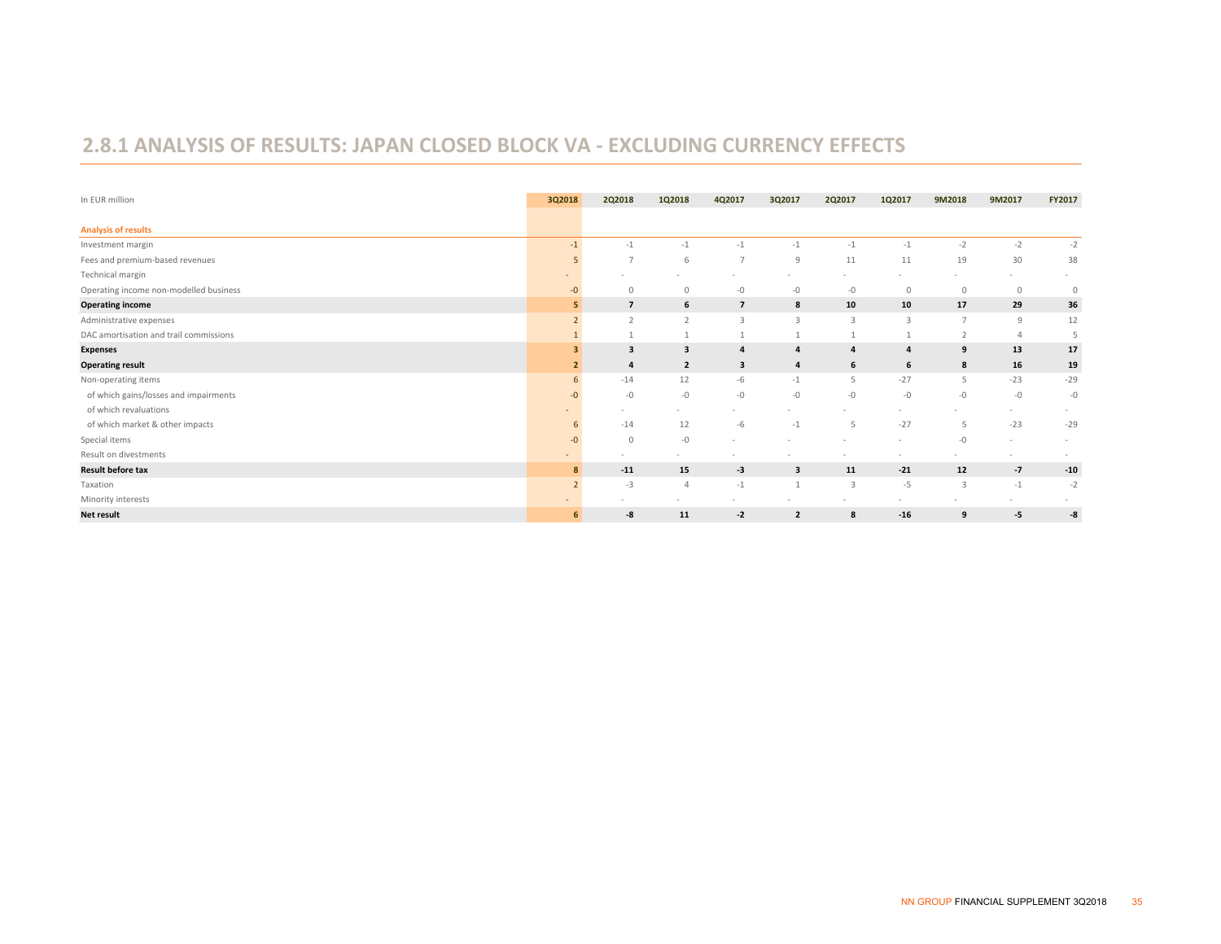## 2.8.1 ANALYSIS OF RESULTS: JAPAN CLOSED BLOCK VA - EXCLUDING CURRENCY EFFECTS

| In EUR million | 3Q2018 | 2Q2018 | 1Q2018 | 4Q2017 | 3Q2017 | 2Q2017 | 1Q2017 | 9M2018 | 9M2017 | FY2017 |
|---|---|---|---|---|---|---|---|---|---|---|
| **Analysis of results** | | | | | | | | | | |
| Investment margin | -1 | -1 | -1 | -1 | -1 | -1 | -1 | -2 | -2 | -2 |
| Fees and premium-based revenues | 5 | 7 | 6 | 7 | 9 | 11 | 11 | 19 | 30 | 38 |
| Technical margin | - | - | - | - | - | - | - | - | - | - |
| Operating income non-modelled business | -0 | 0 | 0 | -0 | -0 | -0 | 0 | 0 | 0 | 0 |
| **Operating income** | **5** | **7** | **6** | **7** | **8** | **10** | **10** | **17** | **29** | **36** |
| Administrative expenses | 2 | 2 | 2 | 3 | 3 | 3 | 3 | 7 | 9 | 12 |
| DAC amortisation and trail commissions | 1 | 1 | 1 | 1 | 1 | 1 | 1 | 2 | 4 | 5 |
| **Expenses** | **3** | **3** | **3** | **4** | **4** | **4** | **4** | **9** | **13** | **17** |
| **Operating result** | **2** | **4** | **2** | **3** | **4** | **6** | **6** | **8** | **16** | **19** |
| Non-operating items | 6 | -14 | 12 | -6 | -1 | 5 | -27 | 5 | -23 | -29 |
| of which gains/losses and impairments | -0 | -0 | -0 | -0 | -0 | -0 | -0 | -0 | -0 | -0 |
| of which revaluations | - | - | - | - | - | - | - | - | - | - |
| of which market & other impacts | 6 | -14 | 12 | -6 | -1 | 5 | -27 | 5 | -23 | -29 |
| Special items | -0 | 0 | -0 | - | - | - | - | -0 | - | - |
| Result on divestments | - | - | - | - | - | - | - | - | - | - |
| **Result before tax** | **8** | **-11** | **15** | **-3** | **3** | **11** | **-21** | **12** | **-7** | **-10** |
| Taxation | 2 | -3 | 4 | -1 | 1 | 3 | -5 | 3 | -1 | -2 |
| Minority interests | - | - | - | - | - | - | - | - | - | - |
| **Net result** | **6** | **-8** | **11** | **-2** | **2** | **8** | **-16** | **9** | **-5** | **-8** |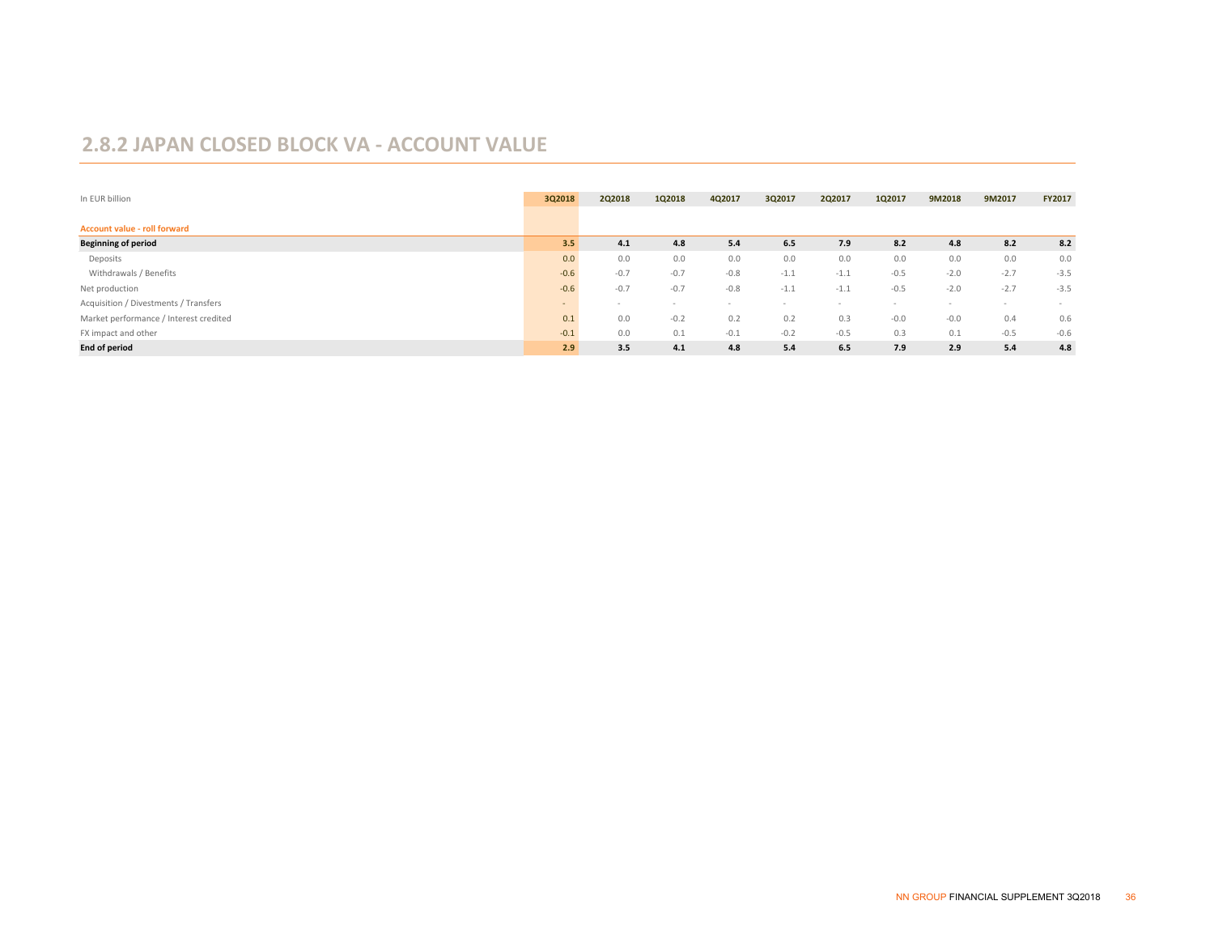## 2.8.2 JAPAN CLOSED BLOCK VA - ACCOUNT VALUE

| In EUR billion | 3Q2018 | 2Q2018 | 1Q2018 | 4Q2017 | 3Q2017 | 2Q2017 | 1Q2017 | 9M2018 | 9M2017 | FY2017 |
|---|---|---|---|---|---|---|---|---|---|---|
| **Account value - roll forward** | | | | | | | | | | |
| **Beginning of period** | **3.5** | **4.1** | **4.8** | **5.4** | **6.5** | **7.9** | **8.2** | **4.8** | **8.2** | **8.2** |
| Deposits | 0.0 | 0.0 | 0.0 | 0.0 | 0.0 | 0.0 | 0.0 | 0.0 | 0.0 | 0.0 |
| Withdrawals / Benefits | -0.6 | -0.7 | -0.7 | -0.8 | -1.1 | -1.1 | -0.5 | -2.0 | -2.7 | -3.5 |
| Net production | -0.6 | -0.7 | -0.7 | -0.8 | -1.1 | -1.1 | -0.5 | -2.0 | -2.7 | -3.5 |
| Acquisition / Divestments / Transfers | - | - | - | - | - | - | - | - | - | - |
| Market performance / Interest credited | 0.1 | 0.0 | -0.2 | 0.2 | 0.2 | 0.3 | -0.0 | -0.0 | 0.4 | 0.6 |
| FX impact and other | -0.1 | 0.0 | 0.1 | -0.1 | -0.2 | -0.5 | 0.3 | 0.1 | -0.5 | -0.6 |
| **End of period** | **2.9** | **3.5** | **4.1** | **4.8** | **5.4** | **6.5** | **7.9** | **2.9** | **5.4** | **4.8** |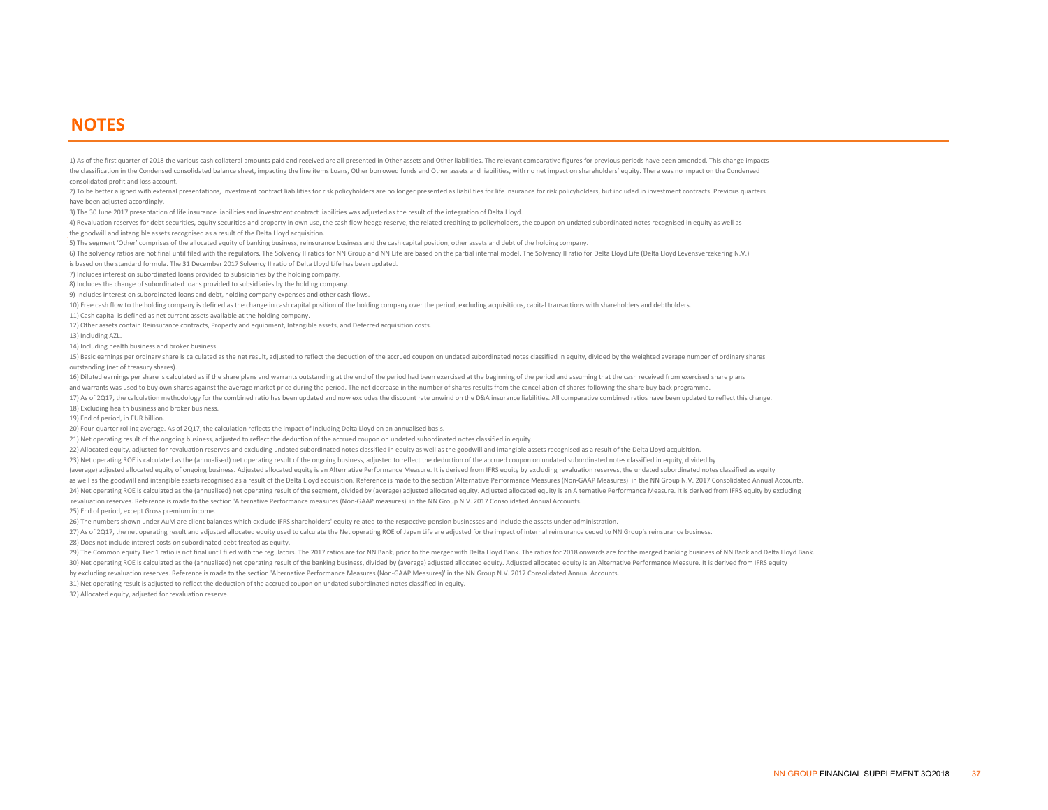# NOTES

1) As of the first quarter of 2018 the various cash collateral amounts paid and received are all presented in Other assets and Other liabilities. The relevant comparative figures for previous periods have been amended. This change impacts the classification in the Condensed consolidated balance sheet, impacting the line items Loans, Other borrowed funds and Other assets and liabilities, with no net impact on shareholders' equity. There was no impact on the Condensed consolidated profit and loss account.

2) To be better aligned with external presentations, investment contract liabilities for risk policyholders are no longer presented as liabilities for life insurance for risk policyholders, but included in investment contracts. Previous quarters have been adjusted accordingly.

3) The 30 June 2017 presentation of life insurance liabilities and investment contract liabilities was adjusted as the result of the integration of Delta Lloyd.

4) Revaluation reserves for debt securities, equity securities and property in own use, the cash flow hedge reserve, the related crediting to policyholders, the coupon on undated subordinated notes recognised in equity as well as the goodwill and intangible assets recognised as a result of the Delta Lloyd acquisition.

5) The segment 'Other' comprises of the allocated equity of banking business, reinsurance business and the cash capital position, other assets and debt of the holding company.

6) The solvency ratios are not final until filed with the regulators. The Solvency II ratios for NN Group and NN Life are based on the partial internal model. The Solvency II ratio for Delta Lloyd Life (Delta Lloyd Levensverzekering N.V.) is based on the standard formula. The 31 December 2017 Solvency II ratio of Delta Lloyd Life has been updated.

7) Includes interest on subordinated loans provided to subsidiaries by the holding company.

8) Includes the change of subordinated loans provided to subsidiaries by the holding company.

9) Includes interest on subordinated loans and debt, holding company expenses and other cash flows.

10) Free cash flow to the holding company is defined as the change in cash capital position of the holding company over the period, excluding acquisitions, capital transactions with shareholders and debtholders.

11) Cash capital is defined as net current assets available at the holding company.

12) Other assets contain Reinsurance contracts, Property and equipment, Intangible assets, and Deferred acquisition costs.

13) Including AZL.

14) Including health business and broker business.

15) Basic earnings per ordinary share is calculated as the net result, adjusted to reflect the deduction of the accrued coupon on undated subordinated notes classified in equity, divided by the weighted average number of ordinary shares outstanding (net of treasury shares).

16) Diluted earnings per share is calculated as if the share plans and warrants outstanding at the end of the period had been exercised at the beginning of the period and assuming that the cash received from exercised share plans and warrants was used to buy own shares against the average market price during the period. The net decrease in the number of shares results from the cancellation of shares following the share buy back programme.

17) As of 2Q17, the calculation methodology for the combined ratio has been updated and now excludes the discount rate unwind on the D&A insurance liabilities. All comparative combined ratios have been updated to reflect this change.

18) Excluding health business and broker business.

19) End of period, in EUR billion.

20) Four-quarter rolling average. As of 2Q17, the calculation reflects the impact of including Delta Lloyd on an annualised basis.

21) Net operating result of the ongoing business, adjusted to reflect the deduction of the accrued coupon on undated subordinated notes classified in equity.

22) Allocated equity, adjusted for revaluation reserves and excluding undated subordinated notes classified in equity as well as the goodwill and intangible assets recognised as a result of the Delta Lloyd acquisition.

23) Net operating ROE is calculated as the (annualised) net operating result of the ongoing business, adjusted to reflect the deduction of the accrued coupon on undated subordinated notes classified in equity, divided by (average) adjusted allocated equity of ongoing business. Adjusted allocated equity is an Alternative Performance Measure. It is derived from IFRS equity by excluding revaluation reserves, the undated subordinated notes classified as equity as well as the goodwill and intangible assets recognised as a result of the Delta Lloyd acquisition. Reference is made to the section 'Alternative Performance Measures (Non-GAAP Measures)' in the NN Group N.V. 2017 Consolidated Annual Accounts.

24) Net operating ROE is calculated as the (annualised) net operating result of the segment, divided by (average) adjusted allocated equity. Adjusted allocated equity is an Alternative Performance Measure. It is derived from IFRS equity by excluding revaluation reserves. Reference is made to the section 'Alternative Performance measures (Non-GAAP measures)' in the NN Group N.V. 2017 Consolidated Annual Accounts.

25) End of period, except Gross premium income.

26) The numbers shown under AuM are client balances which exclude IFRS shareholders' equity related to the respective pension businesses and include the assets under administration.

27) As of 2Q17, the net operating result and adjusted allocated equity used to calculate the Net operating ROE of Japan Life are adjusted for the impact of internal reinsurance ceded to NN Group's reinsurance business.

28) Does not include interest costs on subordinated debt treated as equity.

29) The Common equity Tier 1 ratio is not final until filed with the regulators. The 2017 ratios are for NN Bank, prior to the merger with Delta Lloyd Bank. The ratios for 2018 onwards are for the merged banking business of NN Bank and Delta Lloyd Bank.

30) Net operating ROE is calculated as the (annualised) net operating result of the banking business, divided by (average) adjusted allocated equity. Adjusted allocated equity is an Alternative Performance Measure. It is derived from IFRS equity by excluding revaluation reserves. Reference is made to the section 'Alternative Performance Measures (Non-GAAP Measures)' in the NN Group N.V. 2017 Consolidated Annual Accounts.

31) Net operating result is adjusted to reflect the deduction of the accrued coupon on undated subordinated notes classified in equity.

32) Allocated equity, adjusted for revaluation reserve.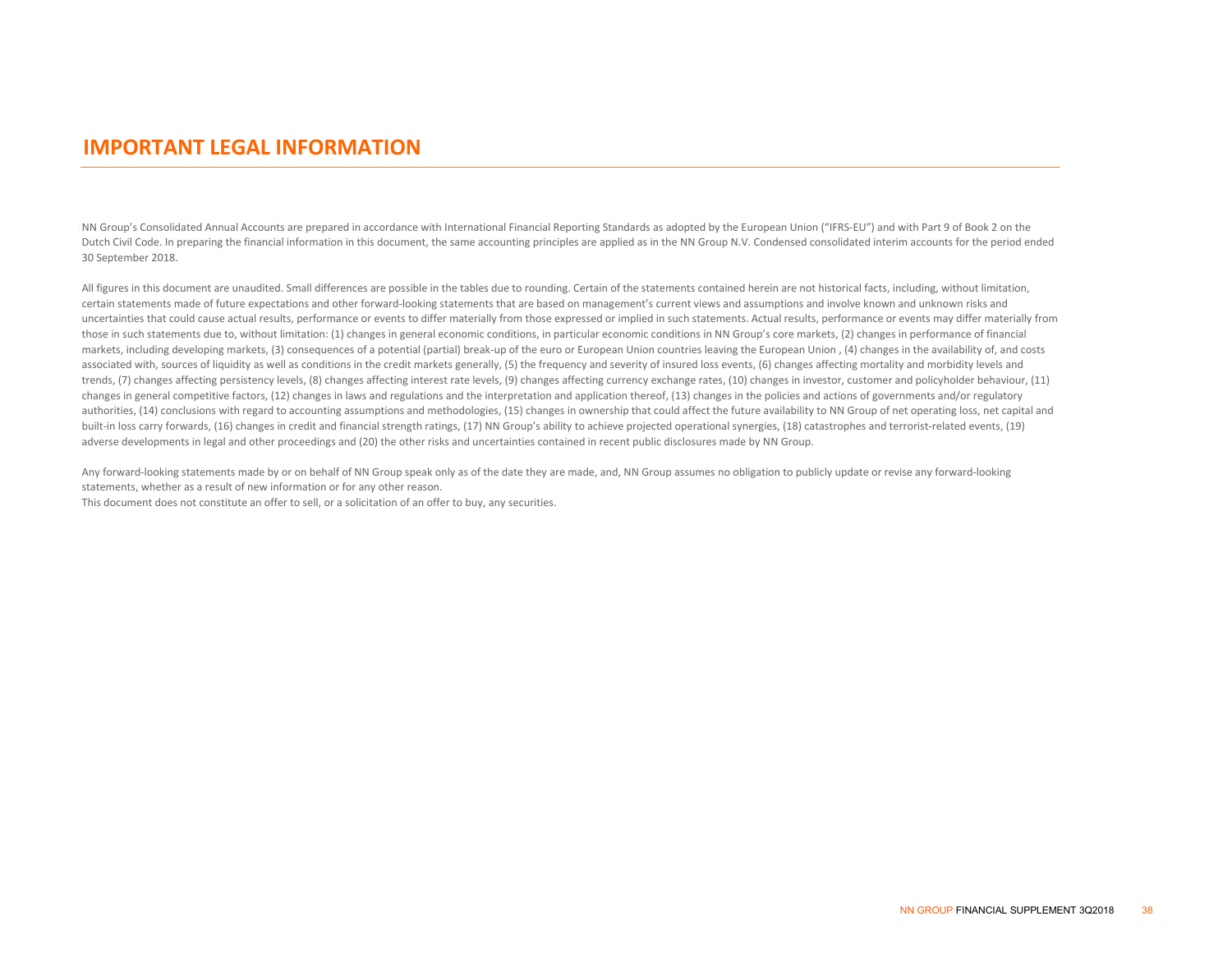# IMPORTANT LEGAL INFORMATION

NN Group's Consolidated Annual Accounts are prepared in accordance with International Financial Reporting Standards as adopted by the European Union ("IFRS-EU") and with Part 9 of Book 2 on the Dutch Civil Code. In preparing the financial information in this document, the same accounting principles are applied as in the NN Group N.V. Condensed consolidated interim accounts for the period ended 30 September 2018.

All figures in this document are unaudited. Small differences are possible in the tables due to rounding. Certain of the statements contained herein are not historical facts, including, without limitation, certain statements made of future expectations and other forward-looking statements that are based on management's current views and assumptions and involve known and unknown risks and uncertainties that could cause actual results, performance or events to differ materially from those expressed or implied in such statements. Actual results, performance or events may differ materially from those in such statements due to, without limitation: (1) changes in general economic conditions, in particular economic conditions in NN Group's core markets, (2) changes in performance of financial markets, including developing markets, (3) consequences of a potential (partial) break-up of the euro or European Union countries leaving the European Union , (4) changes in the availability of, and costs associated with, sources of liquidity as well as conditions in the credit markets generally, (5) the frequency and severity of insured loss events, (6) changes affecting mortality and morbidity levels and trends, (7) changes affecting persistency levels, (8) changes affecting interest rate levels, (9) changes affecting currency exchange rates, (10) changes in investor, customer and policyholder behaviour, (11) changes in general competitive factors, (12) changes in laws and regulations and the interpretation and application thereof, (13) changes in the policies and actions of governments and/or regulatory authorities, (14) conclusions with regard to accounting assumptions and methodologies, (15) changes in ownership that could affect the future availability to NN Group of net operating loss, net capital and built-in loss carry forwards, (16) changes in credit and financial strength ratings, (17) NN Group's ability to achieve projected operational synergies, (18) catastrophes and terrorist-related events, (19) adverse developments in legal and other proceedings and (20) the other risks and uncertainties contained in recent public disclosures made by NN Group.

Any forward-looking statements made by or on behalf of NN Group speak only as of the date they are made, and, NN Group assumes no obligation to publicly update or revise any forward-looking statements, whether as a result of new information or for any other reason.
This document does not constitute an offer to sell, or a solicitation of an offer to buy, any securities.